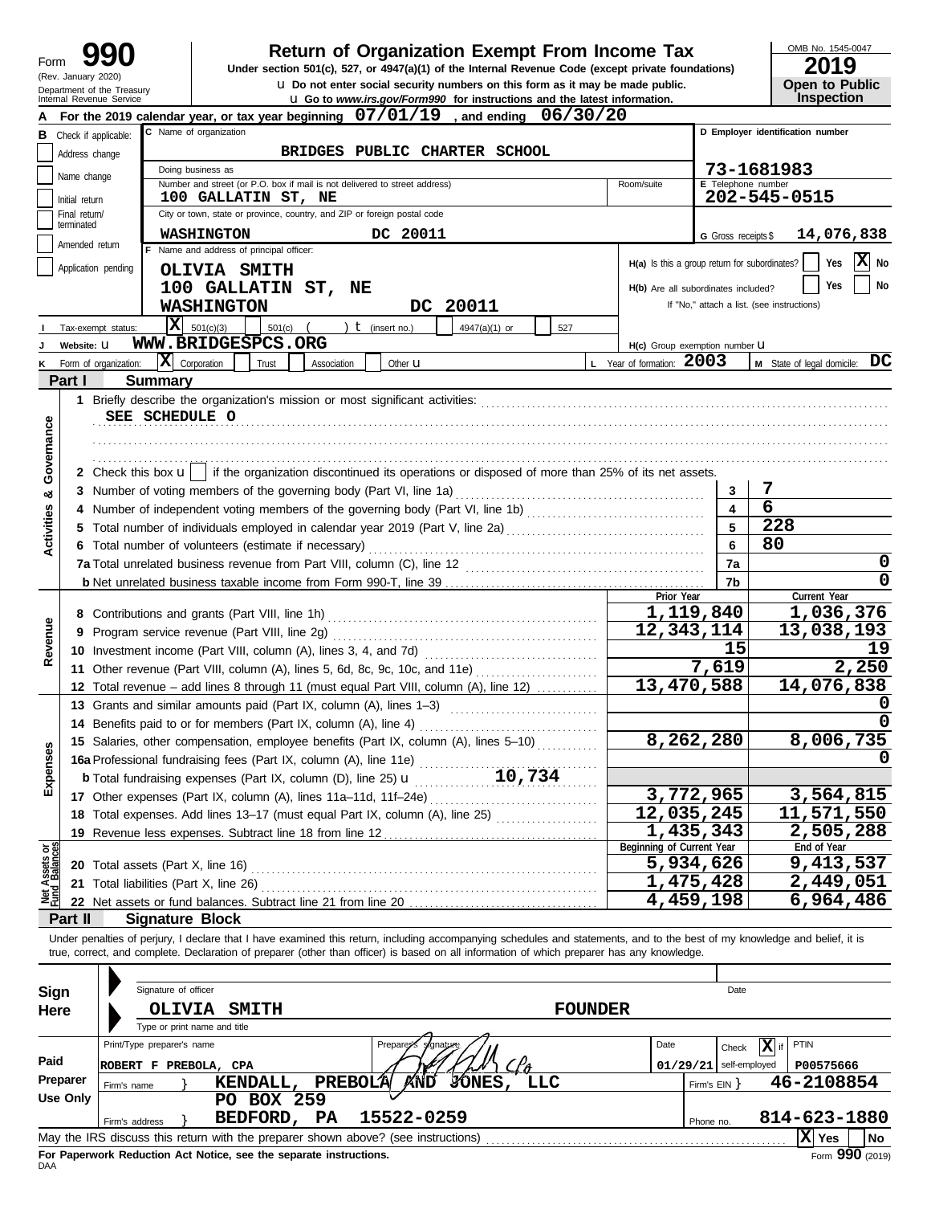Form **990** (Rev. January 2020) Department of the Treasury Internal Revenue Service

# Return of Organization Exempt From Income Tax

**Under section 501(c), 527, or 4947(a)(1) of the Internal Revenue Code (except private foundations)**

u Do not enter social security numbers on this form as it may be made public.

u Go to *www.irs.gov/Form990* for instructions and the latest information.

OMB No. 1545-0047 **2019** **Open to Public Inspection**

**A** For the 2019 calendar year, or tax year beginning 07/01/19, and ending 06/30/20

**B** Check if applicable: Address change / Name change / Initial return / Final return/terminated / Amended return / Application pending

**C** Name of organization: BRIDGES PUBLIC CHARTER SCHOOL

Doing business as

Number and street (or P.O. box if mail is not delivered to street address): 100 GALLATIN ST, NE — Room/suite

City or town, state or province, country, and ZIP or foreign postal code: WASHINGTON DC 20011

**D** Employer identification number: 73-1681983

**E** Telephone number: 202-545-0515

**G** Gross receipts $ 14,076,838

**F** Name and address of principal officer: OLIVIA SMITH, 100 GALLATIN ST, NE, WASHINGTON DC 20011

H(a) Is this a group return for subordinates? Yes [ ] No [X]

H(b) Are all subordinates included? Yes [ ] No [ ] If "No," attach a list. (see instructions)

**I** Tax-exempt status: [X] 501(c)(3) [ ] 501(c) ( ) t (insert no.) [ ] 4947(a)(1) or [ ] 527

**J** Website: u WWW.BRIDGESPCS.ORG

H(c) Group exemption number u

**K** Form of organization: [X] Corporation [ ] Trust [ ] Association [ ] Other u

**L** Year of formation: 2003 **M** State of legal domicile: DC

## Part I Summary

**Activities & Governance**

1 Briefly describe the organization's mission or most significant activities: SEE SCHEDULE O

2 Check this box u [ ] if the organization discontinued its operations or disposed of more than 25% of its net assets.

| | | Line | Value |
|---|---|---|---|
| 3 | Number of voting members of the governing body (Part VI, line 1a) | 3 | 7 |
| 4 | Number of independent voting members of the governing body (Part VI, line 1b) | 4 | 6 |
| 5 | Total number of individuals employed in calendar year 2019 (Part V, line 2a) | 5 | 228 |
| 6 | Total number of volunteers (estimate if necessary) | 6 | 80 |
| 7a | Total unrelated business revenue from Part VIII, column (C), line 12 | 7a | 0 |
| b | Net unrelated business taxable income from Form 990-T, line 39 | 7b | 0 |

| | | Prior Year | Current Year |
|---|---|---|---|
| **Revenue** | | | |
| 8 | Contributions and grants (Part VIII, line 1h) | 1,119,840 | 1,036,376 |
| 9 | Program service revenue (Part VIII, line 2g) | 12,343,114 | 13,038,193 |
| 10 | Investment income (Part VIII, column (A), lines 3, 4, and 7d) | 15 | 19 |
| 11 | Other revenue (Part VIII, column (A), lines 5, 6d, 8c, 9c, 10c, and 11e) | 7,619 | 2,250 |
| 12 | Total revenue – add lines 8 through 11 (must equal Part VIII, column (A), line 12) | 13,470,588 | 14,076,838 |
| **Expenses** | | | |
| 13 | Grants and similar amounts paid (Part IX, column (A), lines 1–3) | | 0 |
| 14 | Benefits paid to or for members (Part IX, column (A), line 4) | | 0 |
| 15 | Salaries, other compensation, employee benefits (Part IX, column (A), lines 5–10) | 8,262,280 | 8,006,735 |
| 16a | Professional fundraising fees (Part IX, column (A), line 11e) | | 0 |
| b | Total fundraising expenses (Part IX, column (D), line 25) u 10,734 | | |
| 17 | Other expenses (Part IX, column (A), lines 11a–11d, 11f–24e) | 3,772,965 | 3,564,815 |
| 18 | Total expenses. Add lines 13–17 (must equal Part IX, column (A), line 25) | 12,035,245 | 11,571,550 |
| 19 | Revenue less expenses. Subtract line 18 from line 12 | 1,435,343 | 2,505,288 |

| **Net Assets or Fund Balances** | | Beginning of Current Year | End of Year |
|---|---|---|---|
| 20 | Total assets (Part X, line 16) | 5,934,626 | 9,413,537 |
| 21 | Total liabilities (Part X, line 26) | 1,475,428 | 2,449,051 |
| 22 | Net assets or fund balances. Subtract line 21 from line 20 | 4,459,198 | 6,964,486 |

## Part II Signature Block

Under penalties of perjury, I declare that I have examined this return, including accompanying schedules and statements, and to the best of my knowledge and belief, it is true, correct, and complete. Declaration of preparer (other than officer) is based on all information of which preparer has any knowledge.

**Sign Here**

Signature of officer — Date

OLIVIA SMITH FOUNDER

Type or print name and title

**Paid Preparer Use Only**

| Print/Type preparer's name | Preparer's signature | Date | Check [X] if self-employed | PTIN |
|---|---|---|---|---|
| ROBERT F PREBOLA, CPA | | 01/29/21 | | P00575666 |

Firm's name } KENDALL, PREBOLA AND JONES, LLC — Firm's EIN } 46-2108854

Firm's address } PO BOX 259, BEDFORD, PA 15522-0259 — Phone no. 814-623-1880

May the IRS discuss this return with the preparer shown above? (see instructions) [X] Yes [ ] No

**For Paperwork Reduction Act Notice, see the separate instructions.**

DAA Form **990** (2019)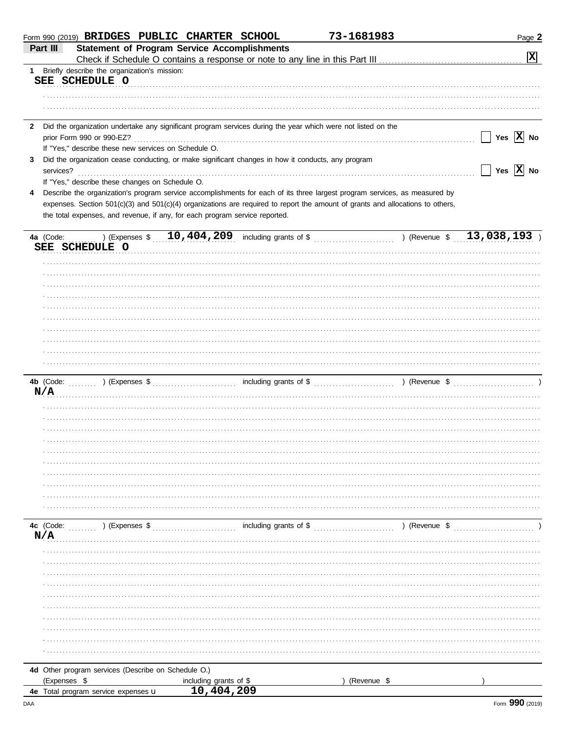Form 990 (2019) **BRIDGES PUBLIC CHARTER SCHOOL** **73-1681983** Page **2**

## Part III Statement of Program Service Accomplishments

Check if Schedule O contains a response or note to any line in this Part III ..... [X]

**1** Briefly describe the organization's mission:

SEE SCHEDULE O

**2** Did the organization undertake any significant program services during the year which were not listed on the prior Form 990 or 990-EZ? ..... [ ] Yes [X] No

If "Yes," describe these new services on Schedule O.

**3** Did the organization cease conducting, or make significant changes in how it conducts, any program services? ..... [ ] Yes [X] No

If "Yes," describe these changes on Schedule O.

**4** Describe the organization's program service accomplishments for each of its three largest program services, as measured by expenses. Section 501(c)(3) and 501(c)(4) organizations are required to report the amount of grants and allocations to others, the total expenses, and revenue, if any, for each program service reported.

**4a** (Code: ) (Expenses $ 10,404,209 including grants of $ ) (Revenue $ 13,038,193 )

SEE SCHEDULE O

**4b** (Code: ) (Expenses $ including grants of $ ) (Revenue $ )

N/A

**4c** (Code: ) (Expenses $ including grants of $ ) (Revenue $ )

N/A

**4d** Other program services (Describe on Schedule O.)

(Expenses $ including grants of $ ) (Revenue $ )

**4e** Total program service expenses ▶ 10,404,209

DAA Form **990** (2019)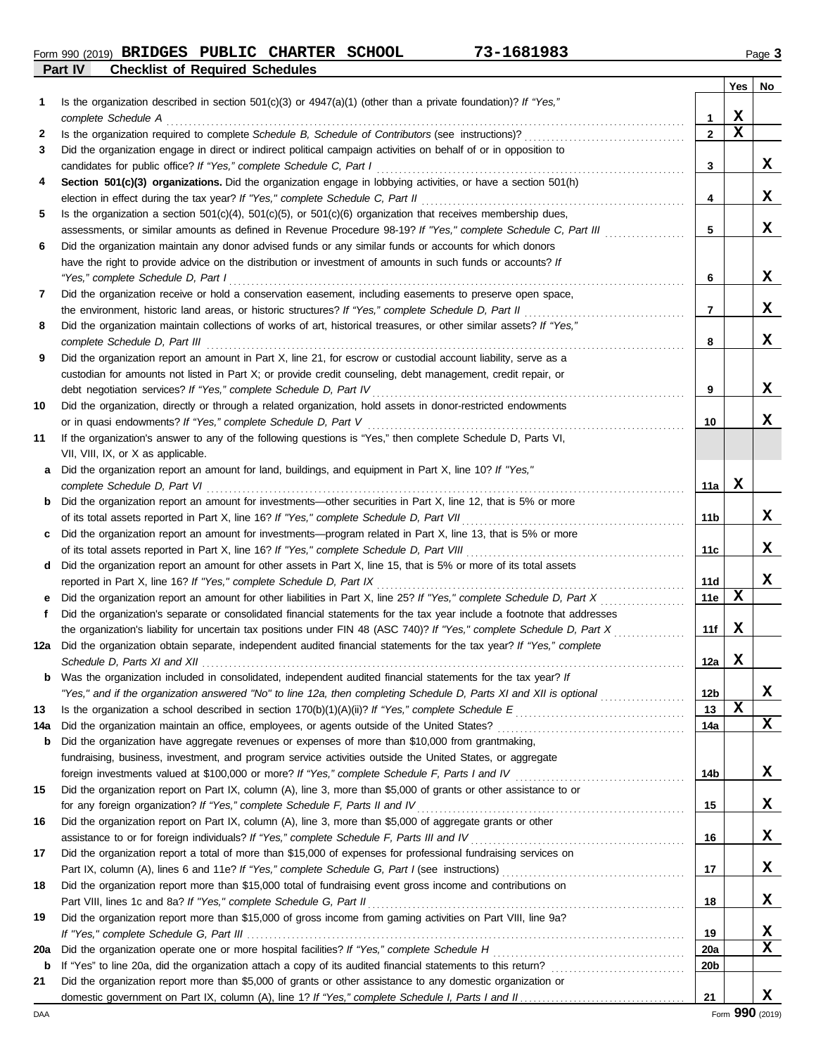Form 990 (2019) **BRIDGES PUBLIC CHARTER SCHOOL** **73-1681983** Page **3**

## Part IV Checklist of Required Schedules

| | | | Yes | No |
|---|---|---|---|---|
| **1** | Is the organization described in section 501(c)(3) or 4947(a)(1) (other than a private foundation)? *If "Yes," complete Schedule A* | 1 | X | |
| **2** | Is the organization required to complete *Schedule B, Schedule of Contributors* (see instructions)? | 2 | X | |
| **3** | Did the organization engage in direct or indirect political campaign activities on behalf of or in opposition to candidates for public office? *If "Yes," complete Schedule C, Part I* | 3 | | X |
| **4** | **Section 501(c)(3) organizations.** Did the organization engage in lobbying activities, or have a section 501(h) election in effect during the tax year? *If "Yes," complete Schedule C, Part II* | 4 | | X |
| **5** | Is the organization a section 501(c)(4), 501(c)(5), or 501(c)(6) organization that receives membership dues, assessments, or similar amounts as defined in Revenue Procedure 98-19? *If "Yes," complete Schedule C, Part III* | 5 | | X |
| **6** | Did the organization maintain any donor advised funds or any similar funds or accounts for which donors have the right to provide advice on the distribution or investment of amounts in such funds or accounts? *If "Yes," complete Schedule D, Part I* | 6 | | X |
| **7** | Did the organization receive or hold a conservation easement, including easements to preserve open space, the environment, historic land areas, or historic structures? *If "Yes," complete Schedule D, Part II* | 7 | | X |
| **8** | Did the organization maintain collections of works of art, historical treasures, or other similar assets? *If "Yes," complete Schedule D, Part III* | 8 | | X |
| **9** | Did the organization report an amount in Part X, line 21, for escrow or custodial account liability, serve as a custodian for amounts not listed in Part X; or provide credit counseling, debt management, credit repair, or debt negotiation services? *If "Yes," complete Schedule D, Part IV* | 9 | | X |
| **10** | Did the organization, directly or through a related organization, hold assets in donor-restricted endowments or in quasi endowments? *If "Yes," complete Schedule D, Part V* | 10 | | X |
| **11** | If the organization's answer to any of the following questions is "Yes," then complete Schedule D, Parts VI, VII, VIII, IX, or X as applicable. | | | |
| **a** | Did the organization report an amount for land, buildings, and equipment in Part X, line 10? *If "Yes," complete Schedule D, Part VI* | 11a | X | |
| **b** | Did the organization report an amount for investments—other securities in Part X, line 12, that is 5% or more of its total assets reported in Part X, line 16? *If "Yes," complete Schedule D, Part VII* | 11b | | X |
| **c** | Did the organization report an amount for investments—program related in Part X, line 13, that is 5% or more of its total assets reported in Part X, line 16? *If "Yes," complete Schedule D, Part VIII* | 11c | | X |
| **d** | Did the organization report an amount for other assets in Part X, line 15, that is 5% or more of its total assets reported in Part X, line 16? *If "Yes," complete Schedule D, Part IX* | 11d | | X |
| **e** | Did the organization report an amount for other liabilities in Part X, line 25? *If "Yes," complete Schedule D, Part X* | 11e | X | |
| **f** | Did the organization's separate or consolidated financial statements for the tax year include a footnote that addresses the organization's liability for uncertain tax positions under FIN 48 (ASC 740)? *If "Yes," complete Schedule D, Part X* | 11f | X | |
| **12a** | Did the organization obtain separate, independent audited financial statements for the tax year? *If "Yes," complete Schedule D, Parts XI and XII* | 12a | X | |
| **b** | Was the organization included in consolidated, independent audited financial statements for the tax year? *If "Yes," and if the organization answered "No" to line 12a, then completing Schedule D, Parts XI and XII is optional* | 12b | | X |
| **13** | Is the organization a school described in section 170(b)(1)(A)(ii)? *If "Yes," complete Schedule E* | 13 | X | |
| **14a** | Did the organization maintain an office, employees, or agents outside of the United States? | 14a | | X |
| **b** | Did the organization have aggregate revenues or expenses of more than $10,000 from grantmaking, fundraising, business, investment, and program service activities outside the United States, or aggregate foreign investments valued at $100,000 or more? *If "Yes," complete Schedule F, Parts I and IV* | 14b | | X |
| **15** | Did the organization report on Part IX, column (A), line 3, more than $5,000 of grants or other assistance to or for any foreign organization? *If "Yes," complete Schedule F, Parts II and IV* | 15 | | X |
| **16** | Did the organization report on Part IX, column (A), line 3, more than $5,000 of aggregate grants or other assistance to or for foreign individuals? *If "Yes," complete Schedule F, Parts III and IV* | 16 | | X |
| **17** | Did the organization report a total of more than $15,000 of expenses for professional fundraising services on Part IX, column (A), lines 6 and 11e? *If "Yes," complete Schedule G, Part I* (see instructions) | 17 | | X |
| **18** | Did the organization report more than $15,000 total of fundraising event gross income and contributions on Part VIII, lines 1c and 8a? *If "Yes," complete Schedule G, Part II* | 18 | | X |
| **19** | Did the organization report more than $15,000 of gross income from gaming activities on Part VIII, line 9a? *If "Yes," complete Schedule G, Part III* | 19 | | X |
| **20a** | Did the organization operate one or more hospital facilities? *If "Yes," complete Schedule H* | 20a | | X |
| **b** | If "Yes" to line 20a, did the organization attach a copy of its audited financial statements to this return? | 20b | | |
| **21** | Did the organization report more than $5,000 of grants or other assistance to any domestic organization or domestic government on Part IX, column (A), line 1? *If "Yes," complete Schedule I, Parts I and II* | 21 | | X |

DAA Form **990** (2019)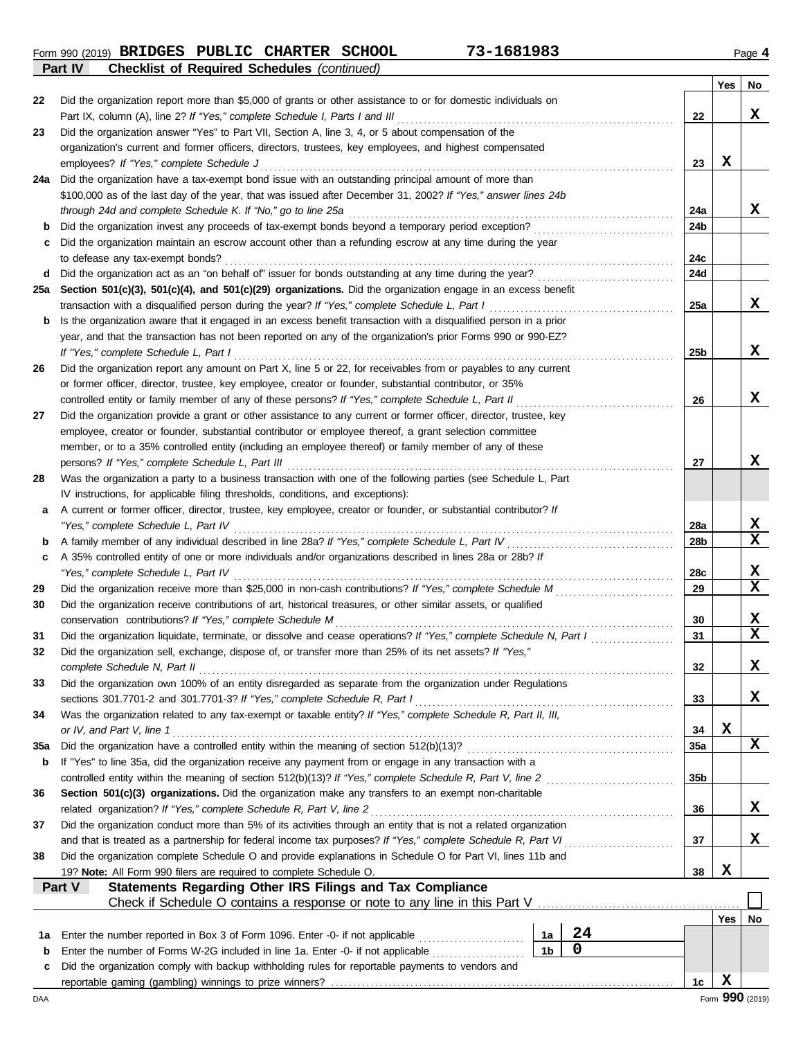Form 990 (2019) **BRIDGES PUBLIC CHARTER SCHOOL** **73-1681983** Page **4**

**Part IV** **Checklist of Required Schedules** *(continued)*

| | | | Yes | No |
|---|---|---|---|---|
| 22 | Did the organization report more than $5,000 of grants or other assistance to or for domestic individuals on Part IX, column (A), line 2? *If "Yes," complete Schedule I, Parts I and III* | 22 | | X |
| 23 | Did the organization answer "Yes" to Part VII, Section A, line 3, 4, or 5 about compensation of the organization's current and former officers, directors, trustees, key employees, and highest compensated employees? *If "Yes," complete Schedule J* | 23 | X | |
| 24a | Did the organization have a tax-exempt bond issue with an outstanding principal amount of more than $100,000 as of the last day of the year, that was issued after December 31, 2002? *If "Yes," answer lines 24b through 24d and complete Schedule K. If "No," go to line 25a* | 24a | | X |
| b | Did the organization invest any proceeds of tax-exempt bonds beyond a temporary period exception? | 24b | | |
| c | Did the organization maintain an escrow account other than a refunding escrow at any time during the year to defease any tax-exempt bonds? | 24c | | |
| d | Did the organization act as an "on behalf of" issuer for bonds outstanding at any time during the year? | 24d | | |
| 25a | **Section 501(c)(3), 501(c)(4), and 501(c)(29) organizations.** Did the organization engage in an excess benefit transaction with a disqualified person during the year? *If "Yes," complete Schedule L, Part I* | 25a | | X |
| b | Is the organization aware that it engaged in an excess benefit transaction with a disqualified person in a prior year, and that the transaction has not been reported on any of the organization's prior Forms 990 or 990-EZ? *If "Yes," complete Schedule L, Part I* | 25b | | X |
| 26 | Did the organization report any amount on Part X, line 5 or 22, for receivables from or payables to any current or former officer, director, trustee, key employee, creator or founder, substantial contributor, or 35% controlled entity or family member of any of these persons? *If "Yes," complete Schedule L, Part II* | 26 | | X |
| 27 | Did the organization provide a grant or other assistance to any current or former officer, director, trustee, key employee, creator or founder, substantial contributor or employee thereof, a grant selection committee member, or to a 35% controlled entity (including an employee thereof) or family member of any of these persons? *If "Yes," complete Schedule L, Part III* | 27 | | X |
| 28 | Was the organization a party to a business transaction with one of the following parties (see Schedule L, Part IV instructions, for applicable filing thresholds, conditions, and exceptions): | | | |
| a | A current or former officer, director, trustee, key employee, creator or founder, or substantial contributor? *If "Yes," complete Schedule L, Part IV* | 28a | | X |
| b | A family member of any individual described in line 28a? *If "Yes," complete Schedule L, Part IV* | 28b | | X |
| c | A 35% controlled entity of one or more individuals and/or organizations described in lines 28a or 28b? *If "Yes," complete Schedule L, Part IV* | 28c | | X |
| 29 | Did the organization receive more than $25,000 in non-cash contributions? *If "Yes," complete Schedule M* | 29 | | X |
| 30 | Did the organization receive contributions of art, historical treasures, or other similar assets, or qualified conservation contributions? *If "Yes," complete Schedule M* | 30 | | X |
| 31 | Did the organization liquidate, terminate, or dissolve and cease operations? *If "Yes," complete Schedule N, Part I* | 31 | | X |
| 32 | Did the organization sell, exchange, dispose of, or transfer more than 25% of its net assets? *If "Yes," complete Schedule N, Part II* | 32 | | X |
| 33 | Did the organization own 100% of an entity disregarded as separate from the organization under Regulations sections 301.7701-2 and 301.7701-3? *If "Yes," complete Schedule R, Part I* | 33 | | X |
| 34 | Was the organization related to any tax-exempt or taxable entity? *If "Yes," complete Schedule R, Part II, III, or IV, and Part V, line 1* | 34 | X | |
| 35a | Did the organization have a controlled entity within the meaning of section 512(b)(13)? | 35a | | X |
| b | If "Yes" to line 35a, did the organization receive any payment from or engage in any transaction with a controlled entity within the meaning of section 512(b)(13)? *If "Yes," complete Schedule R, Part V, line 2* | 35b | | |
| 36 | **Section 501(c)(3) organizations.** Did the organization make any transfers to an exempt non-charitable related organization? *If "Yes," complete Schedule R, Part V, line 2* | 36 | | X |
| 37 | Did the organization conduct more than 5% of its activities through an entity that is not a related organization and that is treated as a partnership for federal income tax purposes? *If "Yes," complete Schedule R, Part VI* | 37 | | X |
| 38 | Did the organization complete Schedule O and provide explanations in Schedule O for Part VI, lines 11b and 19? **Note:** All Form 990 filers are required to complete Schedule O. | 38 | X | |

**Part V** **Statements Regarding Other IRS Filings and Tax Compliance**

Check if Schedule O contains a response or note to any line in this Part V ☐

| | | | | | Yes | No |
|---|---|---|---|---|---|---|
| 1a | Enter the number reported in Box 3 of Form 1096. Enter -0- if not applicable | 1a | 24 | | | |
| b | Enter the number of Forms W-2G included in line 1a. Enter -0- if not applicable | 1b | 0 | | | |
| c | Did the organization comply with backup withholding rules for reportable payments to vendors and reportable gaming (gambling) winnings to prize winners? | | | 1c | X | |

DAA Form **990** (2019)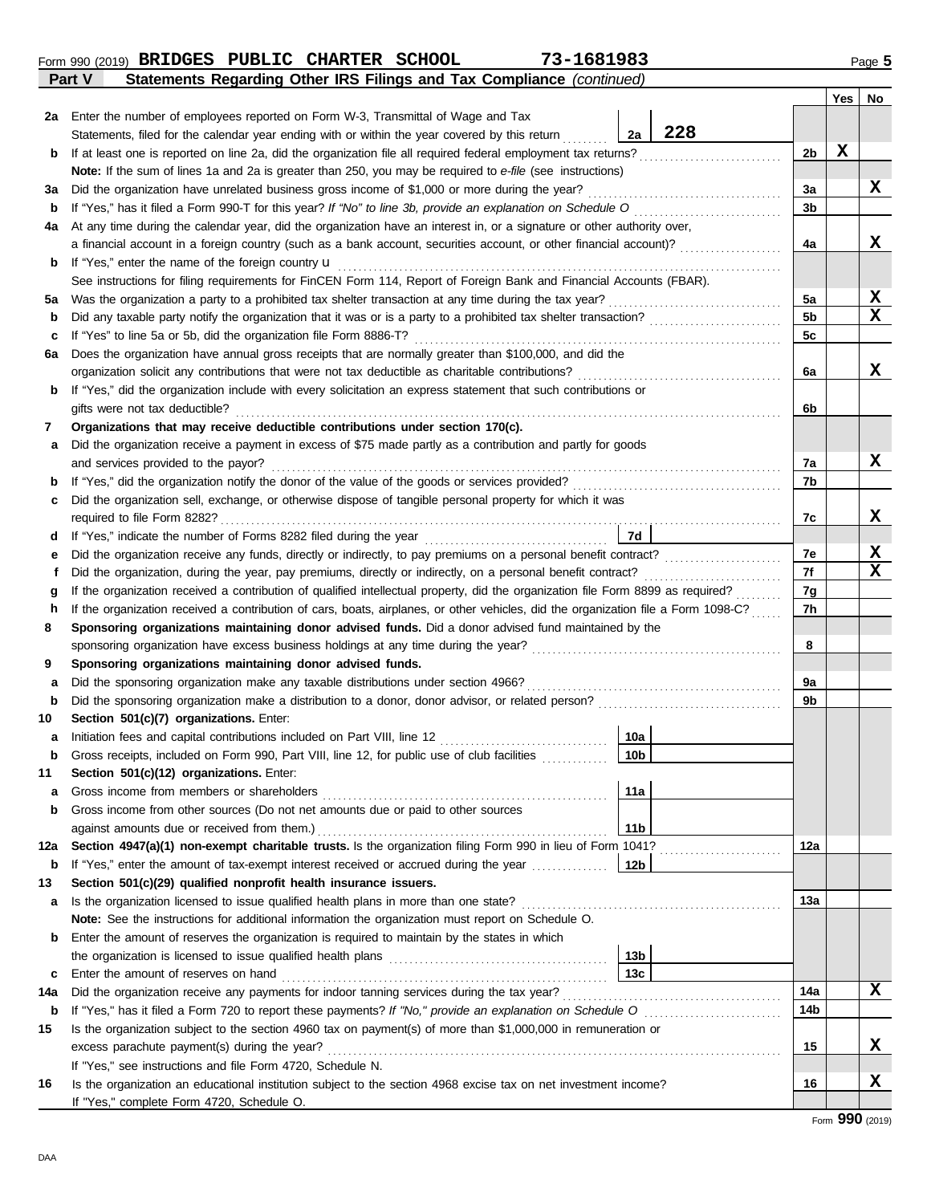Form 990 (2019) **BRIDGES PUBLIC CHARTER SCHOOL** **73-1681983** Page **5**

**Part V** **Statements Regarding Other IRS Filings and Tax Compliance** *(continued)*

| | | | | | Yes | No |
|---|---|---|---|---|---|---|
| **2a** | Enter the number of employees reported on Form W-3, Transmittal of Wage and Tax Statements, filed for the calendar year ending with or within the year covered by this return | 2a | 228 | | | |
| **b** | If at least one is reported on line 2a, did the organization file all required federal employment tax returns? | | | 2b | X | |
| | **Note:** If the sum of lines 1a and 2a is greater than 250, you may be required to *e-file* (see instructions) | | | | | |
| **3a** | Did the organization have unrelated business gross income of $1,000 or more during the year? | | | 3a | | X |
| **b** | If "Yes," has it filed a Form 990-T for this year? *If "No" to line 3b, provide an explanation on Schedule O* | | | 3b | | |
| **4a** | At any time during the calendar year, did the organization have an interest in, or a signature or other authority over, a financial account in a foreign country (such as a bank account, securities account, or other financial account)? | | | 4a | | X |
| **b** | If "Yes," enter the name of the foreign country u | | | | | |
| | See instructions for filing requirements for FinCEN Form 114, Report of Foreign Bank and Financial Accounts (FBAR). | | | | | |
| **5a** | Was the organization a party to a prohibited tax shelter transaction at any time during the tax year? | | | 5a | | X |
| **b** | Did any taxable party notify the organization that it was or is a party to a prohibited tax shelter transaction? | | | 5b | | X |
| **c** | If "Yes" to line 5a or 5b, did the organization file Form 8886-T? | | | 5c | | |
| **6a** | Does the organization have annual gross receipts that are normally greater than $100,000, and did the organization solicit any contributions that were not tax deductible as charitable contributions? | | | 6a | | X |
| **b** | If "Yes," did the organization include with every solicitation an express statement that such contributions or gifts were not tax deductible? | | | 6b | | |
| **7** | **Organizations that may receive deductible contributions under section 170(c).** | | | | | |
| **a** | Did the organization receive a payment in excess of $75 made partly as a contribution and partly for goods and services provided to the payor? | | | 7a | | X |
| **b** | If "Yes," did the organization notify the donor of the value of the goods or services provided? | | | 7b | | |
| **c** | Did the organization sell, exchange, or otherwise dispose of tangible personal property for which it was required to file Form 8282? | | | 7c | | X |
| **d** | If "Yes," indicate the number of Forms 8282 filed during the year | 7d | | | | |
| **e** | Did the organization receive any funds, directly or indirectly, to pay premiums on a personal benefit contract? | | | 7e | | X |
| **f** | Did the organization, during the year, pay premiums, directly or indirectly, on a personal benefit contract? | | | 7f | | X |
| **g** | If the organization received a contribution of qualified intellectual property, did the organization file Form 8899 as required? | | | 7g | | |
| **h** | If the organization received a contribution of cars, boats, airplanes, or other vehicles, did the organization file a Form 1098-C? | | | 7h | | |
| **8** | **Sponsoring organizations maintaining donor advised funds.** Did a donor advised fund maintained by the sponsoring organization have excess business holdings at any time during the year? | | | 8 | | |
| **9** | **Sponsoring organizations maintaining donor advised funds.** | | | | | |
| **a** | Did the sponsoring organization make any taxable distributions under section 4966? | | | 9a | | |
| **b** | Did the sponsoring organization make a distribution to a donor, donor advisor, or related person? | | | 9b | | |
| **10** | **Section 501(c)(7) organizations.** Enter: | | | | | |
| **a** | Initiation fees and capital contributions included on Part VIII, line 12 | 10a | | | | |
| **b** | Gross receipts, included on Form 990, Part VIII, line 12, for public use of club facilities | 10b | | | | |
| **11** | **Section 501(c)(12) organizations.** Enter: | | | | | |
| **a** | Gross income from members or shareholders | 11a | | | | |
| **b** | Gross income from other sources (Do not net amounts due or paid to other sources against amounts due or received from them.) | 11b | | | | |
| **12a** | **Section 4947(a)(1) non-exempt charitable trusts.** Is the organization filing Form 990 in lieu of Form 1041? | | | 12a | | |
| **b** | If "Yes," enter the amount of tax-exempt interest received or accrued during the year | 12b | | | | |
| **13** | **Section 501(c)(29) qualified nonprofit health insurance issuers.** | | | | | |
| **a** | Is the organization licensed to issue qualified health plans in more than one state? | | | 13a | | |
| | **Note:** See the instructions for additional information the organization must report on Schedule O. | | | | | |
| **b** | Enter the amount of reserves the organization is required to maintain by the states in which the organization is licensed to issue qualified health plans | 13b | | | | |
| **c** | Enter the amount of reserves on hand | 13c | | | | |
| **14a** | Did the organization receive any payments for indoor tanning services during the tax year? | | | 14a | | X |
| **b** | If "Yes," has it filed a Form 720 to report these payments? *If "No," provide an explanation on Schedule O* | | | 14b | | |
| **15** | Is the organization subject to the section 4960 tax on payment(s) of more than $1,000,000 in remuneration or excess parachute payment(s) during the year? | | | 15 | | X |
| | If "Yes," see instructions and file Form 4720, Schedule N. | | | | | |
| **16** | Is the organization an educational institution subject to the section 4968 excise tax on net investment income? | | | 16 | | X |
| | If "Yes," complete Form 4720, Schedule O. | | | | | |

Form **990** (2019)

DAA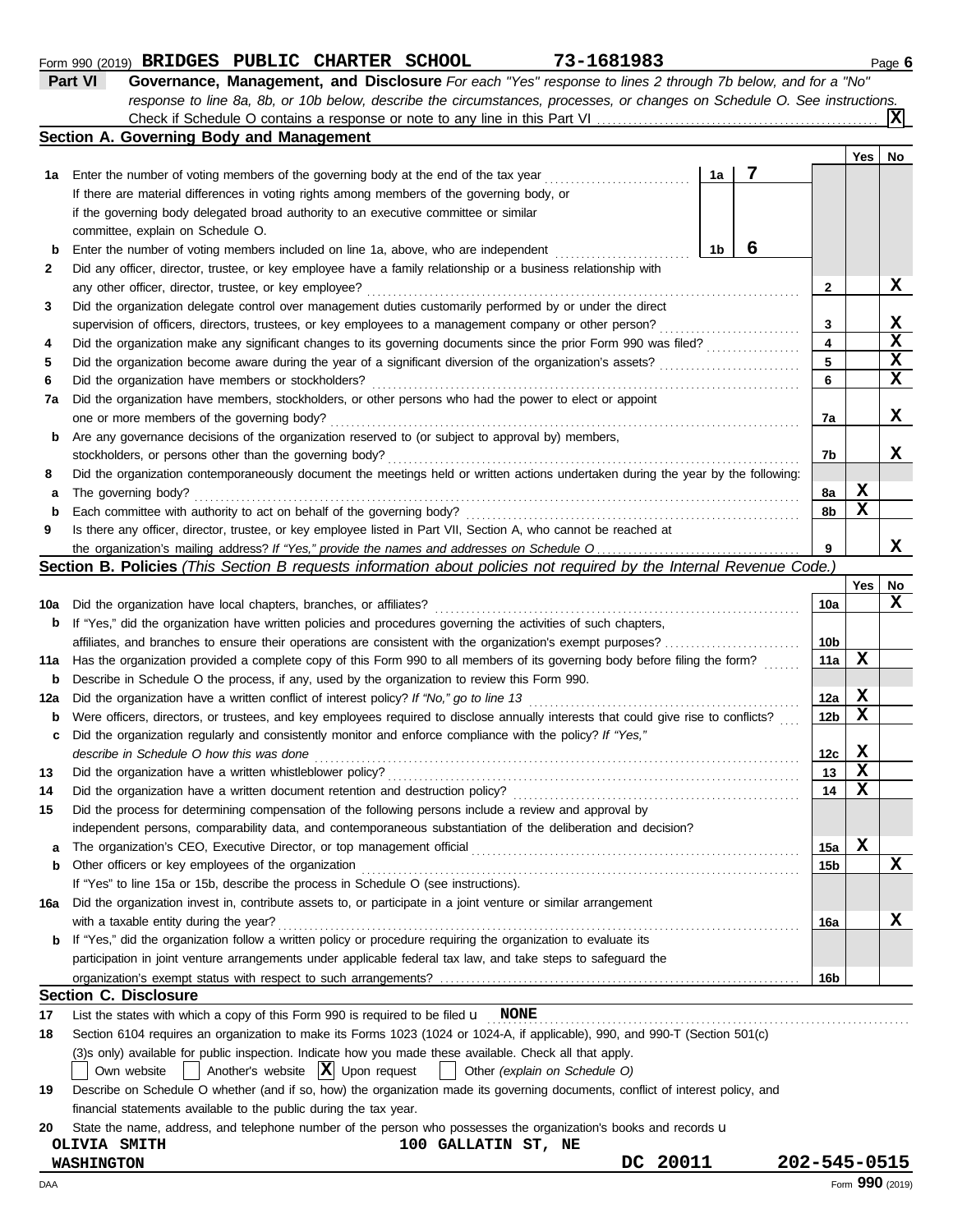Form 990 (2019) **BRIDGES PUBLIC CHARTER SCHOOL** **73-1681983** Page **6**

## Part VI Governance, Management, and Disclosure

*For each "Yes" response to lines 2 through 7b below, and for a "No" response to line 8a, 8b, or 10b below, describe the circumstances, processes, or changes on Schedule O. See instructions.*

Check if Schedule O contains a response or note to any line in this Part VI .......... [X]

### Section A. Governing Body and Management

| | | | | Yes | No |
|---|---|---|---|---|---|
| **1a** | Enter the number of voting members of the governing body at the end of the tax year ........ **1a** | 7 | | | |
| | If there are material differences in voting rights among members of the governing body, or if the governing body delegated broad authority to an executive committee or similar committee, explain on Schedule O. | | | | |
| **b** | Enter the number of voting members included on line 1a, above, who are independent ........ **1b** | 6 | | | |
| **2** | Did any officer, director, trustee, or key employee have a family relationship or a business relationship with any other officer, director, trustee, or key employee? | | 2 | | X |
| **3** | Did the organization delegate control over management duties customarily performed by or under the direct supervision of officers, directors, trustees, or key employees to a management company or other person? | | 3 | | X |
| **4** | Did the organization make any significant changes to its governing documents since the prior Form 990 was filed? | | 4 | | X |
| **5** | Did the organization become aware during the year of a significant diversion of the organization's assets? | | 5 | | X |
| **6** | Did the organization have members or stockholders? | | 6 | | X |
| **7a** | Did the organization have members, stockholders, or other persons who had the power to elect or appoint one or more members of the governing body? | | 7a | | X |
| **b** | Are any governance decisions of the organization reserved to (or subject to approval by) members, stockholders, or persons other than the governing body? | | 7b | | X |
| **8** | Did the organization contemporaneously document the meetings held or written actions undertaken during the year by the following: | | | | |
| **a** | The governing body? | | 8a | X | |
| **b** | Each committee with authority to act on behalf of the governing body? | | 8b | X | |
| **9** | Is there any officer, director, trustee, or key employee listed in Part VII, Section A, who cannot be reached at the organization's mailing address? *If "Yes," provide the names and addresses on Schedule O* | | 9 | | X |

### Section B. Policies *(This Section B requests information about policies not required by the Internal Revenue Code.)*

| | | | Yes | No |
|---|---|---|---|---|
| **10a** | Did the organization have local chapters, branches, or affiliates? | 10a | | X |
| **b** | If "Yes," did the organization have written policies and procedures governing the activities of such chapters, affiliates, and branches to ensure their operations are consistent with the organization's exempt purposes? | 10b | | |
| **11a** | Has the organization provided a complete copy of this Form 990 to all members of its governing body before filing the form? | 11a | X | |
| **b** | Describe in Schedule O the process, if any, used by the organization to review this Form 990. | | | |
| **12a** | Did the organization have a written conflict of interest policy? *If "No," go to line 13* | 12a | X | |
| **b** | Were officers, directors, or trustees, and key employees required to disclose annually interests that could give rise to conflicts? | 12b | X | |
| **c** | Did the organization regularly and consistently monitor and enforce compliance with the policy? *If "Yes," describe in Schedule O how this was done* | 12c | X | |
| **13** | Did the organization have a written whistleblower policy? | 13 | X | |
| **14** | Did the organization have a written document retention and destruction policy? | 14 | X | |
| **15** | Did the process for determining compensation of the following persons include a review and approval by independent persons, comparability data, and contemporaneous substantiation of the deliberation and decision? | | | |
| **a** | The organization's CEO, Executive Director, or top management official | 15a | X | |
| **b** | Other officers or key employees of the organization | 15b | | X |
| | If "Yes" to line 15a or 15b, describe the process in Schedule O (see instructions). | | | |
| **16a** | Did the organization invest in, contribute assets to, or participate in a joint venture or similar arrangement with a taxable entity during the year? | 16a | | X |
| **b** | If "Yes," did the organization follow a written policy or procedure requiring the organization to evaluate its participation in joint venture arrangements under applicable federal tax law, and take steps to safeguard the organization's exempt status with respect to such arrangements? | 16b | | |

### Section C. Disclosure

**17** List the states with which a copy of this Form 990 is required to be filed u **NONE**

**18** Section 6104 requires an organization to make its Forms 1023 (1024 or 1024-A, if applicable), 990, and 990-T (Section 501(c)(3)s only) available for public inspection. Indicate how you made these available. Check all that apply.

[ ] Own website [ ] Another's website [X] Upon request [ ] Other *(explain on Schedule O)*

**19** Describe on Schedule O whether (and if so, how) the organization made its governing documents, conflict of interest policy, and financial statements available to the public during the tax year.

**20** State the name, address, and telephone number of the person who possesses the organization's books and records u

OLIVIA SMITH 100 GALLATIN ST, NE
WASHINGTON DC 20011 202-545-0515

Form **990** (2019)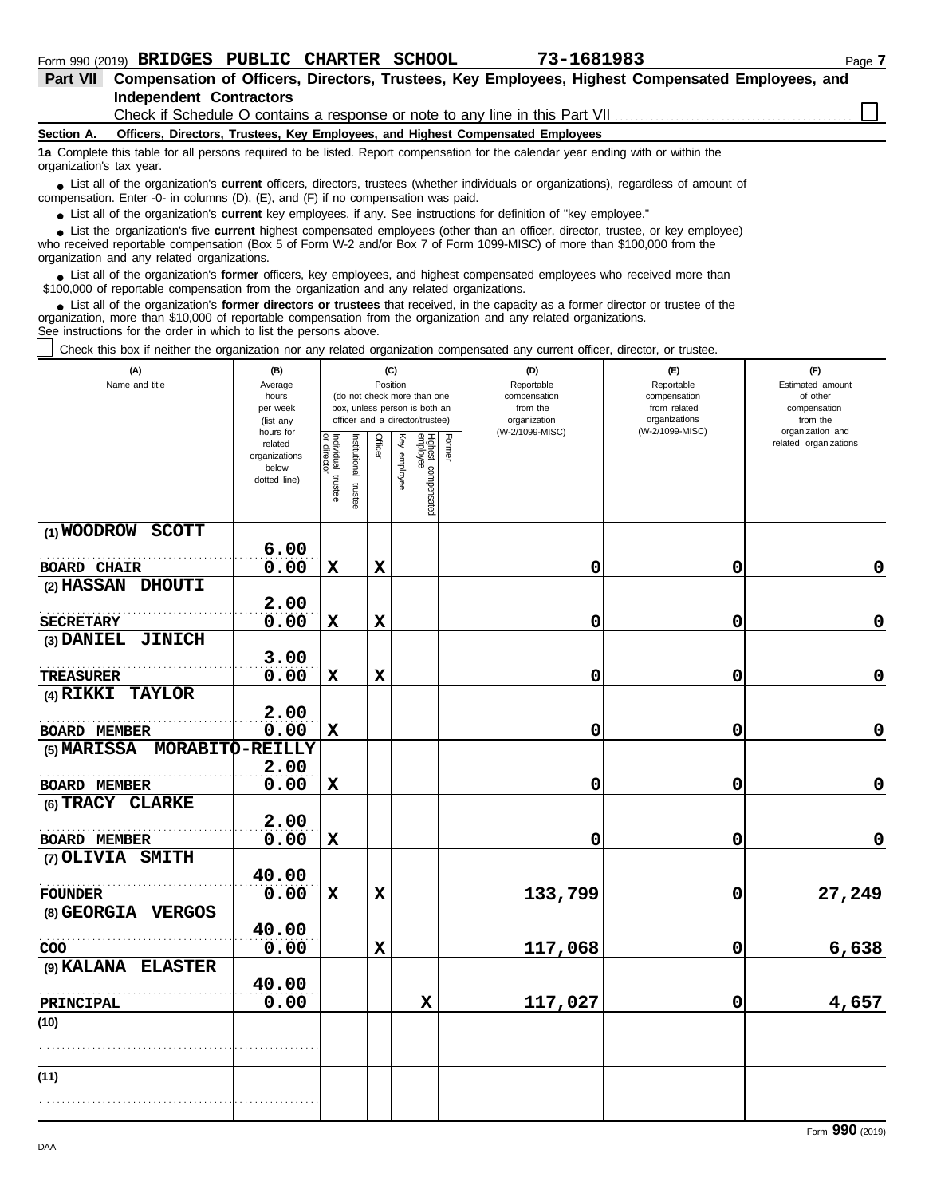Form 990 (2019) **BRIDGES PUBLIC CHARTER SCHOOL** **73-1681983** Page **7**

## Part VII Compensation of Officers, Directors, Trustees, Key Employees, Highest Compensated Employees, and Independent Contractors

Check if Schedule O contains a response or note to any line in this Part VII ☐

### Section A. Officers, Directors, Trustees, Key Employees, and Highest Compensated Employees

**1a** Complete this table for all persons required to be listed. Report compensation for the calendar year ending with or within the organization's tax year.

- List all of the organization's **current** officers, directors, trustees (whether individuals or organizations), regardless of amount of compensation. Enter -0- in columns (D), (E), and (F) if no compensation was paid.
- List all of the organization's **current** key employees, if any. See instructions for definition of "key employee."
- List the organization's five **current** highest compensated employees (other than an officer, director, trustee, or key employee) who received reportable compensation (Box 5 of Form W-2 and/or Box 7 of Form 1099-MISC) of more than $100,000 from the organization and any related organizations.
- List all of the organization's **former** officers, key employees, and highest compensated employees who received more than $100,000 of reportable compensation from the organization and any related organizations.
- List all of the organization's **former directors or trustees** that received, in the capacity as a former director or trustee of the organization, more than $10,000 of reportable compensation from the organization and any related organizations.

See instructions for the order in which to list the persons above.

☐ Check this box if neither the organization nor any related organization compensated any current officer, director, or trustee.

| (A) Name and title | (B) Average hours per week (list any hours for related organizations below dotted line) | (C) Position: Individual trustee or director | Institutional trustee | Officer | Key employee | Highest compensated employee | Former | (D) Reportable compensation from the organization (W-2/1099-MISC) | (E) Reportable compensation from related organizations (W-2/1099-MISC) | (F) Estimated amount of other compensation from the organization and related organizations |
|---|---|---|---|---|---|---|---|---|---|---|
| (1) WOODROW SCOTT<br>BOARD CHAIR | 6.00<br>0.00 | X | | X | | | | 0 | 0 | 0 |
| (2) HASSAN DHOUTI<br>SECRETARY | 2.00<br>0.00 | X | | X | | | | 0 | 0 | 0 |
| (3) DANIEL JINICH<br>TREASURER | 3.00<br>0.00 | X | | X | | | | 0 | 0 | 0 |
| (4) RIKKI TAYLOR<br>BOARD MEMBER | 2.00<br>0.00 | X | | | | | | 0 | 0 | 0 |
| (5) MARISSA MORABITO-REILLY<br>BOARD MEMBER | 2.00<br>0.00 | X | | | | | | 0 | 0 | 0 |
| (6) TRACY CLARKE<br>BOARD MEMBER | 2.00<br>0.00 | X | | | | | | 0 | 0 | 0 |
| (7) OLIVIA SMITH<br>FOUNDER | 40.00<br>0.00 | X | | X | | | | 133,799 | 0 | 27,249 |
| (8) GEORGIA VERGOS<br>COO | 40.00<br>0.00 | | | X | | | | 117,068 | 0 | 6,638 |
| (9) KALANA ELASTER<br>PRINCIPAL | 40.00<br>0.00 | | | | | X | | 117,027 | 0 | 4,657 |
| (10) | | | | | | | | | | |
| (11) | | | | | | | | | | |

Form **990** (2019)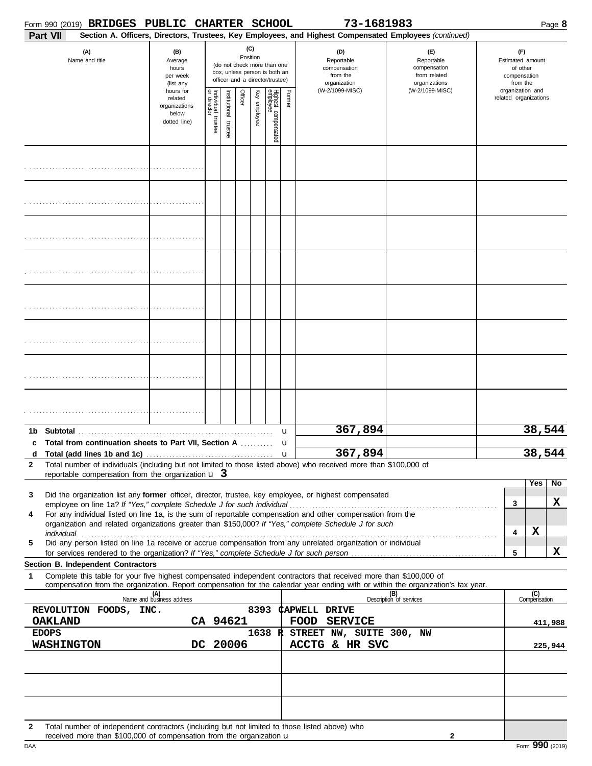Form 990 (2019) **BRIDGES PUBLIC CHARTER SCHOOL** **73-1681983** Page **8**

**Part VII** **Section A. Officers, Directors, Trustees, Key Employees, and Highest Compensated Employees** *(continued)*

| (A) Name and title | (B) Average hours per week (list any hours for related organizations below dotted line) | (C) Position (do not check more than one box, unless person is both an officer and a director/trustee): Individual trustee or director | Institutional trustee | Officer | Key employee | Highest compensated employee | Former | (D) Reportable compensation from the organization (W-2/1099-MISC) | (E) Reportable compensation from related organizations (W-2/1099-MISC) | (F) Estimated amount of other compensation from the organization and related organizations |
|---|---|---|---|---|---|---|---|---|---|---|
| | | | | | | | | | | |
| | | | | | | | | | | |
| | | | | | | | | | | |
| | | | | | | | | | | |
| | | | | | | | | | | |
| | | | | | | | | | | |
| | | | | | | | | | | |
| | | | | | | | | | | |

| | | (D) | (E) | (F) |
|---|---|---|---|---|
| **1b** | **Subtotal** | 367,894 | | 38,544 |
| **c** | **Total from continuation sheets to Part VII, Section A** | | | |
| **d** | **Total (add lines 1b and 1c)** | 367,894 | | 38,544 |

**2** Total number of individuals (including but not limited to those listed above) who received more than $100,000 of reportable compensation from the organization **3**

| | | | Yes | No |
|---|---|---|---|---|
| **3** | Did the organization list any **former** officer, director, trustee, key employee, or highest compensated employee on line 1a? *If "Yes," complete Schedule J for such individual* | 3 | | X |
| **4** | For any individual listed on line 1a, is the sum of reportable compensation and other compensation from the organization and related organizations greater than $150,000? *If "Yes," complete Schedule J for such individual* | 4 | X | |
| **5** | Did any person listed on line 1a receive or accrue compensation from any unrelated organization or individual for services rendered to the organization? *If "Yes," complete Schedule J for such person* | 5 | | X |

**Section B. Independent Contractors**

**1** Complete this table for your five highest compensated independent contractors that received more than $100,000 of compensation from the organization. Report compensation for the calendar year ending with or within the organization's tax year.

| (A) Name and business address | (B) Description of services | (C) Compensation |
|---|---|---|
| REVOLUTION FOODS, INC. 8393 CAPWELL DRIVE OAKLAND CA 94621 | FOOD SERVICE | 411,988 |
| EDOPS 1638 R STREET NW, SUITE 300, NW WASHINGTON DC 20006 | ACCTG & HR SVC | 225,944 |
| | | |
| | | |
| | | |

**2** Total number of independent contractors (including but not limited to those listed above) who received more than $100,000 of compensation from the organization **2**

DAA Form **990** (2019)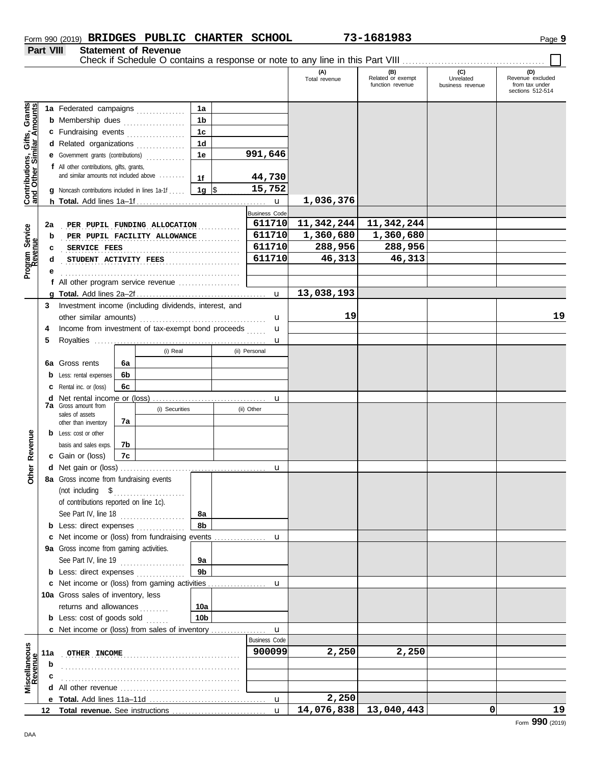Form 990 (2019) **BRIDGES PUBLIC CHARTER SCHOOL** **73-1681983** Page **9**

## Part VIII Statement of Revenue

Check if Schedule O contains a response or note to any line in this Part VIII ☐

| | | | (A) Total revenue | (B) Related or exempt function revenue | (C) Unrelated business revenue | (D) Revenue excluded from tax under sections 512-514 |
|---|---|---|---|---|---|---|
| **Contributions, Gifts, Grants and Other Similar Amounts** | 1a Federated campaigns | 1a | | | | |
| | b Membership dues | 1b | | | | |
| | c Fundraising events | 1c | | | | |
| | d Related organizations | 1d | | | | |
| | e Government grants (contributions) | 1e 991,646 | | | | |
| | f All other contributions, gifts, grants, and similar amounts not included above | 1f 44,730 | | | | |
| | g Noncash contributions included in lines 1a-1f | 1g $ 15,752 | | | | |
| | h **Total.** Add lines 1a–1f | | 1,036,376 | | | |
| | | Business Code | | | | |
| **Program Service Revenue** | 2a PER PUPIL FUNDING ALLOCATION | 611710 | 11,342,244 | 11,342,244 | | |
| | b PER PUPIL FACILITY ALLOWANCE | 611710 | 1,360,680 | 1,360,680 | | |
| | c SERVICE FEES | 611710 | 288,956 | 288,956 | | |
| | d STUDENT ACTIVITY FEES | 611710 | 46,313 | 46,313 | | |
| | e | | | | | |
| | f All other program service revenue | | | | | |
| | g **Total.** Add lines 2a–2f | | 13,038,193 | | | |
| **Other Revenue** | 3 Investment income (including dividends, interest, and other similar amounts) | | 19 | | | 19 |
| | 4 Income from investment of tax-exempt bond proceeds | | | | | |
| | 5 Royalties | | | | | |
| | | (i) Real / (ii) Personal | | | | |
| | 6a Gross rents | 6a | | | | |
| | b Less: rental expenses | 6b | | | | |
| | c Rental inc. or (loss) | 6c | | | | |
| | d Net rental income or (loss) | | | | | |
| | 7a Gross amount from sales of assets other than inventory | (i) Securities / (ii) Other 7a | | | | |
| | b Less: cost or other basis and sales exps. | 7b | | | | |
| | c Gain or (loss) | 7c | | | | |
| | d Net gain or (loss) | | | | | |
| | 8a Gross income from fundraising events (not including $ of contributions reported on line 1c). See Part IV, line 18 | 8a | | | | |
| | b Less: direct expenses | 8b | | | | |
| | c Net income or (loss) from fundraising events | | | | | |
| | 9a Gross income from gaming activities. See Part IV, line 19 | 9a | | | | |
| | b Less: direct expenses | 9b | | | | |
| | c Net income or (loss) from gaming activities | | | | | |
| | 10a Gross sales of inventory, less returns and allowances | 10a | | | | |
| | b Less: cost of goods sold | 10b | | | | |
| | c Net income or (loss) from sales of inventory | | | | | |
| | | Business Code | | | | |
| **Miscellaneous Revenue** | 11a OTHER INCOME | 900099 | 2,250 | 2,250 | | |
| | b | | | | | |
| | c | | | | | |
| | d All other revenue | | | | | |
| | e **Total.** Add lines 11a–11d | | 2,250 | | | |
| | 12 **Total revenue.** See instructions | | 14,076,838 | 13,040,443 | 0 | 19 |

Form **990** (2019)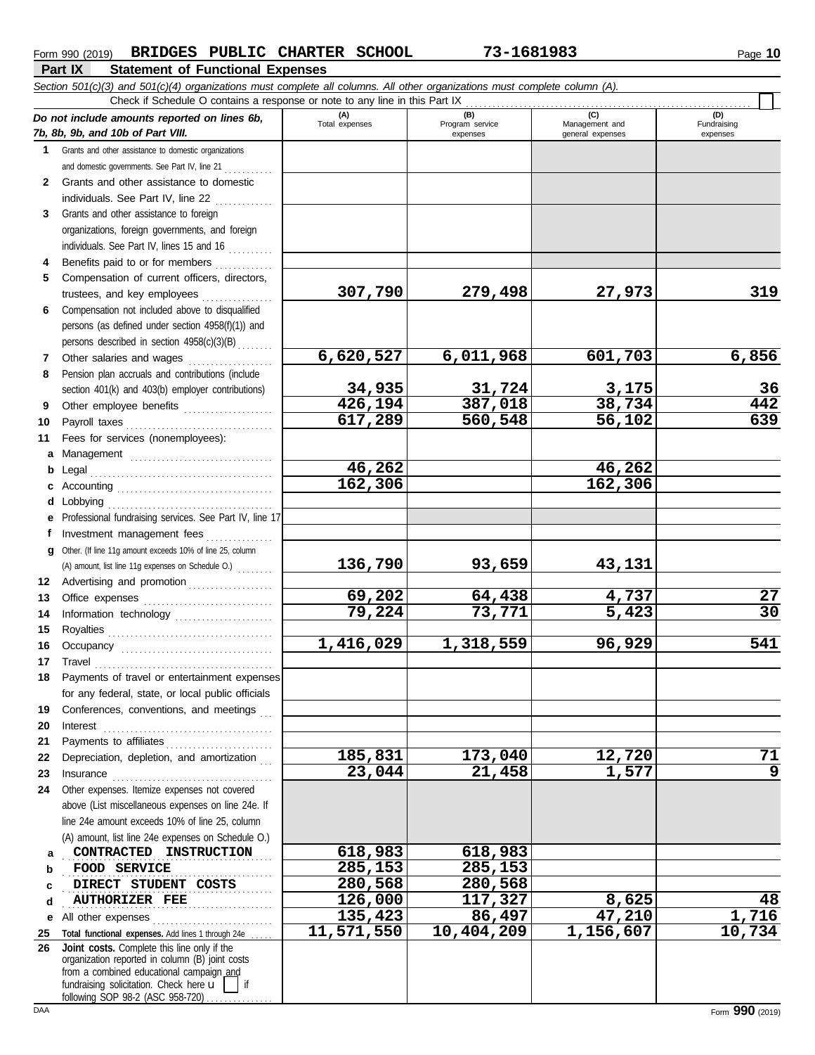Form 990 (2019) **BRIDGES PUBLIC CHARTER SCHOOL** **73-1681983** Page **10**

## Part IX Statement of Functional Expenses

*Section 501(c)(3) and 501(c)(4) organizations must complete all columns. All other organizations must complete column (A).*

Check if Schedule O contains a response or note to any line in this Part IX . . . . . . ☐

| *Do not include amounts reported on lines 6b, 7b, 8b, 9b, and 10b of Part VIII.* | (A) Total expenses | (B) Program service expenses | (C) Management and general expenses | (D) Fundraising expenses |
|---|---|---|---|---|
| **1** Grants and other assistance to domestic organizations and domestic governments. See Part IV, line 21 | | | | |
| **2** Grants and other assistance to domestic individuals. See Part IV, line 22 | | | | |
| **3** Grants and other assistance to foreign organizations, foreign governments, and foreign individuals. See Part IV, lines 15 and 16 | | | | |
| **4** Benefits paid to or for members | | | | |
| **5** Compensation of current officers, directors, trustees, and key employees | 307,790 | 279,498 | 27,973 | 319 |
| **6** Compensation not included above to disqualified persons (as defined under section 4958(f)(1)) and persons described in section 4958(c)(3)(B) | | | | |
| **7** Other salaries and wages | 6,620,527 | 6,011,968 | 601,703 | 6,856 |
| **8** Pension plan accruals and contributions (include section 401(k) and 403(b) employer contributions) | 34,935 | 31,724 | 3,175 | 36 |
| **9** Other employee benefits | 426,194 | 387,018 | 38,734 | 442 |
| **10** Payroll taxes | 617,289 | 560,548 | 56,102 | 639 |
| **11** Fees for services (nonemployees): | | | | |
| **a** Management | | | | |
| **b** Legal | 46,262 | | 46,262 | |
| **c** Accounting | 162,306 | | 162,306 | |
| **d** Lobbying | | | | |
| **e** Professional fundraising services. See Part IV, line 17 | | | | |
| **f** Investment management fees | | | | |
| **g** Other. (If line 11g amount exceeds 10% of line 25, column (A) amount, list line 11g expenses on Schedule O.) | 136,790 | 93,659 | 43,131 | |
| **12** Advertising and promotion | | | | |
| **13** Office expenses | 69,202 | 64,438 | 4,737 | 27 |
| **14** Information technology | 79,224 | 73,771 | 5,423 | 30 |
| **15** Royalties | | | | |
| **16** Occupancy | 1,416,029 | 1,318,559 | 96,929 | 541 |
| **17** Travel | | | | |
| **18** Payments of travel or entertainment expenses for any federal, state, or local public officials | | | | |
| **19** Conferences, conventions, and meetings | | | | |
| **20** Interest | | | | |
| **21** Payments to affiliates | | | | |
| **22** Depreciation, depletion, and amortization | 185,831 | 173,040 | 12,720 | 71 |
| **23** Insurance | 23,044 | 21,458 | 1,577 | 9 |
| **24** Other expenses. Itemize expenses not covered above (List miscellaneous expenses on line 24e. If line 24e amount exceeds 10% of line 25, column (A) amount, list line 24e expenses on Schedule O.) | | | | |
| **a** CONTRACTED INSTRUCTION | 618,983 | 618,983 | | |
| **b** FOOD SERVICE | 285,153 | 285,153 | | |
| **c** DIRECT STUDENT COSTS | 280,568 | 280,568 | | |
| **d** AUTHORIZER FEE | 126,000 | 117,327 | 8,625 | 48 |
| **e** All other expenses | 135,423 | 86,497 | 47,210 | 1,716 |
| **25** **Total functional expenses.** Add lines 1 through 24e | 11,571,550 | 10,404,209 | 1,156,607 | 10,734 |
| **26** **Joint costs.** Complete this line only if the organization reported in column (B) joint costs from a combined educational campaign and fundraising solicitation. Check here ☐ if following SOP 98-2 (ASC 958-720) | | | | |

DAA Form **990** (2019)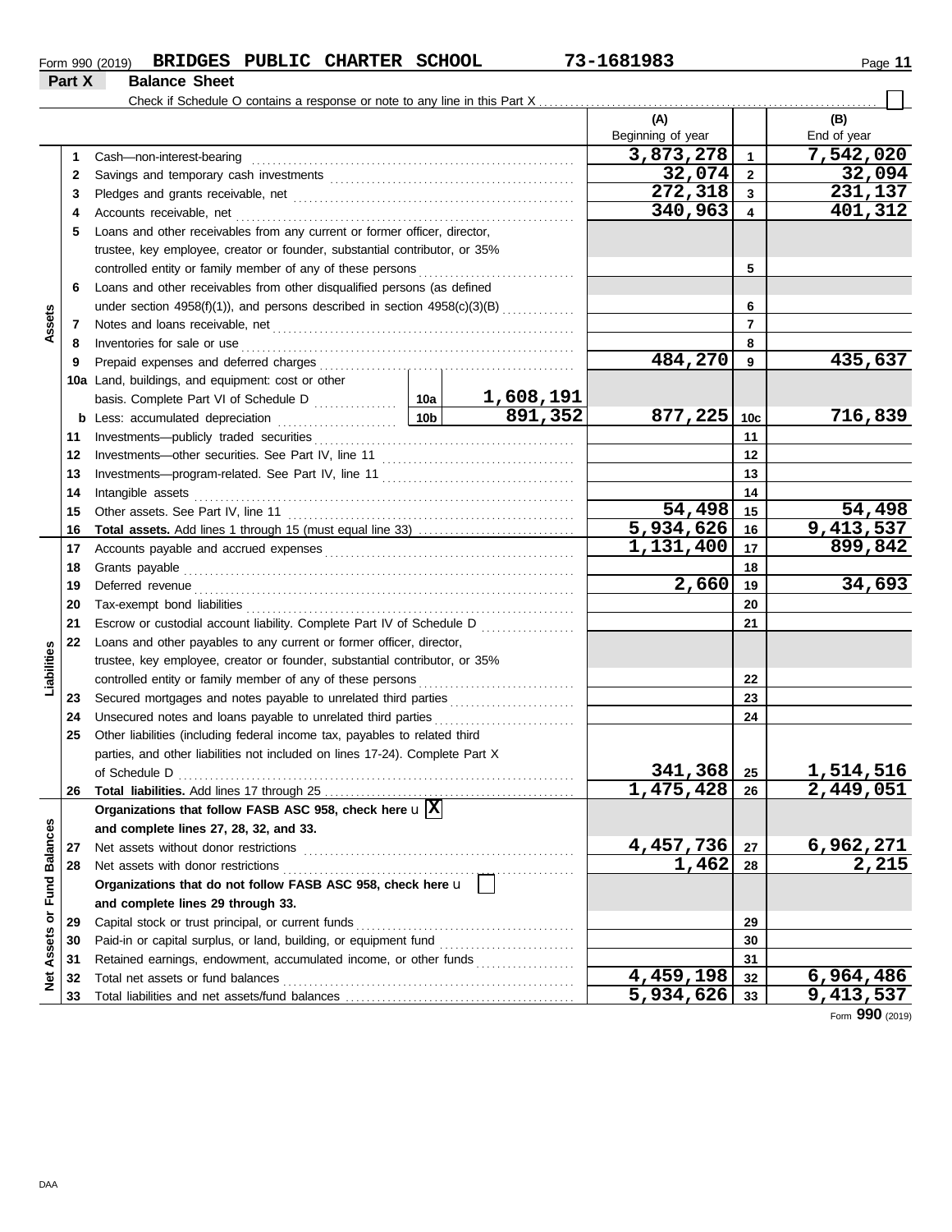Form 990 (2019) **BRIDGES PUBLIC CHARTER SCHOOL** **73-1681983**

## Part X Balance Sheet

Check if Schedule O contains a response or note to any line in this Part X . . . . . . . . . . . . . . . . . . . . . . . . . . . . . . . . . . . . . . . . . . . . . . . . . .

| Section | Line | Description | | | (A) Beginning of year | Line | (B) End of year |
|---|---|---|---|---|---|---|---|
| Assets | 1 | Cash—non-interest-bearing | | | 3,873,278 | 1 | 7,542,020 |
| | 2 | Savings and temporary cash investments | | | 32,074 | 2 | 32,094 |
| | 3 | Pledges and grants receivable, net | | | 272,318 | 3 | 231,137 |
| | 4 | Accounts receivable, net | | | 340,963 | 4 | 401,312 |
| | 5 | Loans and other receivables from any current or former officer, director, trustee, key employee, creator or founder, substantial contributor, or 35% controlled entity or family member of any of these persons | | | | 5 | |
| | 6 | Loans and other receivables from other disqualified persons (as defined under section 4958(f)(1)), and persons described in section 4958(c)(3)(B) | | | | 6 | |
| | 7 | Notes and loans receivable, net | | | | 7 | |
| | 8 | Inventories for sale or use | | | | 8 | |
| | 9 | Prepaid expenses and deferred charges | | | 484,270 | 9 | 435,637 |
| | 10a | Land, buildings, and equipment: cost or other basis. Complete Part VI of Schedule D | 10a | 1,608,191 | | | |
| | b | Less: accumulated depreciation | 10b | 891,352 | 877,225 | 10c | 716,839 |
| | 11 | Investments—publicly traded securities | | | | 11 | |
| | 12 | Investments—other securities. See Part IV, line 11 | | | | 12 | |
| | 13 | Investments—program-related. See Part IV, line 11 | | | | 13 | |
| | 14 | Intangible assets | | | | 14 | |
| | 15 | Other assets. See Part IV, line 11 | | | 54,498 | 15 | 54,498 |
| | 16 | **Total assets.** Add lines 1 through 15 (must equal line 33) | | | 5,934,626 | 16 | 9,413,537 |
| Liabilities | 17 | Accounts payable and accrued expenses | | | 1,131,400 | 17 | 899,842 |
| | 18 | Grants payable | | | | 18 | |
| | 19 | Deferred revenue | | | 2,660 | 19 | 34,693 |
| | 20 | Tax-exempt bond liabilities | | | | 20 | |
| | 21 | Escrow or custodial account liability. Complete Part IV of Schedule D | | | | 21 | |
| | 22 | Loans and other payables to any current or former officer, director, trustee, key employee, creator or founder, substantial contributor, or 35% controlled entity or family member of any of these persons | | | | 22 | |
| | 23 | Secured mortgages and notes payable to unrelated third parties | | | | 23 | |
| | 24 | Unsecured notes and loans payable to unrelated third parties | | | | 24 | |
| | 25 | Other liabilities (including federal income tax, payables to related third parties, and other liabilities not included on lines 17-24). Complete Part X of Schedule D | | | 341,368 | 25 | 1,514,516 |
| | 26 | **Total liabilities.** Add lines 17 through 25 | | | 1,475,428 | 26 | 2,449,051 |
| Net Assets or Fund Balances | | **Organizations that follow FASB ASC 958, check here** u [X] **and complete lines 27, 28, 32, and 33.** | | | | | |
| | 27 | Net assets without donor restrictions | | | 4,457,736 | 27 | 6,962,271 |
| | 28 | Net assets with donor restrictions | | | 1,462 | 28 | 2,215 |
| | | **Organizations that do not follow FASB ASC 958, check here** u [ ] **and complete lines 29 through 33.** | | | | | |
| | 29 | Capital stock or trust principal, or current funds | | | | 29 | |
| | 30 | Paid-in or capital surplus, or land, building, or equipment fund | | | | 30 | |
| | 31 | Retained earnings, endowment, accumulated income, or other funds | | | | 31 | |
| | 32 | Total net assets or fund balances | | | 4,459,198 | 32 | 6,964,486 |
| | 33 | Total liabilities and net assets/fund balances | | | 5,934,626 | 33 | 9,413,537 |

Form **990** (2019)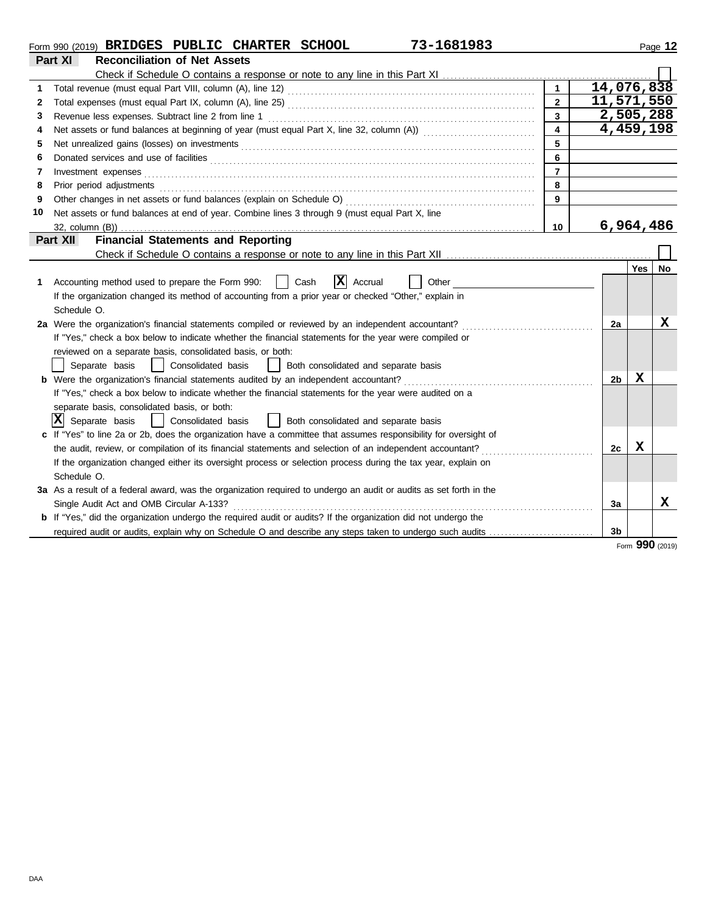Form 990 (2019) **BRIDGES PUBLIC CHARTER SCHOOL** **73-1681983**

## Part XI Reconciliation of Net Assets

Check if Schedule O contains a response or note to any line in this Part XI ☐

| | | | |
|---|---|---|---|
| 1 | Total revenue (must equal Part VIII, column (A), line 12) | 1 | 14,076,838 |
| 2 | Total expenses (must equal Part IX, column (A), line 25) | 2 | 11,571,550 |
| 3 | Revenue less expenses. Subtract line 2 from line 1 | 3 | 2,505,288 |
| 4 | Net assets or fund balances at beginning of year (must equal Part X, line 32, column (A)) | 4 | 4,459,198 |
| 5 | Net unrealized gains (losses) on investments | 5 | |
| 6 | Donated services and use of facilities | 6 | |
| 7 | Investment expenses | 7 | |
| 8 | Prior period adjustments | 8 | |
| 9 | Other changes in net assets or fund balances (explain on Schedule O) | 9 | |
| 10 | Net assets or fund balances at end of year. Combine lines 3 through 9 (must equal Part X, line 32, column (B)) | 10 | 6,964,486 |

## Part XII Financial Statements and Reporting

Check if Schedule O contains a response or note to any line in this Part XII ☐

| | | | Yes | No |
|---|---|---|---|---|
| 1 | Accounting method used to prepare the Form 990: ☐ Cash ☒ Accrual ☐ Other<br>If the organization changed its method of accounting from a prior year or checked "Other," explain in Schedule O. | | | |
| 2a | Were the organization's financial statements compiled or reviewed by an independent accountant?<br>If "Yes," check a box below to indicate whether the financial statements for the year were compiled or reviewed on a separate basis, consolidated basis, or both:<br>☐ Separate basis ☐ Consolidated basis ☐ Both consolidated and separate basis | 2a | | X |
| b | Were the organization's financial statements audited by an independent accountant?<br>If "Yes," check a box below to indicate whether the financial statements for the year were audited on a separate basis, consolidated basis, or both:<br>☒ Separate basis ☐ Consolidated basis ☐ Both consolidated and separate basis | 2b | X | |
| c | If "Yes" to line 2a or 2b, does the organization have a committee that assumes responsibility for oversight of the audit, review, or compilation of its financial statements and selection of an independent accountant?<br>If the organization changed either its oversight process or selection process during the tax year, explain on Schedule O. | 2c | X | |
| 3a | As a result of a federal award, was the organization required to undergo an audit or audits as set forth in the Single Audit Act and OMB Circular A-133? | 3a | | X |
| b | If "Yes," did the organization undergo the required audit or audits? If the organization did not undergo the required audit or audits, explain why on Schedule O and describe any steps taken to undergo such audits | 3b | | |

Form **990** (2019)

DAA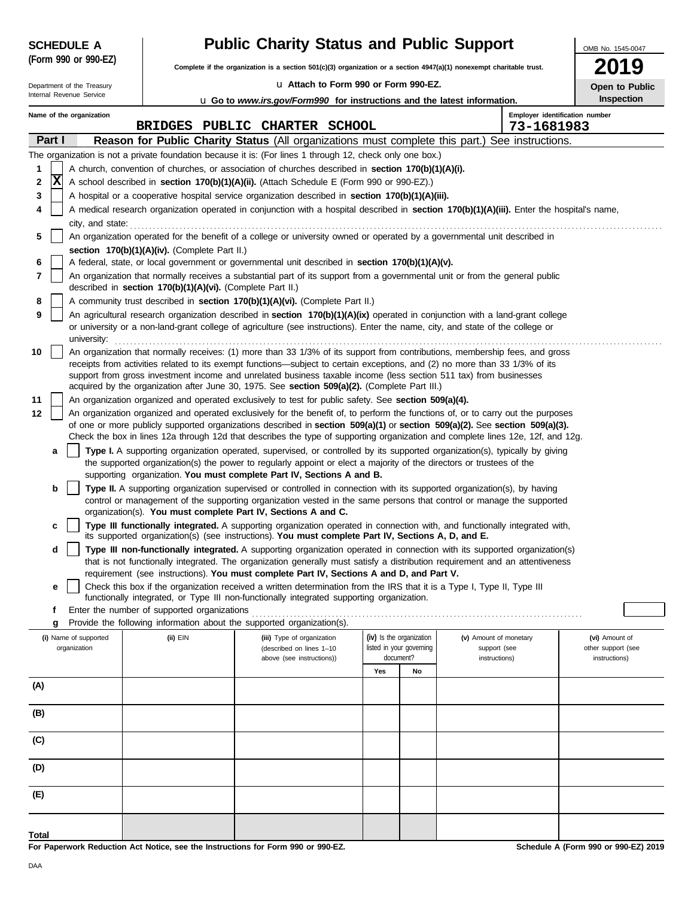**SCHEDULE A**
**(Form 990 or 990-EZ)**

Department of the Treasury
Internal Revenue Service

# Public Charity Status and Public Support

**Complete if the organization is a section 501(c)(3) organization or a section 4947(a)(1) nonexempt charitable trust.**

u **Attach to Form 990 or Form 990-EZ.**

u **Go to *www.irs.gov/Form990* for instructions and the latest information.**

OMB No. 1545-0047

**2019**

**Open to Public Inspection**

Name of the organization: BRIDGES PUBLIC CHARTER SCHOOL

Employer identification number: 73-1681983

**Part I** **Reason for Public Charity Status** (All organizations must complete this part.) See instructions.

The organization is not a private foundation because it is: (For lines 1 through 12, check only one box.)

1 [ ] A church, convention of churches, or association of churches described in **section 170(b)(1)(A)(i).**

2 [X] A school described in **section 170(b)(1)(A)(ii).** (Attach Schedule E (Form 990 or 990-EZ).)

3 [ ] A hospital or a cooperative hospital service organization described in **section 170(b)(1)(A)(iii).**

4 [ ] A medical research organization operated in conjunction with a hospital described in **section 170(b)(1)(A)(iii).** Enter the hospital's name, city, and state:

5 [ ] An organization operated for the benefit of a college or university owned or operated by a governmental unit described in **section 170(b)(1)(A)(iv).** (Complete Part II.)

6 [ ] A federal, state, or local government or governmental unit described in **section 170(b)(1)(A)(v).**

7 [ ] An organization that normally receives a substantial part of its support from a governmental unit or from the general public described in **section 170(b)(1)(A)(vi).** (Complete Part II.)

8 [ ] A community trust described in **section 170(b)(1)(A)(vi).** (Complete Part II.)

9 [ ] An agricultural research organization described in **section 170(b)(1)(A)(ix)** operated in conjunction with a land-grant college or university or a non-land-grant college of agriculture (see instructions). Enter the name, city, and state of the college or university:

10 [ ] An organization that normally receives: (1) more than 33 1/3% of its support from contributions, membership fees, and gross receipts from activities related to its exempt functions—subject to certain exceptions, and (2) no more than 33 1/3% of its support from gross investment income and unrelated business taxable income (less section 511 tax) from businesses acquired by the organization after June 30, 1975. See **section 509(a)(2).** (Complete Part III.)

11 [ ] An organization organized and operated exclusively to test for public safety. See **section 509(a)(4).**

12 [ ] An organization organized and operated exclusively for the benefit of, to perform the functions of, or to carry out the purposes of one or more publicly supported organizations described in **section 509(a)(1)** or **section 509(a)(2).** See **section 509(a)(3).** Check the box in lines 12a through 12d that describes the type of supporting organization and complete lines 12e, 12f, and 12g.

a [ ] **Type I.** A supporting organization operated, supervised, or controlled by its supported organization(s), typically by giving the supported organization(s) the power to regularly appoint or elect a majority of the directors or trustees of the supporting organization. **You must complete Part IV, Sections A and B.**

b [ ] **Type II.** A supporting organization supervised or controlled in connection with its supported organization(s), by having control or management of the supporting organization vested in the same persons that control or manage the supported organization(s). **You must complete Part IV, Sections A and C.**

c [ ] **Type III functionally integrated.** A supporting organization operated in connection with, and functionally integrated with, its supported organization(s) (see instructions). **You must complete Part IV, Sections A, D, and E.**

d [ ] **Type III non-functionally integrated.** A supporting organization operated in connection with its supported organization(s) that is not functionally integrated. The organization generally must satisfy a distribution requirement and an attentiveness requirement (see instructions). **You must complete Part IV, Sections A and D, and Part V.**

e [ ] Check this box if the organization received a written determination from the IRS that it is a Type I, Type II, Type III functionally integrated, or Type III non-functionally integrated supporting organization.

f Enter the number of supported organizations

g Provide the following information about the supported organization(s).

| (i) Name of supported organization | (ii) EIN | (iii) Type of organization (described on lines 1–10 above (see instructions)) | (iv) Is the organization listed in your governing document? | | (v) Amount of monetary support (see instructions) | (vi) Amount of other support (see instructions) |
|---|---|---|---|---|---|---|
| | | | Yes | No | | |
| (A) | | | | | | |
| (B) | | | | | | |
| (C) | | | | | | |
| (D) | | | | | | |
| (E) | | | | | | |
| Total | | | | | | |

**For Paperwork Reduction Act Notice, see the Instructions for Form 990 or 990-EZ.** **Schedule A (Form 990 or 990-EZ) 2019**

DAA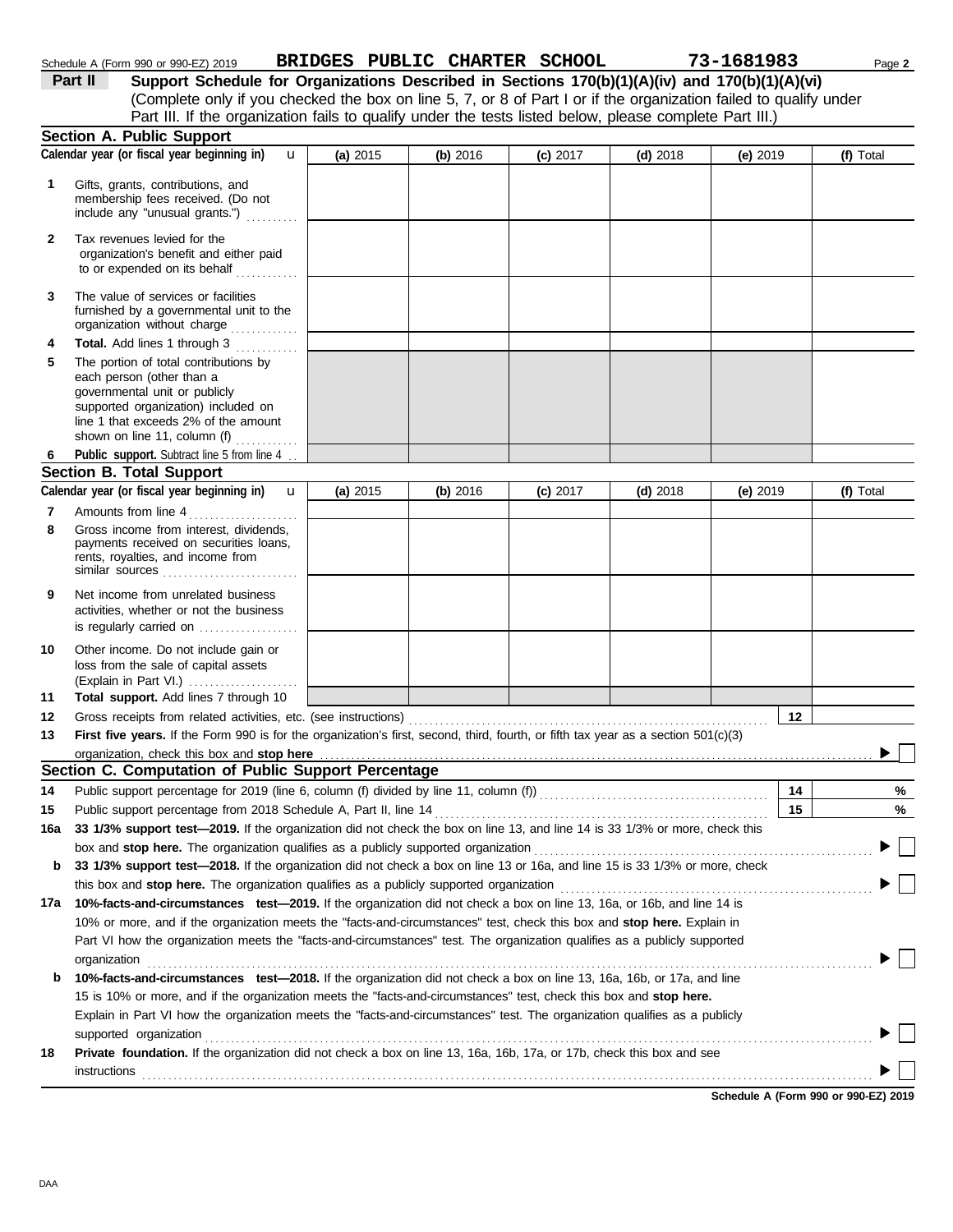Schedule A (Form 990 or 990-EZ) 2019 **BRIDGES PUBLIC CHARTER SCHOOL** **73-1681983**

## Part II Support Schedule for Organizations Described in Sections 170(b)(1)(A)(iv) and 170(b)(1)(A)(vi)

(Complete only if you checked the box on line 5, 7, or 8 of Part I or if the organization failed to qualify under Part III. If the organization fails to qualify under the tests listed below, please complete Part III.)

### Section A. Public Support

| Calendar year (or fiscal year beginning in) | (a) 2015 | (b) 2016 | (c) 2017 | (d) 2018 | (e) 2019 | (f) Total |
|---|---|---|---|---|---|---|
| **1** Gifts, grants, contributions, and membership fees received. (Do not include any "unusual grants.") | | | | | | |
| **2** Tax revenues levied for the organization's benefit and either paid to or expended on its behalf | | | | | | |
| **3** The value of services or facilities furnished by a governmental unit to the organization without charge | | | | | | |
| **4** **Total.** Add lines 1 through 3 | | | | | | |
| **5** The portion of total contributions by each person (other than a governmental unit or publicly supported organization) included on line 1 that exceeds 2% of the amount shown on line 11, column (f) | | | | | | |
| **6** **Public support.** Subtract line 5 from line 4 | | | | | | |

### Section B. Total Support

| Calendar year (or fiscal year beginning in) | (a) 2015 | (b) 2016 | (c) 2017 | (d) 2018 | (e) 2019 | (f) Total |
|---|---|---|---|---|---|---|
| **7** Amounts from line 4 | | | | | | |
| **8** Gross income from interest, dividends, payments received on securities loans, rents, royalties, and income from similar sources | | | | | | |
| **9** Net income from unrelated business activities, whether or not the business is regularly carried on | | | | | | |
| **10** Other income. Do not include gain or loss from the sale of capital assets (Explain in Part VI.) | | | | | | |
| **11** **Total support.** Add lines 7 through 10 | | | | | | |

**12** Gross receipts from related activities, etc. (see instructions) **12**

**13** **First five years.** If the Form 990 is for the organization's first, second, third, fourth, or fifth tax year as a section 501(c)(3) organization, check this box and **stop here** ☐

### Section C. Computation of Public Support Percentage

**14** Public support percentage for 2019 (line 6, column (f) divided by line 11, column (f)) **14** %

**15** Public support percentage from 2018 Schedule A, Part II, line 14 **15** %

**16a** **33 1/3% support test—2019.** If the organization did not check the box on line 13, and line 14 is 33 1/3% or more, check this box and **stop here.** The organization qualifies as a publicly supported organization ☐

**b** **33 1/3% support test—2018.** If the organization did not check a box on line 13 or 16a, and line 15 is 33 1/3% or more, check this box and **stop here.** The organization qualifies as a publicly supported organization ☐

**17a** **10%-facts-and-circumstances test—2019.** If the organization did not check a box on line 13, 16a, or 16b, and line 14 is 10% or more, and if the organization meets the "facts-and-circumstances" test, check this box and **stop here.** Explain in Part VI how the organization meets the "facts-and-circumstances" test. The organization qualifies as a publicly supported organization ☐

**b** **10%-facts-and-circumstances test—2018.** If the organization did not check a box on line 13, 16a, 16b, or 17a, and line 15 is 10% or more, and if the organization meets the "facts-and-circumstances" test, check this box and **stop here.** Explain in Part VI how the organization meets the "facts-and-circumstances" test. The organization qualifies as a publicly supported organization ☐

**18** **Private foundation.** If the organization did not check a box on line 13, 16a, 16b, 17a, or 17b, check this box and see instructions ☐

**Schedule A (Form 990 or 990-EZ) 2019**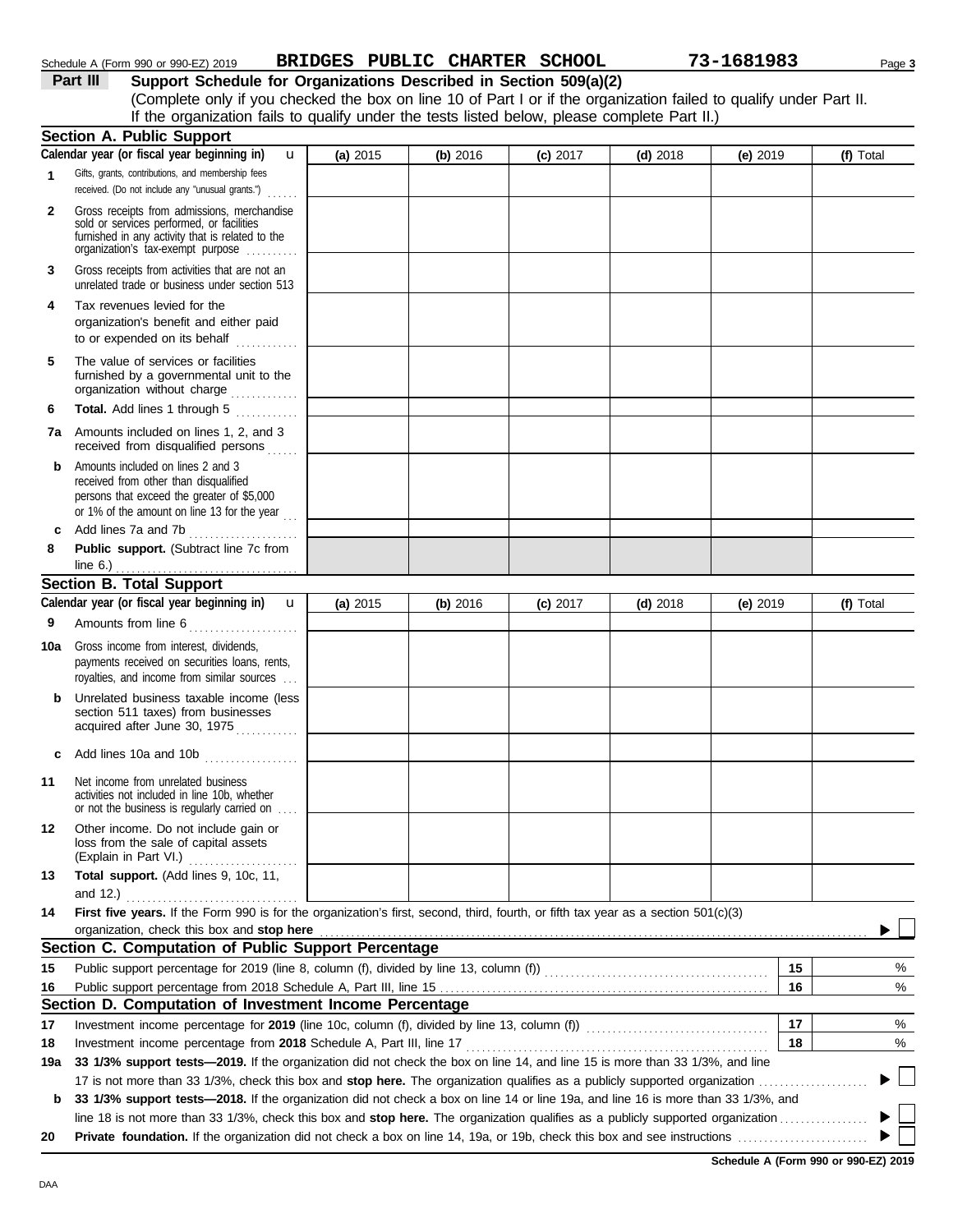Schedule A (Form 990 or 990-EZ) 2019 **BRIDGES PUBLIC CHARTER SCHOOL** **73-1681983**

## Part III Support Schedule for Organizations Described in Section 509(a)(2)

(Complete only if you checked the box on line 10 of Part I or if the organization failed to qualify under Part II. If the organization fails to qualify under the tests listed below, please complete Part II.)

### Section A. Public Support

| Calendar year (or fiscal year beginning in) | (a) 2015 | (b) 2016 | (c) 2017 | (d) 2018 | (e) 2019 | (f) Total |
|---|---|---|---|---|---|---|
| **1** Gifts, grants, contributions, and membership fees received. (Do not include any "unusual grants.") | | | | | | |
| **2** Gross receipts from admissions, merchandise sold or services performed, or facilities furnished in any activity that is related to the organization's tax-exempt purpose | | | | | | |
| **3** Gross receipts from activities that are not an unrelated trade or business under section 513 | | | | | | |
| **4** Tax revenues levied for the organization's benefit and either paid to or expended on its behalf | | | | | | |
| **5** The value of services or facilities furnished by a governmental unit to the organization without charge | | | | | | |
| **6** **Total.** Add lines 1 through 5 | | | | | | |
| **7a** Amounts included on lines 1, 2, and 3 received from disqualified persons | | | | | | |
| **b** Amounts included on lines 2 and 3 received from other than disqualified persons that exceed the greater of $5,000 or 1% of the amount on line 13 for the year | | | | | | |
| **c** Add lines 7a and 7b | | | | | | |
| **8** **Public support.** (Subtract line 7c from line 6.) | | | | | | |

### Section B. Total Support

| Calendar year (or fiscal year beginning in) | (a) 2015 | (b) 2016 | (c) 2017 | (d) 2018 | (e) 2019 | (f) Total |
|---|---|---|---|---|---|---|
| **9** Amounts from line 6 | | | | | | |
| **10a** Gross income from interest, dividends, payments received on securities loans, rents, royalties, and income from similar sources | | | | | | |
| **b** Unrelated business taxable income (less section 511 taxes) from businesses acquired after June 30, 1975 | | | | | | |
| **c** Add lines 10a and 10b | | | | | | |
| **11** Net income from unrelated business activities not included in line 10b, whether or not the business is regularly carried on | | | | | | |
| **12** Other income. Do not include gain or loss from the sale of capital assets (Explain in Part VI.) | | | | | | |
| **13** **Total support.** (Add lines 9, 10c, 11, and 12.) | | | | | | |

**14** **First five years.** If the Form 990 is for the organization's first, second, third, fourth, or fifth tax year as a section 501(c)(3) organization, check this box and **stop here** ☐

### Section C. Computation of Public Support Percentage

| | | | |
|---|---|---|---|
| **15** | Public support percentage for 2019 (line 8, column (f), divided by line 13, column (f)) | 15 | % |
| **16** | Public support percentage from 2018 Schedule A, Part III, line 15 | 16 | % |

### Section D. Computation of Investment Income Percentage

| | | | |
|---|---|---|---|
| **17** | Investment income percentage for **2019** (line 10c, column (f), divided by line 13, column (f)) | 17 | % |
| **18** | Investment income percentage from **2018** Schedule A, Part III, line 17 | 18 | % |

**19a** **33 1/3% support tests—2019.** If the organization did not check the box on line 14, and line 15 is more than 33 1/3%, and line 17 is not more than 33 1/3%, check this box and **stop here.** The organization qualifies as a publicly supported organization ☐

**b** **33 1/3% support tests—2018.** If the organization did not check a box on line 14 or line 19a, and line 16 is more than 33 1/3%, and line 18 is not more than 33 1/3%, check this box and **stop here.** The organization qualifies as a publicly supported organization ☐

**20** **Private foundation.** If the organization did not check a box on line 14, 19a, or 19b, check this box and see instructions ☐

**Schedule A (Form 990 or 990-EZ) 2019**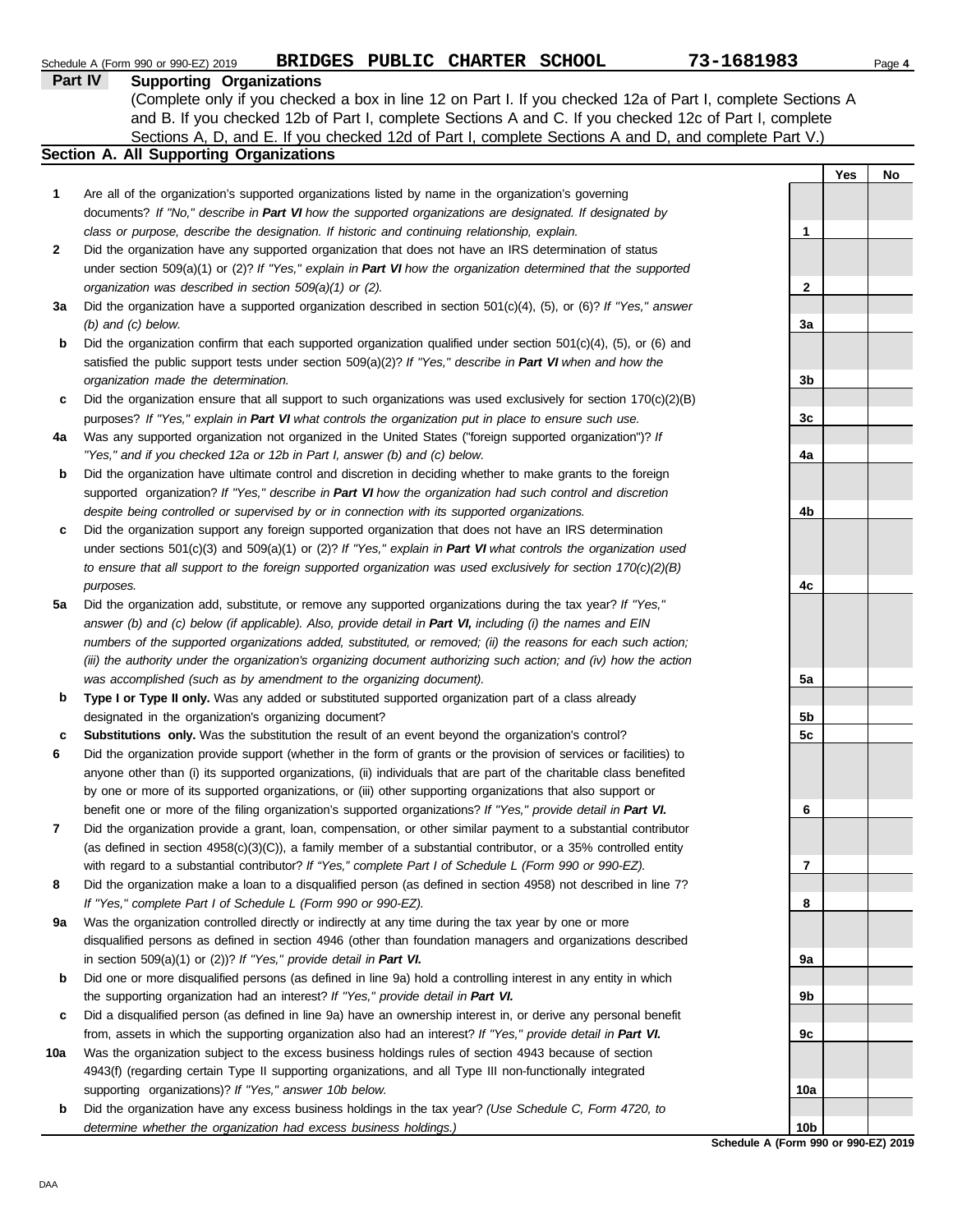Schedule A (Form 990 or 990-EZ) 2019 **BRIDGES PUBLIC CHARTER SCHOOL** **73-1681983** Page **4**

## Part IV Supporting Organizations

(Complete only if you checked a box in line 12 on Part I. If you checked 12a of Part I, complete Sections A and B. If you checked 12b of Part I, complete Sections A and C. If you checked 12c of Part I, complete Sections A, D, and E. If you checked 12d of Part I, complete Sections A and D, and complete Part V.)

### Section A. All Supporting Organizations

| | | | Yes | No |
|---|---|---|---|---|
| **1** | Are all of the organization's supported organizations listed by name in the organization's governing documents? *If "No," describe in **Part VI** how the supported organizations are designated. If designated by class or purpose, describe the designation. If historic and continuing relationship, explain.* | 1 | | |
| **2** | Did the organization have any supported organization that does not have an IRS determination of status under section 509(a)(1) or (2)? *If "Yes," explain in **Part VI** how the organization determined that the supported organization was described in section 509(a)(1) or (2).* | 2 | | |
| **3a** | Did the organization have a supported organization described in section 501(c)(4), (5), or (6)? *If "Yes," answer (b) and (c) below.* | 3a | | |
| **b** | Did the organization confirm that each supported organization qualified under section 501(c)(4), (5), or (6) and satisfied the public support tests under section 509(a)(2)? *If "Yes," describe in **Part VI** when and how the organization made the determination.* | 3b | | |
| **c** | Did the organization ensure that all support to such organizations was used exclusively for section 170(c)(2)(B) purposes? *If "Yes," explain in **Part VI** what controls the organization put in place to ensure such use.* | 3c | | |
| **4a** | Was any supported organization not organized in the United States ("foreign supported organization")? *If "Yes," and if you checked 12a or 12b in Part I, answer (b) and (c) below.* | 4a | | |
| **b** | Did the organization have ultimate control and discretion in deciding whether to make grants to the foreign supported organization? *If "Yes," describe in **Part VI** how the organization had such control and discretion despite being controlled or supervised by or in connection with its supported organizations.* | 4b | | |
| **c** | Did the organization support any foreign supported organization that does not have an IRS determination under sections 501(c)(3) and 509(a)(1) or (2)? *If "Yes," explain in **Part VI** what controls the organization used to ensure that all support to the foreign supported organization was used exclusively for section 170(c)(2)(B) purposes.* | 4c | | |
| **5a** | Did the organization add, substitute, or remove any supported organizations during the tax year? *If "Yes," answer (b) and (c) below (if applicable). Also, provide detail in **Part VI,** including (i) the names and EIN numbers of the supported organizations added, substituted, or removed; (ii) the reasons for each such action; (iii) the authority under the organization's organizing document authorizing such action; and (iv) how the action was accomplished (such as by amendment to the organizing document).* | 5a | | |
| **b** | **Type I or Type II only.** Was any added or substituted supported organization part of a class already designated in the organization's organizing document? | 5b | | |
| **c** | **Substitutions only.** Was the substitution the result of an event beyond the organization's control? | 5c | | |
| **6** | Did the organization provide support (whether in the form of grants or the provision of services or facilities) to anyone other than (i) its supported organizations, (ii) individuals that are part of the charitable class benefited by one or more of its supported organizations, or (iii) other supporting organizations that also support or benefit one or more of the filing organization's supported organizations? *If "Yes," provide detail in **Part VI.*** | 6 | | |
| **7** | Did the organization provide a grant, loan, compensation, or other similar payment to a substantial contributor (as defined in section 4958(c)(3)(C)), a family member of a substantial contributor, or a 35% controlled entity with regard to a substantial contributor? *If "Yes," complete Part I of Schedule L (Form 990 or 990-EZ).* | 7 | | |
| **8** | Did the organization make a loan to a disqualified person (as defined in section 4958) not described in line 7? *If "Yes," complete Part I of Schedule L (Form 990 or 990-EZ).* | 8 | | |
| **9a** | Was the organization controlled directly or indirectly at any time during the tax year by one or more disqualified persons as defined in section 4946 (other than foundation managers and organizations described in section 509(a)(1) or (2))? *If "Yes," provide detail in **Part VI.*** | 9a | | |
| **b** | Did one or more disqualified persons (as defined in line 9a) hold a controlling interest in any entity in which the supporting organization had an interest? *If "Yes," provide detail in **Part VI.*** | 9b | | |
| **c** | Did a disqualified person (as defined in line 9a) have an ownership interest in, or derive any personal benefit from, assets in which the supporting organization also had an interest? *If "Yes," provide detail in **Part VI.*** | 9c | | |
| **10a** | Was the organization subject to the excess business holdings rules of section 4943 because of section 4943(f) (regarding certain Type II supporting organizations, and all Type III non-functionally integrated supporting organizations)? *If "Yes," answer 10b below.* | 10a | | |
| **b** | Did the organization have any excess business holdings in the tax year? *(Use Schedule C, Form 4720, to determine whether the organization had excess business holdings.)* | 10b | | |

**Schedule A (Form 990 or 990-EZ) 2019**

DAA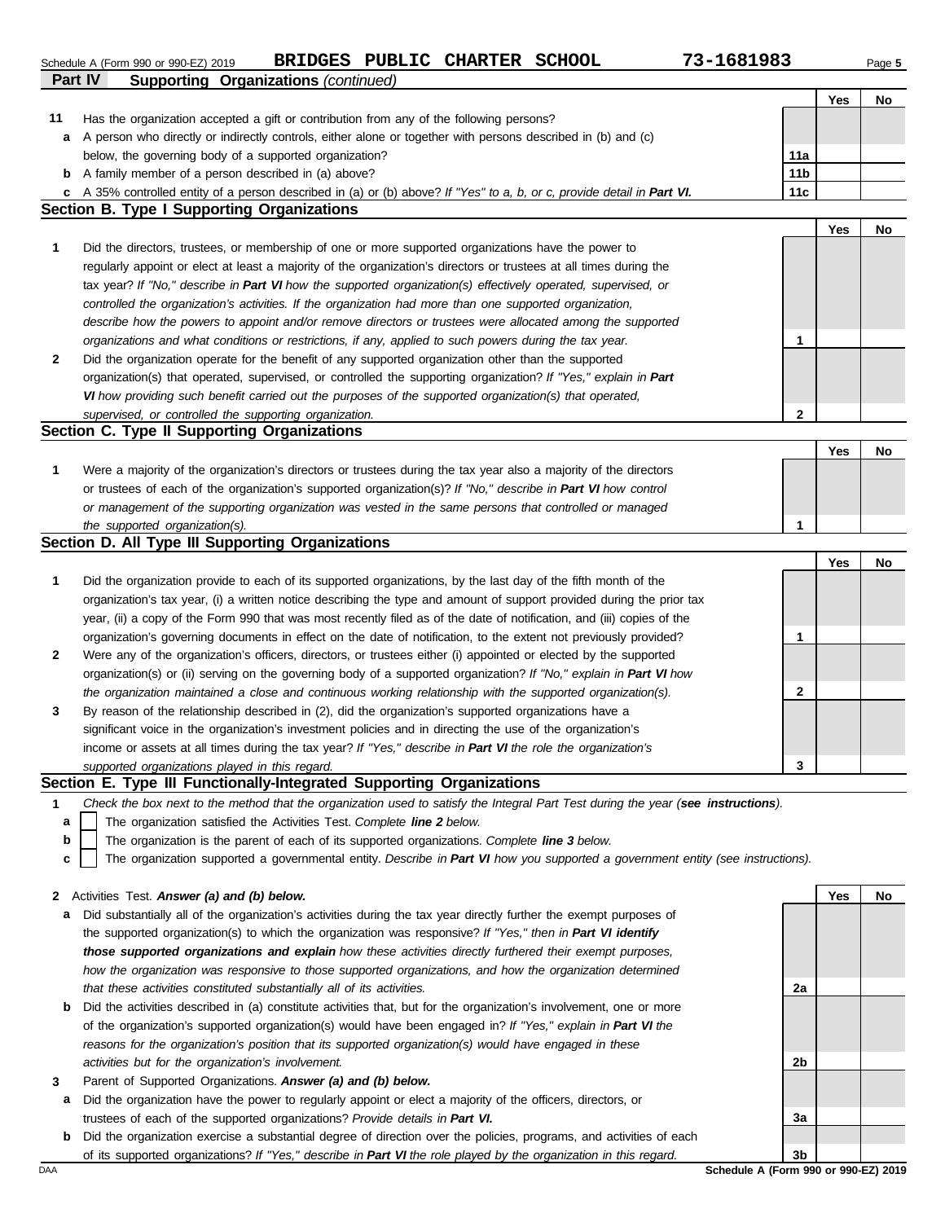Schedule A (Form 990 or 990-EZ) 2019 **BRIDGES PUBLIC CHARTER SCHOOL** **73-1681983** Page **5**

## Part IV Supporting Organizations *(continued)*

| | | | Yes | No |
|---|---|---|---|---|
| **11** | Has the organization accepted a gift or contribution from any of the following persons? | | | |
| **a** | A person who directly or indirectly controls, either alone or together with persons described in (b) and (c) below, the governing body of a supported organization? | **11a** | | |
| **b** | A family member of a person described in (a) above? | **11b** | | |
| **c** | A 35% controlled entity of a person described in (a) or (b) above? *If "Yes" to a, b, or c, provide detail in **Part VI.*** | **11c** | | |

### Section B. Type I Supporting Organizations

| | | | Yes | No |
|---|---|---|---|---|
| **1** | Did the directors, trustees, or membership of one or more supported organizations have the power to regularly appoint or elect at least a majority of the organization's directors or trustees at all times during the tax year? *If "No," describe in **Part VI** how the supported organization(s) effectively operated, supervised, or controlled the organization's activities. If the organization had more than one supported organization, describe how the powers to appoint and/or remove directors or trustees were allocated among the supported organizations and what conditions or restrictions, if any, applied to such powers during the tax year.* | **1** | | |
| **2** | Did the organization operate for the benefit of any supported organization other than the supported organization(s) that operated, supervised, or controlled the supporting organization? *If "Yes," explain in **Part VI** how providing such benefit carried out the purposes of the supported organization(s) that operated, supervised, or controlled the supporting organization.* | **2** | | |

### Section C. Type II Supporting Organizations

| | | | Yes | No |
|---|---|---|---|---|
| **1** | Were a majority of the organization's directors or trustees during the tax year also a majority of the directors or trustees of each of the organization's supported organization(s)? *If "No," describe in **Part VI** how control or management of the supporting organization was vested in the same persons that controlled or managed the supported organization(s).* | **1** | | |

### Section D. All Type III Supporting Organizations

| | | | Yes | No |
|---|---|---|---|---|
| **1** | Did the organization provide to each of its supported organizations, by the last day of the fifth month of the organization's tax year, (i) a written notice describing the type and amount of support provided during the prior tax year, (ii) a copy of the Form 990 that was most recently filed as of the date of notification, and (iii) copies of the organization's governing documents in effect on the date of notification, to the extent not previously provided? | **1** | | |
| **2** | Were any of the organization's officers, directors, or trustees either (i) appointed or elected by the supported organization(s) or (ii) serving on the governing body of a supported organization? *If "No," explain in **Part VI** how the organization maintained a close and continuous working relationship with the supported organization(s).* | **2** | | |
| **3** | By reason of the relationship described in (2), did the organization's supported organizations have a significant voice in the organization's investment policies and in directing the use of the organization's income or assets at all times during the tax year? *If "Yes," describe in **Part VI** the role the organization's supported organizations played in this regard.* | **3** | | |

### Section E. Type III Functionally-Integrated Supporting Organizations

**1** *Check the box next to the method that the organization used to satisfy the Integral Part Test during the year (**see instructions**).*

- **a** ☐ The organization satisfied the Activities Test. *Complete **line 2** below.*
- **b** ☐ The organization is the parent of each of its supported organizations. *Complete **line 3** below.*
- **c** ☐ The organization supported a governmental entity. *Describe in **Part VI** how you supported a government entity (see instructions).*

| | | | Yes | No |
|---|---|---|---|---|
| **2** | Activities Test. ***Answer (a) and (b) below.*** | | | |
| **a** | Did substantially all of the organization's activities during the tax year directly further the exempt purposes of the supported organization(s) to which the organization was responsive? *If "Yes," then in **Part VI identify those supported organizations and explain** how these activities directly furthered their exempt purposes, how the organization was responsive to those supported organizations, and how the organization determined that these activities constituted substantially all of its activities.* | **2a** | | |
| **b** | Did the activities described in (a) constitute activities that, but for the organization's involvement, one or more of the organization's supported organization(s) would have been engaged in? *If "Yes," explain in **Part VI** the reasons for the organization's position that its supported organization(s) would have engaged in these activities but for the organization's involvement.* | **2b** | | |
| **3** | Parent of Supported Organizations. ***Answer (a) and (b) below.*** | | | |
| **a** | Did the organization have the power to regularly appoint or elect a majority of the officers, directors, or trustees of each of the supported organizations? *Provide details in **Part VI.*** | **3a** | | |
| **b** | Did the organization exercise a substantial degree of direction over the policies, programs, and activities of each of its supported organizations? *If "Yes," describe in **Part VI** the role played by the organization in this regard.* | **3b** | | |

DAA **Schedule A (Form 990 or 990-EZ) 2019**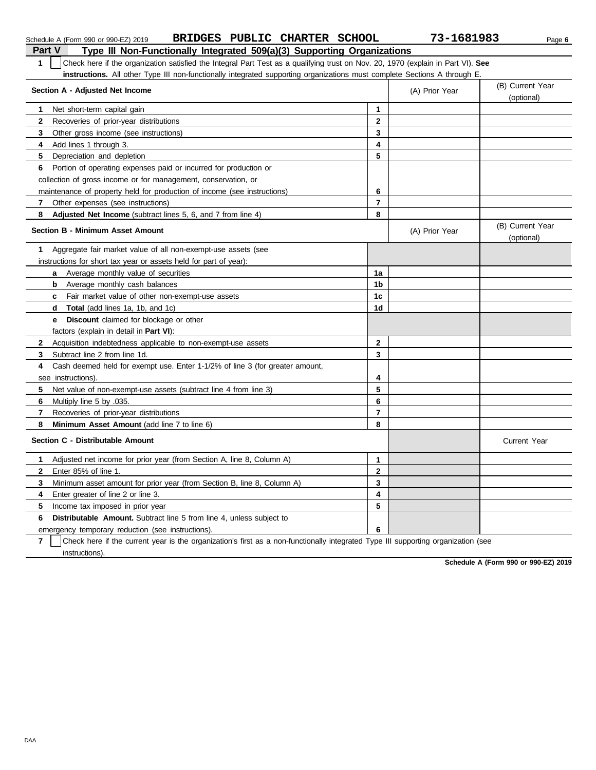Schedule A (Form 990 or 990-EZ) 2019 **BRIDGES PUBLIC CHARTER SCHOOL** 73-1681983 Page **6**

## Part V Type III Non-Functionally Integrated 509(a)(3) Supporting Organizations

**1** ☐ Check here if the organization satisfied the Integral Part Test as a qualifying trust on Nov. 20, 1970 (explain in Part VI). **See instructions.** All other Type III non-functionally integrated supporting organizations must complete Sections A through E.

| **Section A - Adjusted Net Income** | | (A) Prior Year | (B) Current Year (optional) |
|---|---|---|---|
| **1** Net short-term capital gain | **1** | | |
| **2** Recoveries of prior-year distributions | **2** | | |
| **3** Other gross income (see instructions) | **3** | | |
| **4** Add lines 1 through 3. | **4** | | |
| **5** Depreciation and depletion | **5** | | |
| **6** Portion of operating expenses paid or incurred for production or collection of gross income or for management, conservation, or maintenance of property held for production of income (see instructions) | **6** | | |
| **7** Other expenses (see instructions) | **7** | | |
| **8** **Adjusted Net Income** (subtract lines 5, 6, and 7 from line 4) | **8** | | |

| **Section B - Minimum Asset Amount** | | (A) Prior Year | (B) Current Year (optional) |
|---|---|---|---|
| **1** Aggregate fair market value of all non-exempt-use assets (see instructions for short tax year or assets held for part of year): | | | |
| **a** Average monthly value of securities | **1a** | | |
| **b** Average monthly cash balances | **1b** | | |
| **c** Fair market value of other non-exempt-use assets | **1c** | | |
| **d** **Total** (add lines 1a, 1b, and 1c) | **1d** | | |
| **e** **Discount** claimed for blockage or other factors (explain in detail in **Part VI**): | | | |
| **2** Acquisition indebtedness applicable to non-exempt-use assets | **2** | | |
| **3** Subtract line 2 from line 1d. | **3** | | |
| **4** Cash deemed held for exempt use. Enter 1-1/2% of line 3 (for greater amount, see instructions). | **4** | | |
| **5** Net value of non-exempt-use assets (subtract line 4 from line 3) | **5** | | |
| **6** Multiply line 5 by .035. | **6** | | |
| **7** Recoveries of prior-year distributions | **7** | | |
| **8** **Minimum Asset Amount** (add line 7 to line 6) | **8** | | |

| **Section C - Distributable Amount** | | | Current Year |
|---|---|---|---|
| **1** Adjusted net income for prior year (from Section A, line 8, Column A) | **1** | | |
| **2** Enter 85% of line 1. | **2** | | |
| **3** Minimum asset amount for prior year (from Section B, line 8, Column A) | **3** | | |
| **4** Enter greater of line 2 or line 3. | **4** | | |
| **5** Income tax imposed in prior year | **5** | | |
| **6** **Distributable Amount.** Subtract line 5 from line 4, unless subject to emergency temporary reduction (see instructions). | **6** | | |

**7** ☐ Check here if the current year is the organization's first as a non-functionally integrated Type III supporting organization (see instructions).

**Schedule A (Form 990 or 990-EZ) 2019**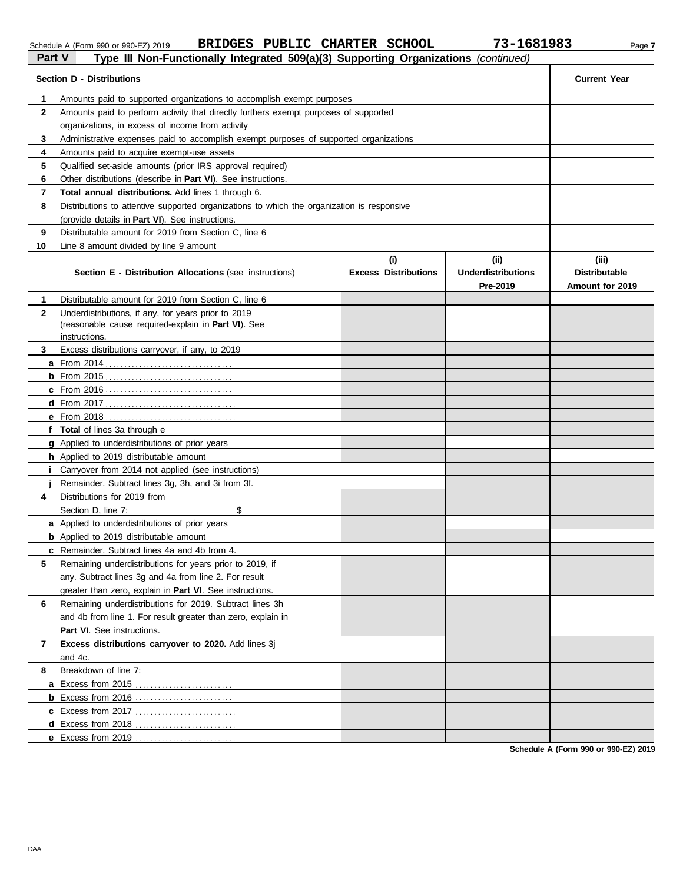Schedule A (Form 990 or 990-EZ) 2019 **BRIDGES PUBLIC CHARTER SCHOOL** **73-1681983**

## Part V Type III Non-Functionally Integrated 509(a)(3) Supporting Organizations *(continued)*

| **Section D - Distributions** | | **Current Year** |
|---|---|---|
| 1 | Amounts paid to supported organizations to accomplish exempt purposes | |
| 2 | Amounts paid to perform activity that directly furthers exempt purposes of supported organizations, in excess of income from activity | |
| 3 | Administrative expenses paid to accomplish exempt purposes of supported organizations | |
| 4 | Amounts paid to acquire exempt-use assets | |
| 5 | Qualified set-aside amounts (prior IRS approval required) | |
| 6 | Other distributions (describe in **Part VI**). See instructions. | |
| 7 | **Total annual distributions.** Add lines 1 through 6. | |
| 8 | Distributions to attentive supported organizations to which the organization is responsive (provide details in **Part VI**). See instructions. | |
| 9 | Distributable amount for 2019 from Section C, line 6 | |
| 10 | Line 8 amount divided by line 9 amount | |

| | **Section E - Distribution Allocations** (see instructions) | **(i) Excess Distributions** | **(ii) Underdistributions Pre-2019** | **(iii) Distributable Amount for 2019** |
|---|---|---|---|---|
| 1 | Distributable amount for 2019 from Section C, line 6 | | | |
| 2 | Underdistributions, if any, for years prior to 2019 (reasonable cause required-explain in **Part VI**). See instructions. | | | |
| 3 | Excess distributions carryover, if any, to 2019 | | | |
| a | From 2014 | | | |
| b | From 2015 | | | |
| c | From 2016 | | | |
| d | From 2017 | | | |
| e | From 2018 | | | |
| f | **Total** of lines 3a through e | | | |
| g | Applied to underdistributions of prior years | | | |
| h | Applied to 2019 distributable amount | | | |
| i | Carryover from 2014 not applied (see instructions) | | | |
| j | Remainder. Subtract lines 3g, 3h, and 3i from 3f. | | | |
| 4 | Distributions for 2019 from Section D, line 7: $ | | | |
| a | Applied to underdistributions of prior years | | | |
| b | Applied to 2019 distributable amount | | | |
| c | Remainder. Subtract lines 4a and 4b from 4. | | | |
| 5 | Remaining underdistributions for years prior to 2019, if any. Subtract lines 3g and 4a from line 2. For result greater than zero, explain in **Part VI**. See instructions. | | | |
| 6 | Remaining underdistributions for 2019. Subtract lines 3h and 4b from line 1. For result greater than zero, explain in **Part VI**. See instructions. | | | |
| 7 | **Excess distributions carryover to 2020.** Add lines 3j and 4c. | | | |
| 8 | Breakdown of line 7: | | | |
| a | Excess from 2015 | | | |
| b | Excess from 2016 | | | |
| c | Excess from 2017 | | | |
| d | Excess from 2018 | | | |
| e | Excess from 2019 | | | |

**Schedule A (Form 990 or 990-EZ) 2019**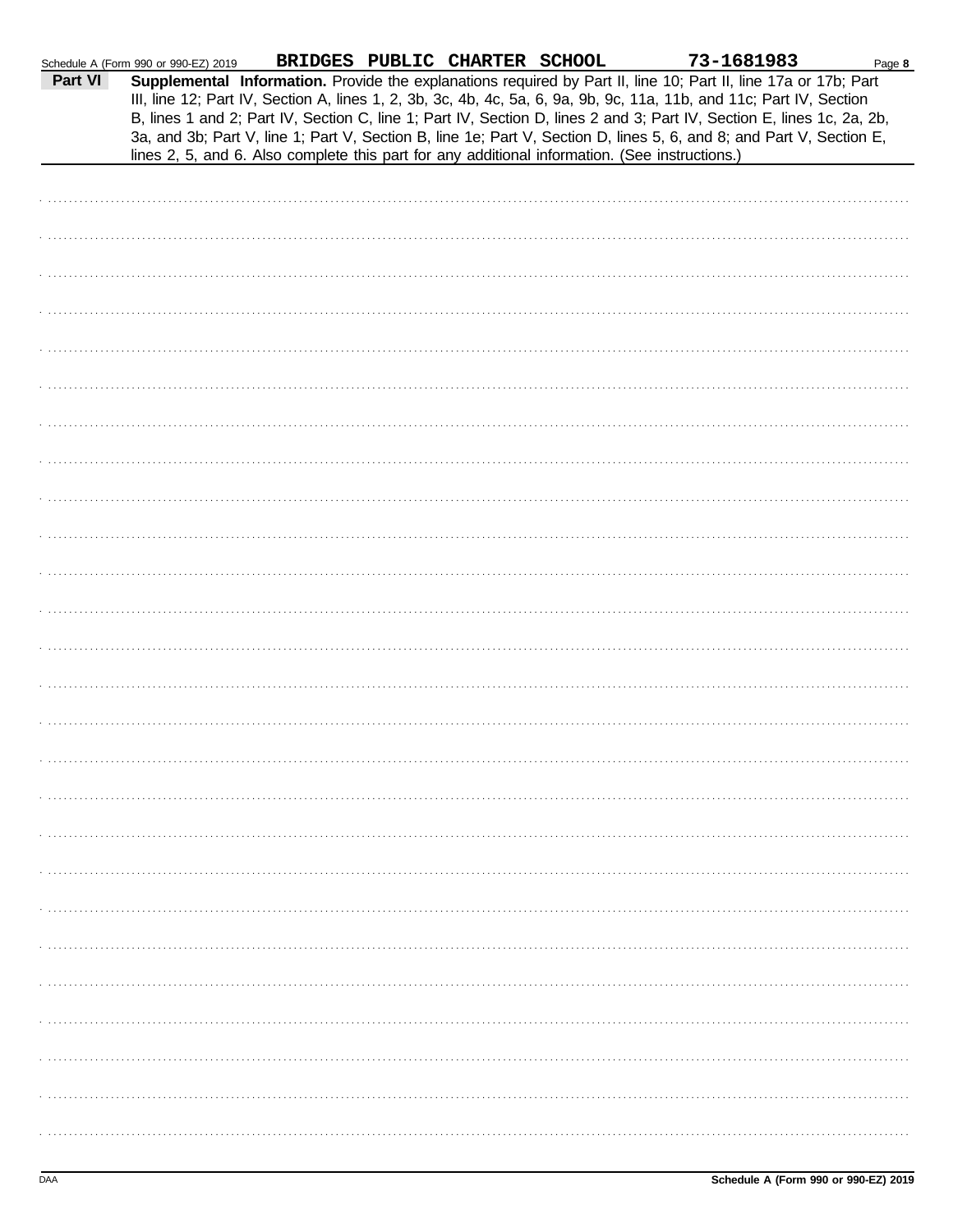Schedule A (Form 990 or 990-EZ) 2019 **BRIDGES PUBLIC CHARTER SCHOOL** **73-1681983** Page **8**

**Part VI** **Supplemental Information.** Provide the explanations required by Part II, line 10; Part II, line 17a or 17b; Part III, line 12; Part IV, Section A, lines 1, 2, 3b, 3c, 4b, 4c, 5a, 6, 9a, 9b, 9c, 11a, 11b, and 11c; Part IV, Section B, lines 1 and 2; Part IV, Section C, line 1; Part IV, Section D, lines 2 and 3; Part IV, Section E, lines 1c, 2a, 2b, 3a, and 3b; Part V, line 1; Part V, Section B, line 1e; Part V, Section D, lines 5, 6, and 8; and Part V, Section E, lines 2, 5, and 6. Also complete this part for any additional information. (See instructions.)

DAA **Schedule A (Form 990 or 990-EZ) 2019**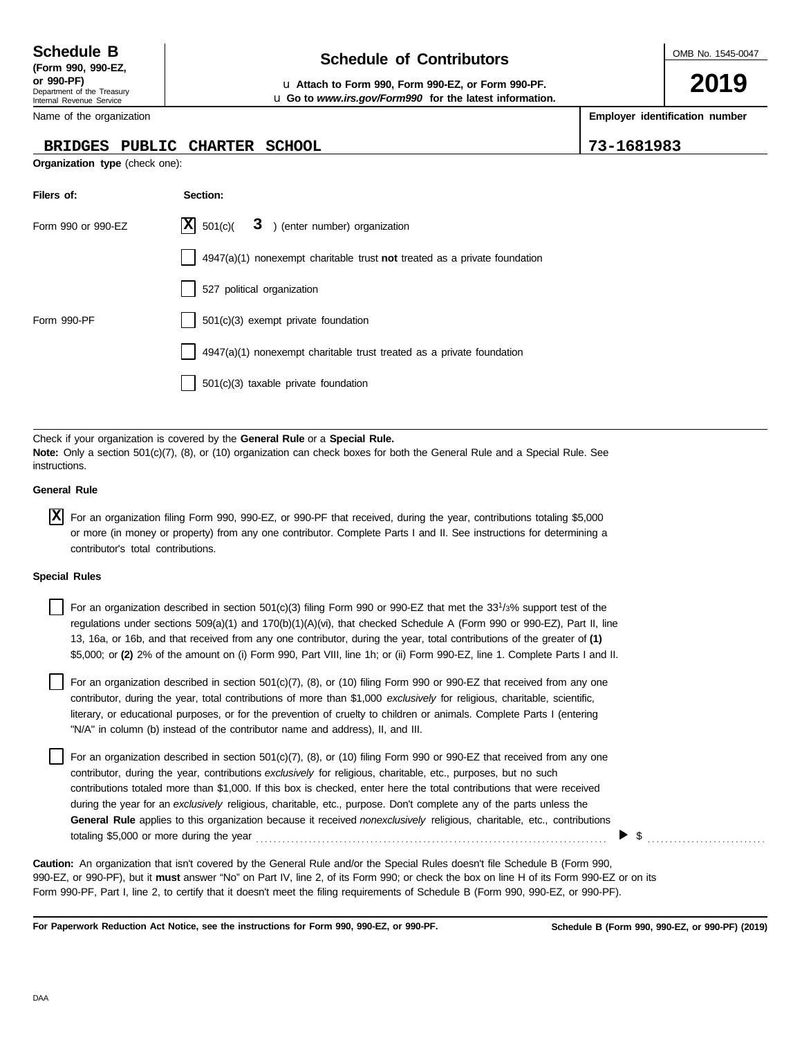**Schedule B**
**(Form 990, 990-EZ, or 990-PF)**
Department of the Treasury
Internal Revenue Service

# Schedule of Contributors

u **Attach to Form 990, Form 990-EZ, or Form 990-PF.**
u **Go to *www.irs.gov/Form990* for the latest information.**

OMB No. 1545-0047

**2019**

| Name of the organization | **Employer identification number** |
|---|---|
| BRIDGES PUBLIC CHARTER SCHOOL | 73-1681983 |

**Organization type** (check one):

| **Filers of:** | **Section:** |
|---|---|
| Form 990 or 990-EZ | [X] 501(c)( 3 ) (enter number) organization |
| | [ ] 4947(a)(1) nonexempt charitable trust **not** treated as a private foundation |
| | [ ] 527 political organization |
| Form 990-PF | [ ] 501(c)(3) exempt private foundation |
| | [ ] 4947(a)(1) nonexempt charitable trust treated as a private foundation |
| | [ ] 501(c)(3) taxable private foundation |

Check if your organization is covered by the **General Rule** or a **Special Rule.**
**Note:** Only a section 501(c)(7), (8), or (10) organization can check boxes for both the General Rule and a Special Rule. See instructions.

**General Rule**

[X] For an organization filing Form 990, 990-EZ, or 990-PF that received, during the year, contributions totaling $5,000 or more (in money or property) from any one contributor. Complete Parts I and II. See instructions for determining a contributor's total contributions.

**Special Rules**

[ ] For an organization described in section 501(c)(3) filing Form 990 or 990-EZ that met the 33 1/3% support test of the regulations under sections 509(a)(1) and 170(b)(1)(A)(vi), that checked Schedule A (Form 990 or 990-EZ), Part II, line 13, 16a, or 16b, and that received from any one contributor, during the year, total contributions of the greater of **(1)** $5,000; or **(2)** 2% of the amount on (i) Form 990, Part VIII, line 1h; or (ii) Form 990-EZ, line 1. Complete Parts I and II.

[ ] For an organization described in section 501(c)(7), (8), or (10) filing Form 990 or 990-EZ that received from any one contributor, during the year, total contributions of more than $1,000 *exclusively* for religious, charitable, scientific, literary, or educational purposes, or for the prevention of cruelty to children or animals. Complete Parts I (entering "N/A" in column (b) instead of the contributor name and address), II, and III.

[ ] For an organization described in section 501(c)(7), (8), or (10) filing Form 990 or 990-EZ that received from any one contributor, during the year, contributions *exclusively* for religious, charitable, etc., purposes, but no such contributions totaled more than $1,000. If this box is checked, enter here the total contributions that were received during the year for an *exclusively* religious, charitable, etc., purpose. Don't complete any of the parts unless the **General Rule** applies to this organization because it received *nonexclusively* religious, charitable, etc., contributions totaling $5,000 or more during the year . . . . . . . . . . . . . . . . . . . . . . . . . . . . . . . ▶ $ . . . . . . . . . . . . . . . .

**Caution:** An organization that isn't covered by the General Rule and/or the Special Rules doesn't file Schedule B (Form 990, 990-EZ, or 990-PF), but it **must** answer "No" on Part IV, line 2, of its Form 990; or check the box on line H of its Form 990-EZ or on its Form 990-PF, Part I, line 2, to certify that it doesn't meet the filing requirements of Schedule B (Form 990, 990-EZ, or 990-PF).

**For Paperwork Reduction Act Notice, see the instructions for Form 990, 990-EZ, or 990-PF.** **Schedule B (Form 990, 990-EZ, or 990-PF) (2019)**

DAA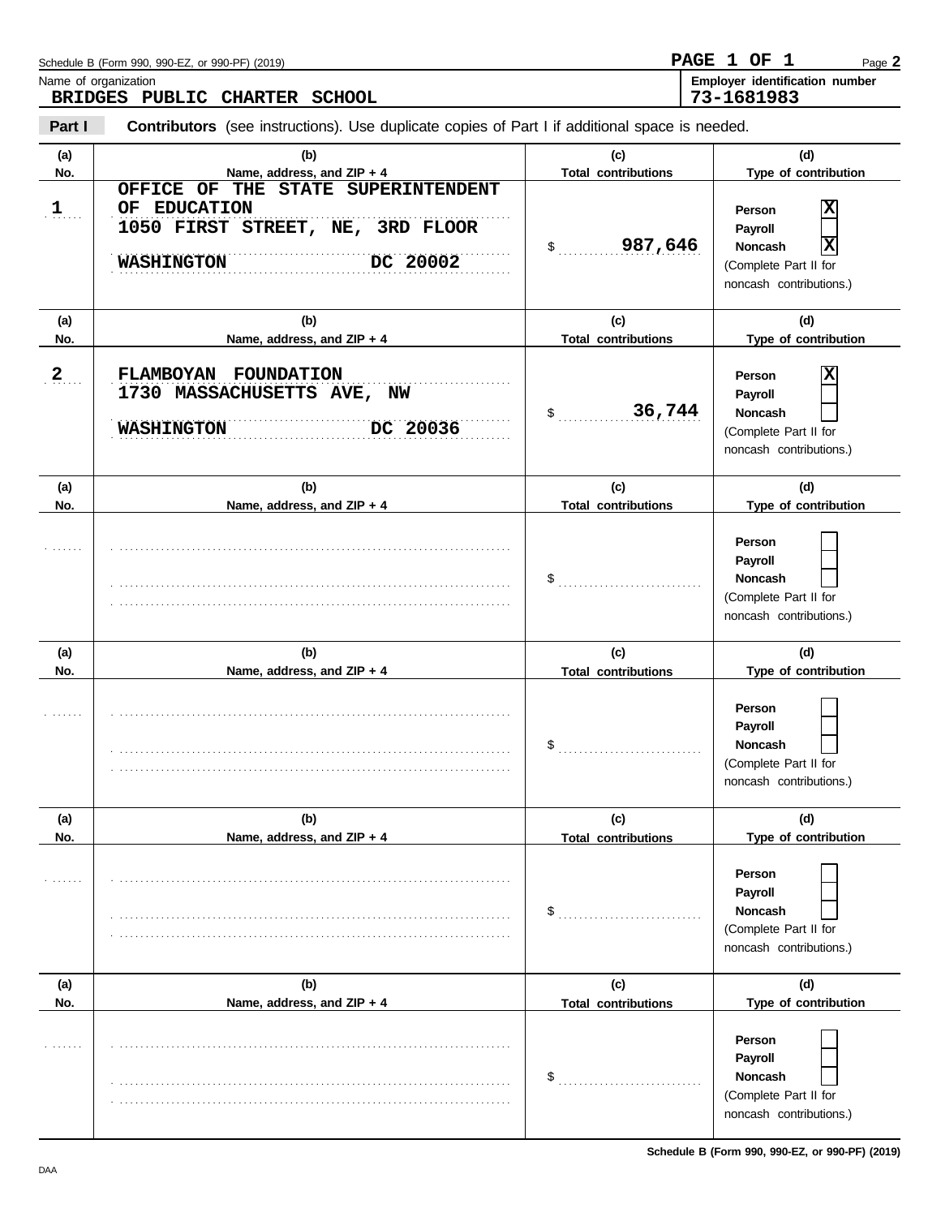Schedule B (Form 990, 990-EZ, or 990-PF) (2019)

PAGE 1 OF 1

| Name of organization | Employer identification number |
|---|---|
| BRIDGES PUBLIC CHARTER SCHOOL | 73-1681983 |

**Part I** **Contributors** (see instructions). Use duplicate copies of Part I if additional space is needed.

| (a) No. | (b) Name, address, and ZIP + 4 | (c) Total contributions | (d) Type of contribution |
|---|---|---|---|
| 1 | OFFICE OF THE STATE SUPERINTENDENT OF EDUCATION<br>1050 FIRST STREET, NE, 3RD FLOOR<br>WASHINGTON DC 20002 | $ 987,646 | Person [X]<br>Payroll [ ]<br>Noncash [X]<br>(Complete Part II for noncash contributions.) |
| 2 | FLAMBOYAN FOUNDATION<br>1730 MASSACHUSETTS AVE, NW<br>WASHINGTON DC 20036 | $ 36,744 | Person [X]<br>Payroll [ ]<br>Noncash [ ]<br>(Complete Part II for noncash contributions.) |
| | | $ | Person [ ]<br>Payroll [ ]<br>Noncash [ ]<br>(Complete Part II for noncash contributions.) |
| | | $ | Person [ ]<br>Payroll [ ]<br>Noncash [ ]<br>(Complete Part II for noncash contributions.) |
| | | $ | Person [ ]<br>Payroll [ ]<br>Noncash [ ]<br>(Complete Part II for noncash contributions.) |
| | | $ | Person [ ]<br>Payroll [ ]<br>Noncash [ ]<br>(Complete Part II for noncash contributions.) |

DAA

Schedule B (Form 990, 990-EZ, or 990-PF) (2019)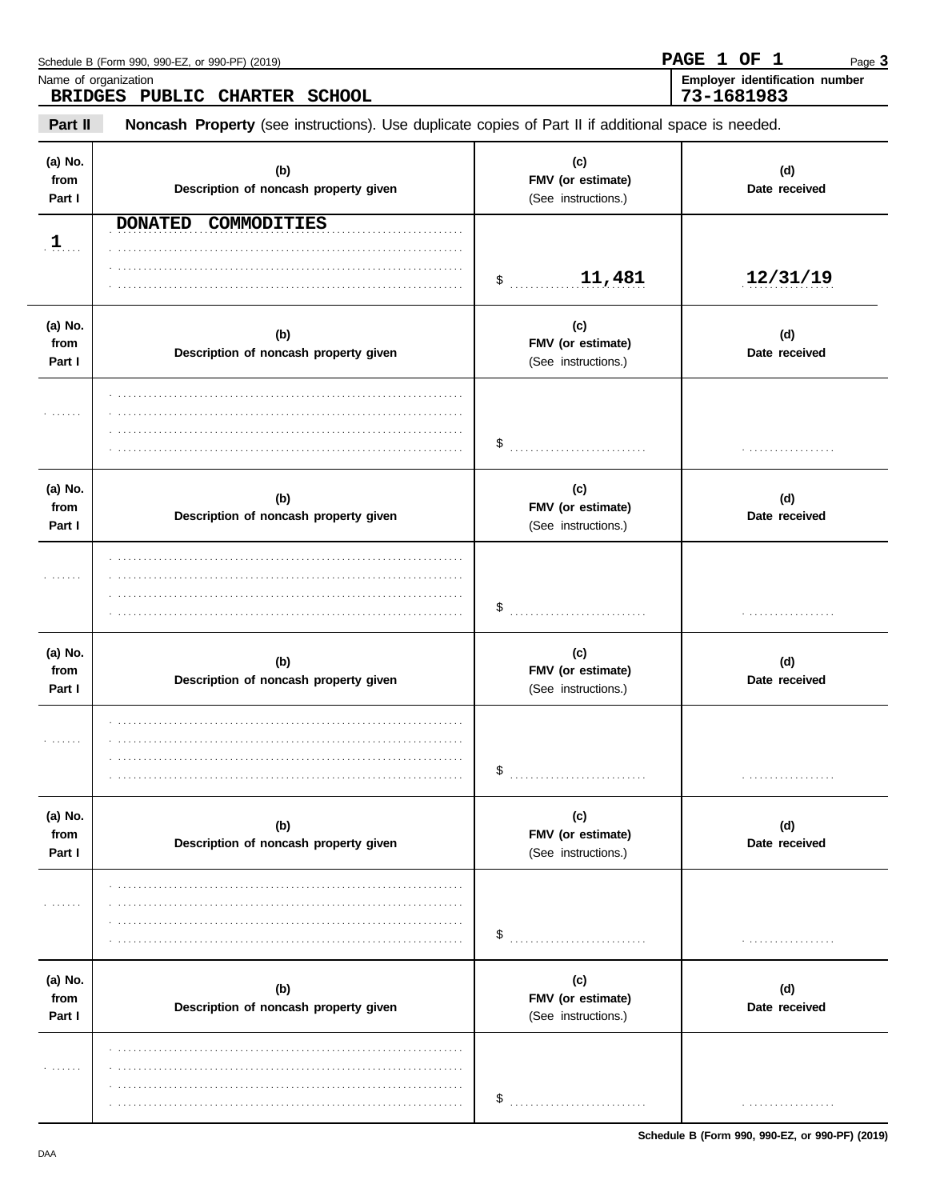Schedule B (Form 990, 990-EZ, or 990-PF) (2019)

PAGE 1 OF 1

Name of organization: **BRIDGES PUBLIC CHARTER SCHOOL**

Employer identification number: **73-1681983**

**Part II** **Noncash Property** (see instructions). Use duplicate copies of Part II if additional space is needed.

| (a) No. from Part I | (b) Description of noncash property given | (c) FMV (or estimate) (See instructions.) | (d) Date received |
|---|---|---|---|
| 1 | DONATED COMMODITIES | $ 11,481 | 12/31/19 |
| | | $ | |
| | | $ | |
| | | $ | |
| | | $ | |
| | | $ | |

Schedule B (Form 990, 990-EZ, or 990-PF) (2019)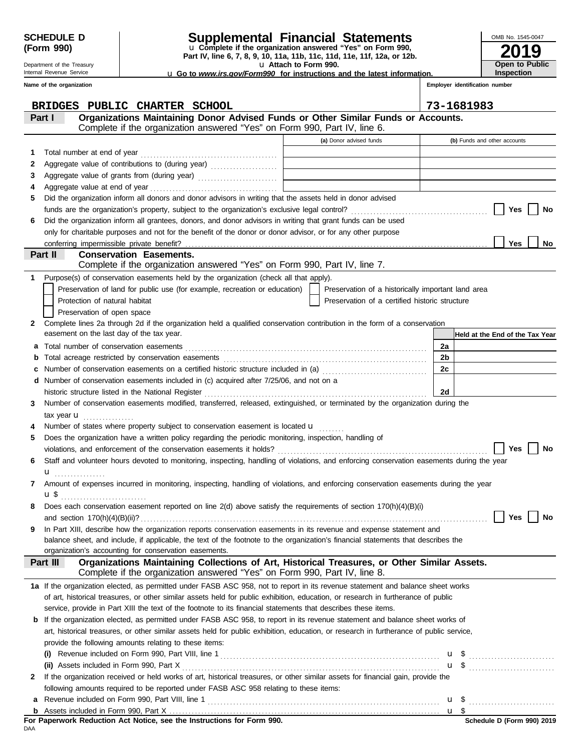**SCHEDULE D (Form 990)**

Department of the Treasury
Internal Revenue Service

# Supplemental Financial Statements

u Complete if the organization answered "Yes" on Form 990, Part IV, line 6, 7, 8, 9, 10, 11a, 11b, 11c, 11d, 11e, 11f, 12a, or 12b.

u Attach to Form 990.

u Go to *www.irs.gov/Form990* for instructions and the latest information.

OMB No. 1545-0047

**2019**

**Open to Public Inspection**

**Name of the organization**: BRIDGES PUBLIC CHARTER SCHOOL

**Employer identification number**: 73-1681983

## Part I — Organizations Maintaining Donor Advised Funds or Other Similar Funds or Accounts.

Complete if the organization answered "Yes" on Form 990, Part IV, line 6.

| | | (a) Donor advised funds | (b) Funds and other accounts |
|---|---|---|---|
| 1 | Total number at end of year | | |
| 2 | Aggregate value of contributions to (during year) | | |
| 3 | Aggregate value of grants from (during year) | | |
| 4 | Aggregate value at end of year | | |

5 Did the organization inform all donors and donor advisors in writing that the assets held in donor advised funds are the organization's property, subject to the organization's exclusive legal control? ☐ Yes ☐ No

6 Did the organization inform all grantees, donors, and donor advisors in writing that grant funds can be used only for charitable purposes and not for the benefit of the donor or donor advisor, or for any other purpose conferring impermissible private benefit? ☐ Yes ☐ No

## Part II — Conservation Easements.

Complete if the organization answered "Yes" on Form 990, Part IV, line 7.

1 Purpose(s) of conservation easements held by the organization (check all that apply).

- ☐ Preservation of land for public use (for example, recreation or education)
- ☐ Preservation of a historically important land area
- ☐ Protection of natural habitat
- ☐ Preservation of a certified historic structure
- ☐ Preservation of open space

2 Complete lines 2a through 2d if the organization held a qualified conservation contribution in the form of a conservation easement on the last day of the tax year.

| | | | Held at the End of the Tax Year |
|---|---|---|---|
| a | Total number of conservation easements | 2a | |
| b | Total acreage restricted by conservation easements | 2b | |
| c | Number of conservation easements on a certified historic structure included in (a) | 2c | |
| d | Number of conservation easements included in (c) acquired after 7/25/06, and not on a historic structure listed in the National Register | 2d | |

3 Number of conservation easements modified, transferred, released, extinguished, or terminated by the organization during the tax year u

4 Number of states where property subject to conservation easement is located u

5 Does the organization have a written policy regarding the periodic monitoring, inspection, handling of violations, and enforcement of the conservation easements it holds? ☐ Yes ☐ No

6 Staff and volunteer hours devoted to monitoring, inspecting, handling of violations, and enforcing conservation easements during the year u

7 Amount of expenses incurred in monitoring, inspecting, handling of violations, and enforcing conservation easements during the year u $

8 Does each conservation easement reported on line 2(d) above satisfy the requirements of section 170(h)(4)(B)(i) and section 170(h)(4)(B)(ii)? ☐ Yes ☐ No

9 In Part XIII, describe how the organization reports conservation easements in its revenue and expense statement and balance sheet, and include, if applicable, the text of the footnote to the organization's financial statements that describes the organization's accounting for conservation easements.

## Part III — Organizations Maintaining Collections of Art, Historical Treasures, or Other Similar Assets.

Complete if the organization answered "Yes" on Form 990, Part IV, line 8.

1a If the organization elected, as permitted under FASB ASC 958, not to report in its revenue statement and balance sheet works of art, historical treasures, or other similar assets held for public exhibition, education, or research in furtherance of public service, provide in Part XIII the text of the footnote to its financial statements that describes these items.

b If the organization elected, as permitted under FASB ASC 958, to report in its revenue statement and balance sheet works of art, historical treasures, or other similar assets held for public exhibition, education, or research in furtherance of public service, provide the following amounts relating to these items:

(i) Revenue included on Form 990, Part VIII, line 1 u $

(ii) Assets included in Form 990, Part X u $

2 If the organization received or held works of art, historical treasures, or other similar assets for financial gain, provide the following amounts required to be reported under FASB ASC 958 relating to these items:

a Revenue included on Form 990, Part VIII, line 1 u $

b Assets included in Form 990, Part X u $

**For Paperwork Reduction Act Notice, see the Instructions for Form 990.**

DAA

**Schedule D (Form 990) 2019**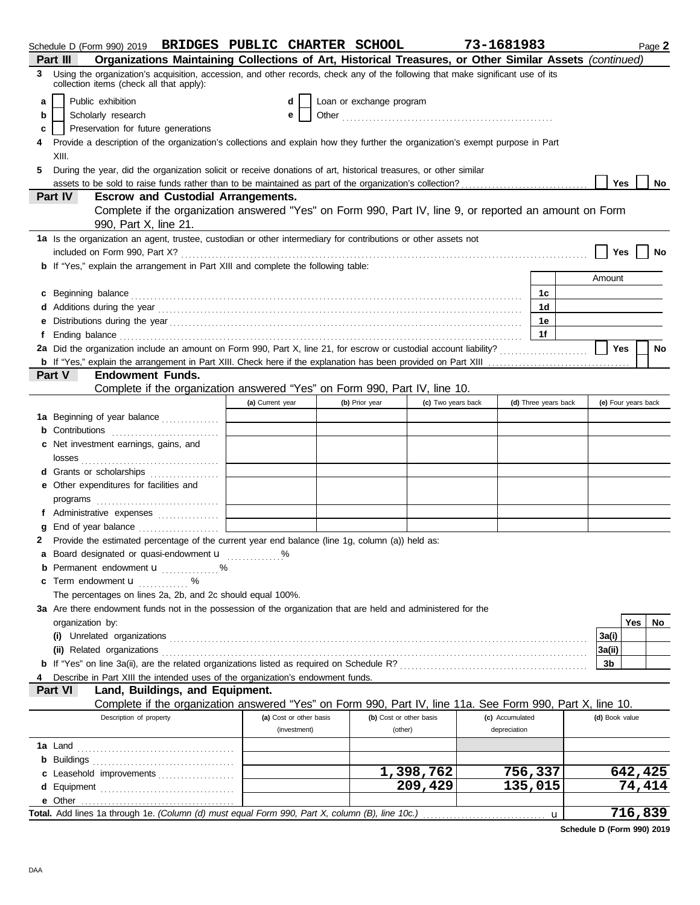Schedule D (Form 990) 2019 **BRIDGES PUBLIC CHARTER SCHOOL** **73-1681983** Page **2**

## Part III Organizations Maintaining Collections of Art, Historical Treasures, or Other Similar Assets *(continued)*

**3** Using the organization's acquisition, accession, and other records, check any of the following that make significant use of its collection items (check all that apply):

- **a** ☐ Public exhibition
- **b** ☐ Scholarly research
- **c** ☐ Preservation for future generations
- **d** ☐ Loan or exchange program
- **e** ☐ Other ....................

**4** Provide a description of the organization's collections and explain how they further the organization's exempt purpose in Part XIII.

**5** During the year, did the organization solicit or receive donations of art, historical treasures, or other similar assets to be sold to raise funds rather than to be maintained as part of the organization's collection? ☐ Yes ☐ No

## Part IV Escrow and Custodial Arrangements.

Complete if the organization answered "Yes" on Form 990, Part IV, line 9, or reported an amount on Form 990, Part X, line 21.

**1a** Is the organization an agent, trustee, custodian or other intermediary for contributions or other assets not included on Form 990, Part X? ☐ Yes ☐ No

**b** If "Yes," explain the arrangement in Part XIII and complete the following table:

| | | Amount |
|---|---|---|
| **c** Beginning balance | 1c | |
| **d** Additions during the year | 1d | |
| **e** Distributions during the year | 1e | |
| **f** Ending balance | 1f | |

**2a** Did the organization include an amount on Form 990, Part X, line 21, for escrow or custodial account liability? ☐ Yes ☐ No

**b** If "Yes," explain the arrangement in Part XIII. Check here if the explanation has been provided on Part XIII ☐

## Part V Endowment Funds.

Complete if the organization answered "Yes" on Form 990, Part IV, line 10.

| | (a) Current year | (b) Prior year | (c) Two years back | (d) Three years back | (e) Four years back |
|---|---|---|---|---|---|
| **1a** Beginning of year balance | | | | | |
| **b** Contributions | | | | | |
| **c** Net investment earnings, gains, and losses | | | | | |
| **d** Grants or scholarships | | | | | |
| **e** Other expenditures for facilities and programs | | | | | |
| **f** Administrative expenses | | | | | |
| **g** End of year balance | | | | | |

**2** Provide the estimated percentage of the current year end balance (line 1g, column (a)) held as:

- **a** Board designated or quasi-endowment u ..........%
- **b** Permanent endowment u ..........%
- **c** Term endowment u ..........%

The percentages on lines 2a, 2b, and 2c should equal 100%.

**3a** Are there endowment funds not in the possession of the organization that are held and administered for the organization by:

| | | Yes | No |
|---|---|---|---|
| **(i)** Unrelated organizations | 3a(i) | | |
| **(ii)** Related organizations | 3a(ii) | | |
| **b** If "Yes" on line 3a(ii), are the related organizations listed as required on Schedule R? | 3b | | |

**4** Describe in Part XIII the intended uses of the organization's endowment funds.

## Part VI Land, Buildings, and Equipment.

Complete if the organization answered "Yes" on Form 990, Part IV, line 11a. See Form 990, Part X, line 10.

| Description of property | (a) Cost or other basis (investment) | (b) Cost or other basis (other) | (c) Accumulated depreciation | (d) Book value |
|---|---|---|---|---|
| **1a** Land | | | | |
| **b** Buildings | | | | |
| **c** Leasehold improvements | | 1,398,762 | 756,337 | 642,425 |
| **d** Equipment | | 209,429 | 135,015 | 74,414 |
| **e** Other | | | | |
| **Total.** Add lines 1a through 1e. *(Column (d) must equal Form 990, Part X, column (B), line 10c.)* u | | | | 716,839 |

**Schedule D (Form 990) 2019**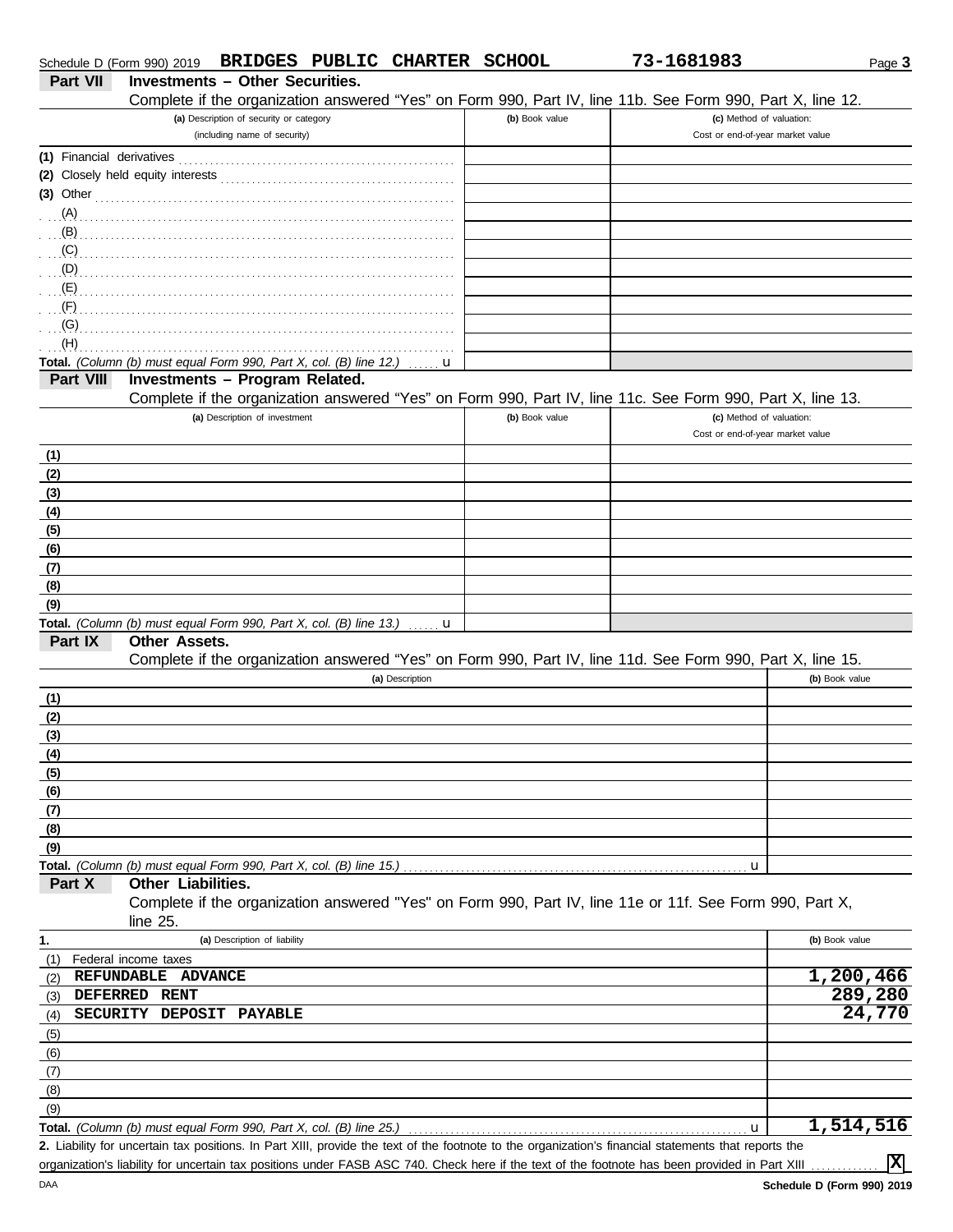Schedule D (Form 990) 2019 **BRIDGES PUBLIC CHARTER SCHOOL** **73-1681983** Page **3**

## Part VII Investments – Other Securities.

Complete if the organization answered "Yes" on Form 990, Part IV, line 11b. See Form 990, Part X, line 12.

| (a) Description of security or category (including name of security) | (b) Book value | (c) Method of valuation: Cost or end-of-year market value |
|---|---|---|
| (1) Financial derivatives | | |
| (2) Closely held equity interests | | |
| (3) Other | | |
| (A) | | |
| (B) | | |
| (C) | | |
| (D) | | |
| (E) | | |
| (F) | | |
| (G) | | |
| (H) | | |
| **Total.** *(Column (b) must equal Form 990, Part X, col. (B) line 12.)* u | | |

## Part VIII Investments – Program Related.

Complete if the organization answered "Yes" on Form 990, Part IV, line 11c. See Form 990, Part X, line 13.

| (a) Description of investment | (b) Book value | (c) Method of valuation: Cost or end-of-year market value |
|---|---|---|
| (1) | | |
| (2) | | |
| (3) | | |
| (4) | | |
| (5) | | |
| (6) | | |
| (7) | | |
| (8) | | |
| (9) | | |
| **Total.** *(Column (b) must equal Form 990, Part X, col. (B) line 13.)* u | | |

## Part IX Other Assets.

Complete if the organization answered "Yes" on Form 990, Part IV, line 11d. See Form 990, Part X, line 15.

| (a) Description | (b) Book value |
|---|---|
| (1) | |
| (2) | |
| (3) | |
| (4) | |
| (5) | |
| (6) | |
| (7) | |
| (8) | |
| (9) | |
| **Total.** *(Column (b) must equal Form 990, Part X, col. (B) line 15.)* u | |

## Part X Other Liabilities.

Complete if the organization answered "Yes" on Form 990, Part IV, line 11e or 11f. See Form 990, Part X, line 25.

| 1. (a) Description of liability | (b) Book value |
|---|---|
| (1) Federal income taxes | |
| (2) REFUNDABLE ADVANCE | 1,200,466 |
| (3) DEFERRED RENT | 289,280 |
| (4) SECURITY DEPOSIT PAYABLE | 24,770 |
| (5) | |
| (6) | |
| (7) | |
| (8) | |
| (9) | |
| **Total.** *(Column (b) must equal Form 990, Part X, col. (B) line 25.)* u | 1,514,516 |

**2.** Liability for uncertain tax positions. In Part XIII, provide the text of the footnote to the organization's financial statements that reports the organization's liability for uncertain tax positions under FASB ASC 740. Check here if the text of the footnote has been provided in Part XIII .......... [X]

DAA **Schedule D (Form 990) 2019**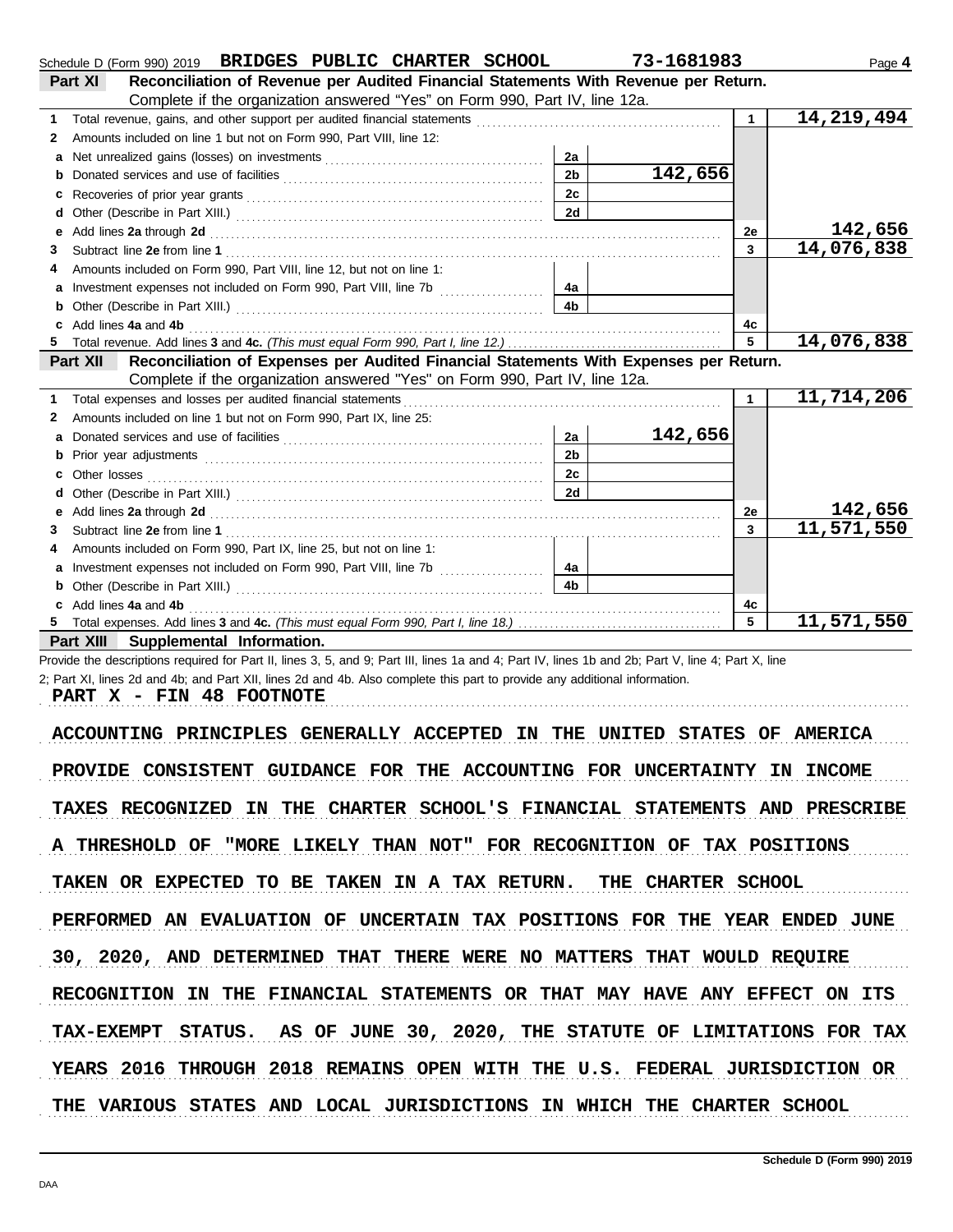Schedule D (Form 990) 2019 **BRIDGES PUBLIC CHARTER SCHOOL** **73-1681983** Page **4**

## Part XI Reconciliation of Revenue per Audited Financial Statements With Revenue per Return.

Complete if the organization answered "Yes" on Form 990, Part IV, line 12a.

| | | | | | |
|---|---|---|---|---|---|
| **1** | Total revenue, gains, and other support per audited financial statements | | | 1 | 14,219,494 |
| **2** | Amounts included on line 1 but not on Form 990, Part VIII, line 12: | | | | |
| **a** | Net unrealized gains (losses) on investments | 2a | | | |
| **b** | Donated services and use of facilities | 2b | 142,656 | | |
| **c** | Recoveries of prior year grants | 2c | | | |
| **d** | Other (Describe in Part XIII.) | 2d | | | |
| **e** | Add lines **2a** through **2d** | | | 2e | 142,656 |
| **3** | Subtract line **2e** from line **1** | | | 3 | 14,076,838 |
| **4** | Amounts included on Form 990, Part VIII, line 12, but not on line 1: | | | | |
| **a** | Investment expenses not included on Form 990, Part VIII, line 7b | 4a | | | |
| **b** | Other (Describe in Part XIII.) | 4b | | | |
| **c** | Add lines **4a** and **4b** | | | 4c | |
| **5** | Total revenue. Add lines **3** and **4c.** *(This must equal Form 990, Part I, line 12.)* | | | 5 | 14,076,838 |

## Part XII Reconciliation of Expenses per Audited Financial Statements With Expenses per Return.

Complete if the organization answered "Yes" on Form 990, Part IV, line 12a.

| | | | | | |
|---|---|---|---|---|---|
| **1** | Total expenses and losses per audited financial statements | | | 1 | 11,714,206 |
| **2** | Amounts included on line 1 but not on Form 990, Part IX, line 25: | | | | |
| **a** | Donated services and use of facilities | 2a | 142,656 | | |
| **b** | Prior year adjustments | 2b | | | |
| **c** | Other losses | 2c | | | |
| **d** | Other (Describe in Part XIII.) | 2d | | | |
| **e** | Add lines **2a** through **2d** | | | 2e | 142,656 |
| **3** | Subtract line **2e** from line **1** | | | 3 | 11,571,550 |
| **4** | Amounts included on Form 990, Part IX, line 25, but not on line 1: | | | | |
| **a** | Investment expenses not included on Form 990, Part VIII, line 7b | 4a | | | |
| **b** | Other (Describe in Part XIII.) | 4b | | | |
| **c** | Add lines **4a** and **4b** | | | 4c | |
| **5** | Total expenses. Add lines **3** and **4c.** *(This must equal Form 990, Part I, line 18.)* | | | 5 | 11,571,550 |

## Part XIII Supplemental Information.

Provide the descriptions required for Part II, lines 3, 5, and 9; Part III, lines 1a and 4; Part IV, lines 1b and 2b; Part V, line 4; Part X, line 2; Part XI, lines 2d and 4b; and Part XII, lines 2d and 4b. Also complete this part to provide any additional information.

PART X - FIN 48 FOOTNOTE

ACCOUNTING PRINCIPLES GENERALLY ACCEPTED IN THE UNITED STATES OF AMERICA PROVIDE CONSISTENT GUIDANCE FOR THE ACCOUNTING FOR UNCERTAINTY IN INCOME TAXES RECOGNIZED IN THE CHARTER SCHOOL'S FINANCIAL STATEMENTS AND PRESCRIBE A THRESHOLD OF "MORE LIKELY THAN NOT" FOR RECOGNITION OF TAX POSITIONS TAKEN OR EXPECTED TO BE TAKEN IN A TAX RETURN. THE CHARTER SCHOOL PERFORMED AN EVALUATION OF UNCERTAIN TAX POSITIONS FOR THE YEAR ENDED JUNE 30, 2020, AND DETERMINED THAT THERE WERE NO MATTERS THAT WOULD REQUIRE RECOGNITION IN THE FINANCIAL STATEMENTS OR THAT MAY HAVE ANY EFFECT ON ITS TAX-EXEMPT STATUS. AS OF JUNE 30, 2020, THE STATUTE OF LIMITATIONS FOR TAX YEARS 2016 THROUGH 2018 REMAINS OPEN WITH THE U.S. FEDERAL JURISDICTION OR THE VARIOUS STATES AND LOCAL JURISDICTIONS IN WHICH THE CHARTER SCHOOL

Schedule D (Form 990) 2019

DAA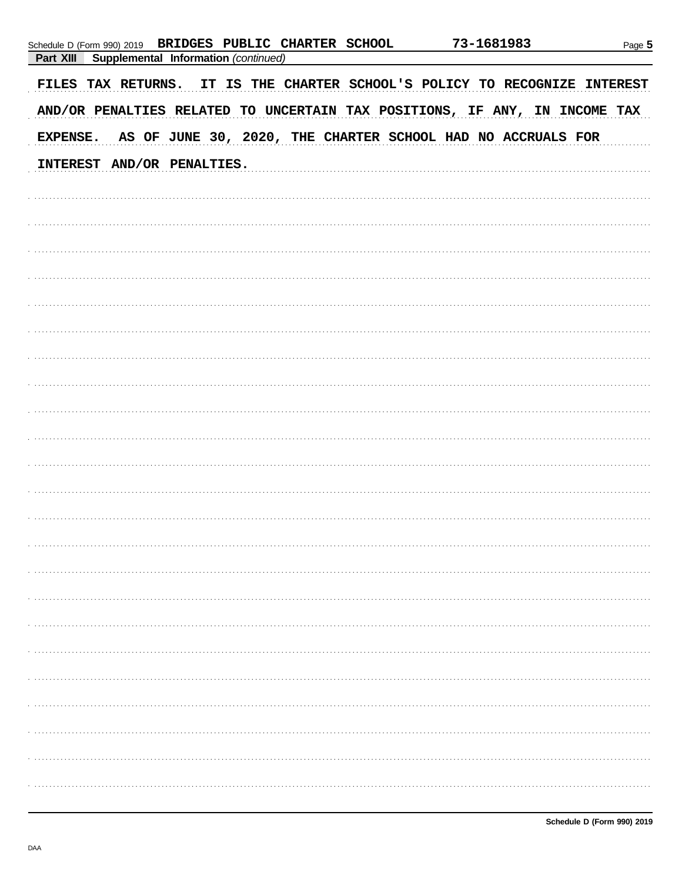Schedule D (Form 990) 2019 BRIDGES PUBLIC CHARTER SCHOOL 73-1681983

**Part XIII Supplemental Information** *(continued)*

FILES TAX RETURNS. IT IS THE CHARTER SCHOOL'S POLICY TO RECOGNIZE INTEREST AND/OR PENALTIES RELATED TO UNCERTAIN TAX POSITIONS, IF ANY, IN INCOME TAX EXPENSE. AS OF JUNE 30, 2020, THE CHARTER SCHOOL HAD NO ACCRUALS FOR INTEREST AND/OR PENALTIES.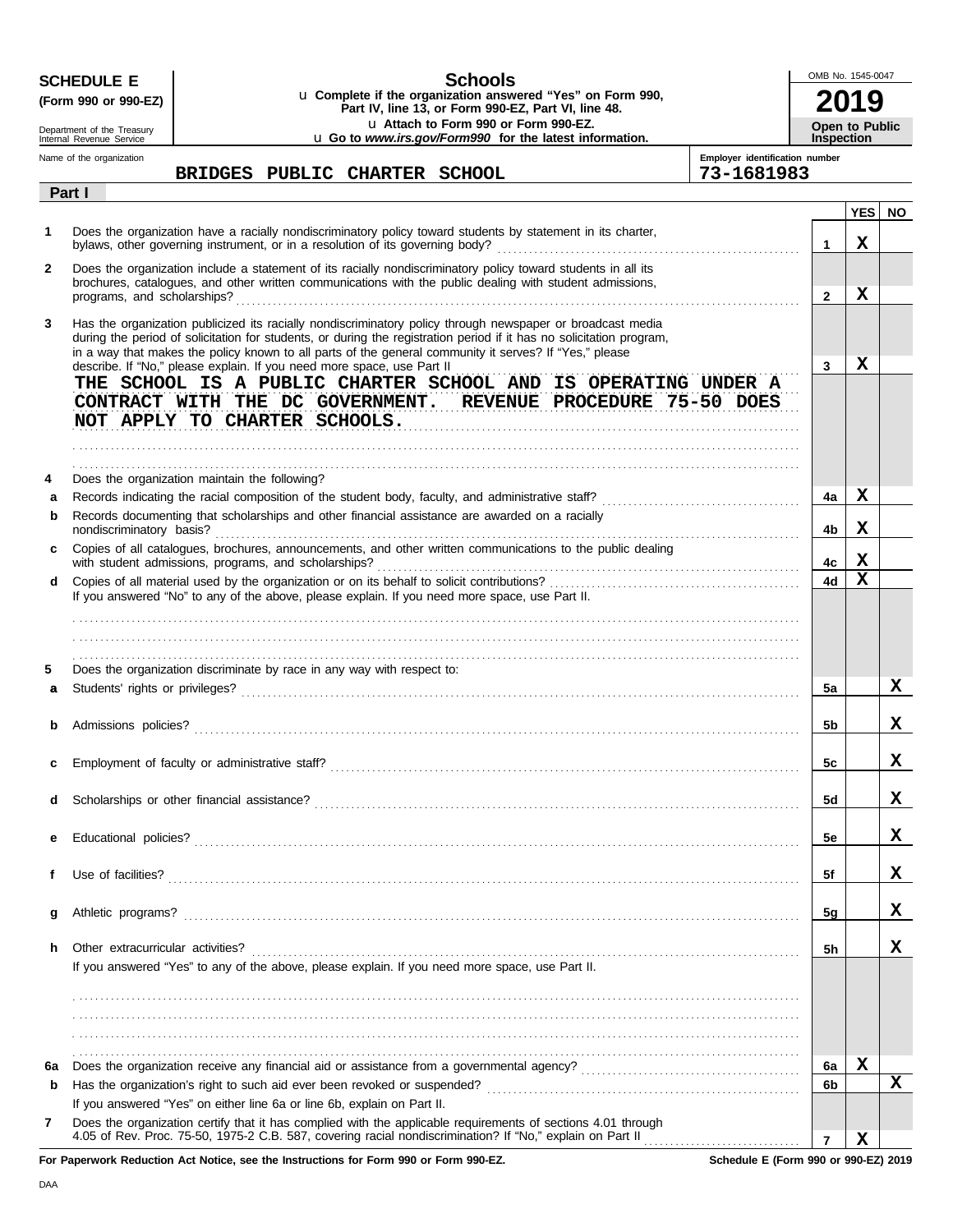**SCHEDULE E**
**(Form 990 or 990-EZ)**

Department of the Treasury
Internal Revenue Service

# Schools

u **Complete if the organization answered "Yes" on Form 990, Part IV, line 13, or Form 990-EZ, Part VI, line 48.**
u **Attach to Form 990 or Form 990-EZ.**
u **Go to *www.irs.gov/Form990* for the latest information.**

OMB No. 1545-0047

**2019**

**Open to Public Inspection**

Name of the organization: **BRIDGES PUBLIC CHARTER SCHOOL**

Employer identification number: **73-1681983**

**Part I**

| | | | YES | NO |
|---|---|---|---|---|
| 1 | Does the organization have a racially nondiscriminatory policy toward students by statement in its charter, bylaws, other governing instrument, or in a resolution of its governing body? | 1 | X | |
| 2 | Does the organization include a statement of its racially nondiscriminatory policy toward students in all its brochures, catalogues, and other written communications with the public dealing with student admissions, programs, and scholarships? | 2 | X | |
| 3 | Has the organization publicized its racially nondiscriminatory policy through newspaper or broadcast media during the period of solicitation for students, or during the registration period if it has no solicitation program, in a way that makes the policy known to all parts of the general community it serves? If "Yes," please describe. If "No," please explain. If you need more space, use Part II | 3 | X | |

**THE SCHOOL IS A PUBLIC CHARTER SCHOOL AND IS OPERATING UNDER A CONTRACT WITH THE DC GOVERNMENT. REVENUE PROCEDURE 75-50 DOES NOT APPLY TO CHARTER SCHOOLS.**

| | | | YES | NO |
|---|---|---|---|---|
| 4 | Does the organization maintain the following? | | | |
| a | Records indicating the racial composition of the student body, faculty, and administrative staff? | 4a | X | |
| b | Records documenting that scholarships and other financial assistance are awarded on a racially nondiscriminatory basis? | 4b | X | |
| c | Copies of all catalogues, brochures, announcements, and other written communications to the public dealing with student admissions, programs, and scholarships? | 4c | X | |
| d | Copies of all material used by the organization or on its behalf to solicit contributions? | 4d | X | |

If you answered "No" to any of the above, please explain. If you need more space, use Part II.

| | | | YES | NO |
|---|---|---|---|---|
| 5 | Does the organization discriminate by race in any way with respect to: | | | |
| a | Students' rights or privileges? | 5a | | X |
| b | Admissions policies? | 5b | | X |
| c | Employment of faculty or administrative staff? | 5c | | X |
| d | Scholarships or other financial assistance? | 5d | | X |
| e | Educational policies? | 5e | | X |
| f | Use of facilities? | 5f | | X |
| g | Athletic programs? | 5g | | X |
| h | Other extracurricular activities? | 5h | | X |

If you answered "Yes" to any of the above, please explain. If you need more space, use Part II.

| | | | YES | NO |
|---|---|---|---|---|
| 6a | Does the organization receive any financial aid or assistance from a governmental agency? | 6a | X | |
| b | Has the organization's right to such aid ever been revoked or suspended? | 6b | | X |
| | If you answered "Yes" on either line 6a or line 6b, explain on Part II. | | | |
| 7 | Does the organization certify that it has complied with the applicable requirements of sections 4.01 through 4.05 of Rev. Proc. 75-50, 1975-2 C.B. 587, covering racial nondiscrimination? If "No," explain on Part II | 7 | X | |

**For Paperwork Reduction Act Notice, see the Instructions for Form 990 or Form 990-EZ.** **Schedule E (Form 990 or 990-EZ) 2019**

DAA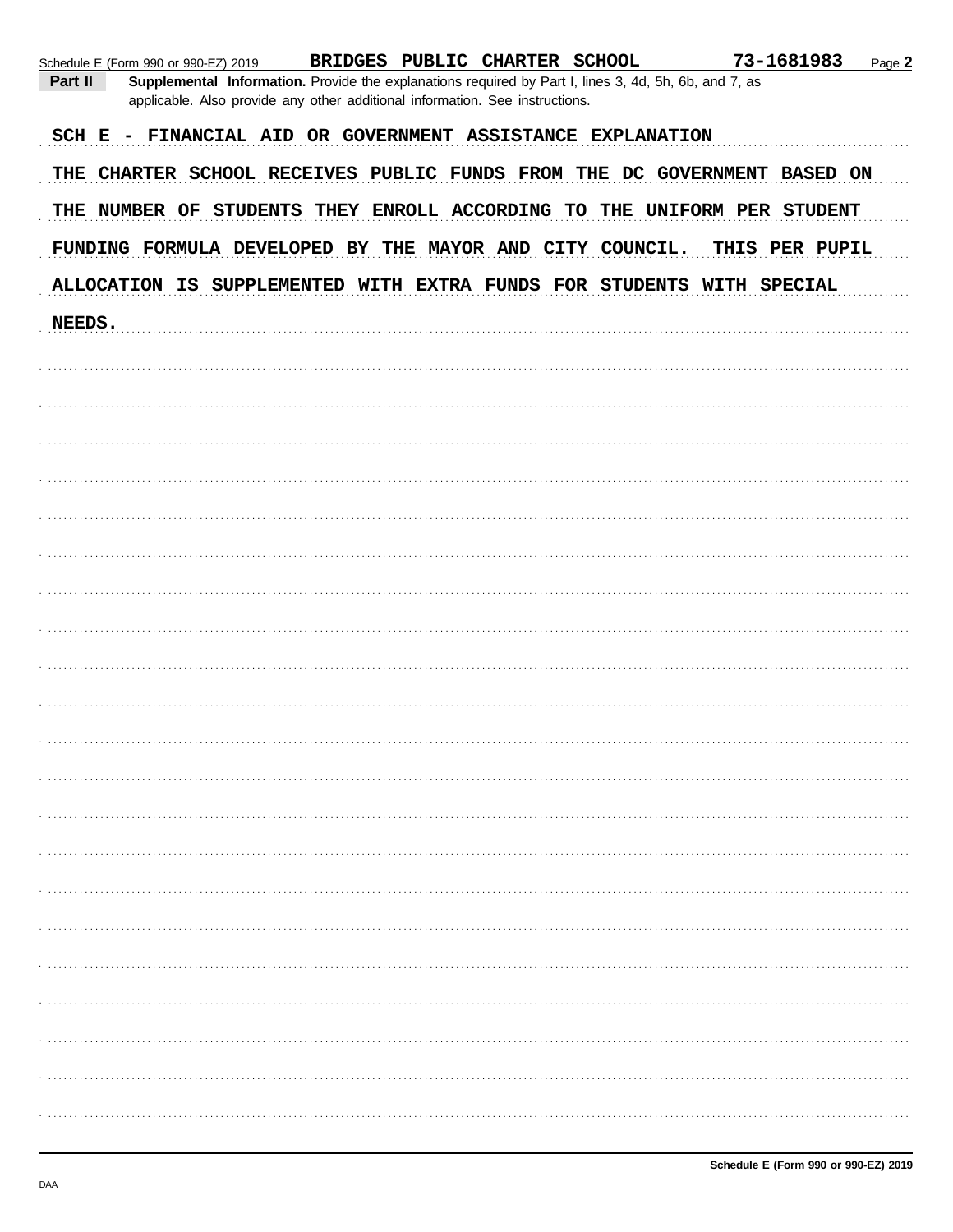Schedule E (Form 990 or 990-EZ) 2019 BRIDGES PUBLIC CHARTER SCHOOL 73-1681983

**Part II** **Supplemental Information.** Provide the explanations required by Part I, lines 3, 4d, 5h, 6b, and 7, as applicable. Also provide any other additional information. See instructions.

SCH E - FINANCIAL AID OR GOVERNMENT ASSISTANCE EXPLANATION

THE CHARTER SCHOOL RECEIVES PUBLIC FUNDS FROM THE DC GOVERNMENT BASED ON THE NUMBER OF STUDENTS THEY ENROLL ACCORDING TO THE UNIFORM PER STUDENT FUNDING FORMULA DEVELOPED BY THE MAYOR AND CITY COUNCIL. THIS PER PUPIL ALLOCATION IS SUPPLEMENTED WITH EXTRA FUNDS FOR STUDENTS WITH SPECIAL NEEDS.

Schedule E (Form 990 or 990-EZ) 2019

DAA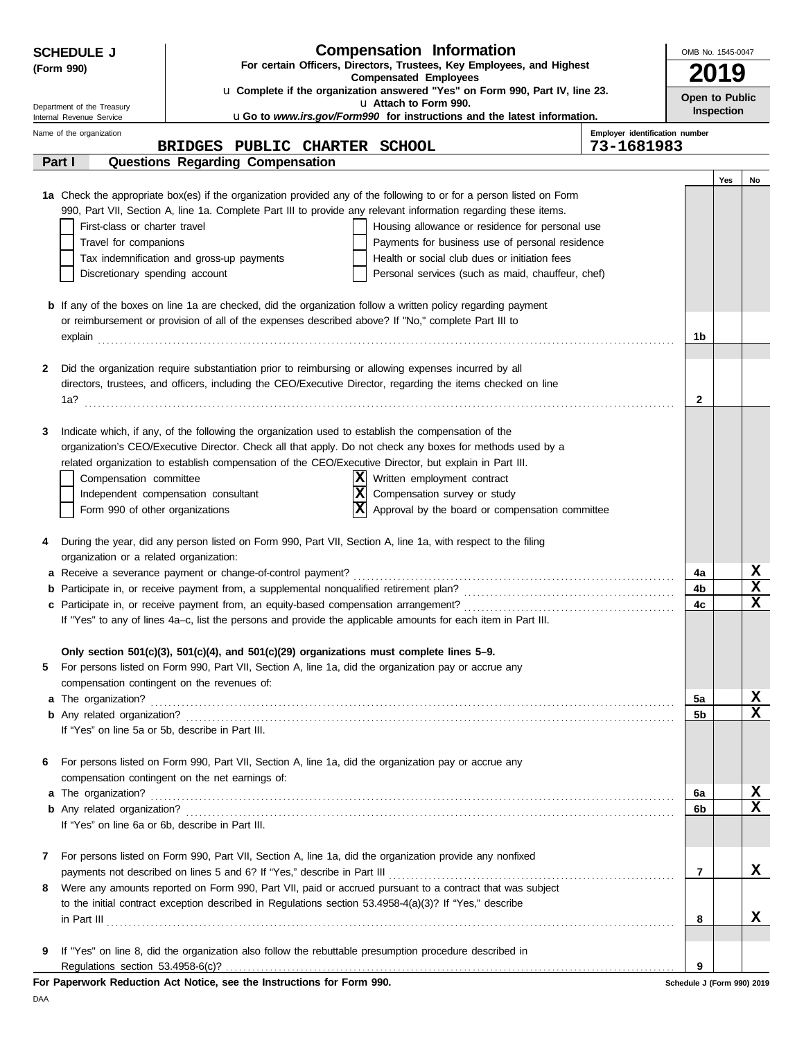**SCHEDULE J (Form 990)**

Department of the Treasury
Internal Revenue Service

# Compensation Information

**For certain Officers, Directors, Trustees, Key Employees, and Highest Compensated Employees**

u **Complete if the organization answered "Yes" on Form 990, Part IV, line 23.**

u **Attach to Form 990.**

u **Go to *www.irs.gov/Form990* for instructions and the latest information.**

OMB No. 1545-0047

**2019**

**Open to Public Inspection**

Name of the organization: **BRIDGES PUBLIC CHARTER SCHOOL**

Employer identification number: **73-1681983**

## Part I — Questions Regarding Compensation

| | | | Yes | No |
|---|---|---|---|---|
| **1a** | Check the appropriate box(es) if the organization provided any of the following to or for a person listed on Form 990, Part VII, Section A, line 1a. Complete Part III to provide any relevant information regarding these items.<br>☐ First-class or charter travel ☐ Housing allowance or residence for personal use<br>☐ Travel for companions ☐ Payments for business use of personal residence<br>☐ Tax indemnification and gross-up payments ☐ Health or social club dues or initiation fees<br>☐ Discretionary spending account ☐ Personal services (such as maid, chauffeur, chef) | | | |
| **b** | If any of the boxes on line 1a are checked, did the organization follow a written policy regarding payment or reimbursement or provision of all of the expenses described above? If "No," complete Part III to explain | 1b | | |
| **2** | Did the organization require substantiation prior to reimbursing or allowing expenses incurred by all directors, trustees, and officers, including the CEO/Executive Director, regarding the items checked on line 1a? | 2 | | |
| **3** | Indicate which, if any, of the following the organization used to establish the compensation of the organization's CEO/Executive Director. Check all that apply. Do not check any boxes for methods used by a related organization to establish compensation of the CEO/Executive Director, but explain in Part III.<br>☐ Compensation committee ☒ Written employment contract<br>☐ Independent compensation consultant ☒ Compensation survey or study<br>☐ Form 990 of other organizations ☒ Approval by the board or compensation committee | | | |
| **4** | During the year, did any person listed on Form 990, Part VII, Section A, line 1a, with respect to the filing organization or a related organization: | | | |
| **a** | Receive a severance payment or change-of-control payment? | 4a | | X |
| **b** | Participate in, or receive payment from, a supplemental nonqualified retirement plan? | 4b | | X |
| **c** | Participate in, or receive payment from, an equity-based compensation arrangement?<br>If "Yes" to any of lines 4a–c, list the persons and provide the applicable amounts for each item in Part III. | 4c | | X |
| | **Only section 501(c)(3), 501(c)(4), and 501(c)(29) organizations must complete lines 5–9.** | | | |
| **5** | For persons listed on Form 990, Part VII, Section A, line 1a, did the organization pay or accrue any compensation contingent on the revenues of: | | | |
| **a** | The organization? | 5a | | X |
| **b** | Any related organization?<br>If "Yes" on line 5a or 5b, describe in Part III. | 5b | | X |
| **6** | For persons listed on Form 990, Part VII, Section A, line 1a, did the organization pay or accrue any compensation contingent on the net earnings of: | | | |
| **a** | The organization? | 6a | | X |
| **b** | Any related organization?<br>If "Yes" on line 6a or 6b, describe in Part III. | 6b | | X |
| **7** | For persons listed on Form 990, Part VII, Section A, line 1a, did the organization provide any nonfixed payments not described on lines 5 and 6? If "Yes," describe in Part III | 7 | | X |
| **8** | Were any amounts reported on Form 990, Part VII, paid or accrued pursuant to a contract that was subject to the initial contract exception described in Regulations section 53.4958-4(a)(3)? If "Yes," describe in Part III | 8 | | X |
| **9** | If "Yes" on line 8, did the organization also follow the rebuttable presumption procedure described in Regulations section 53.4958-6(c)? | 9 | | |

**For Paperwork Reduction Act Notice, see the Instructions for Form 990.**

Schedule J (Form 990) 2019

DAA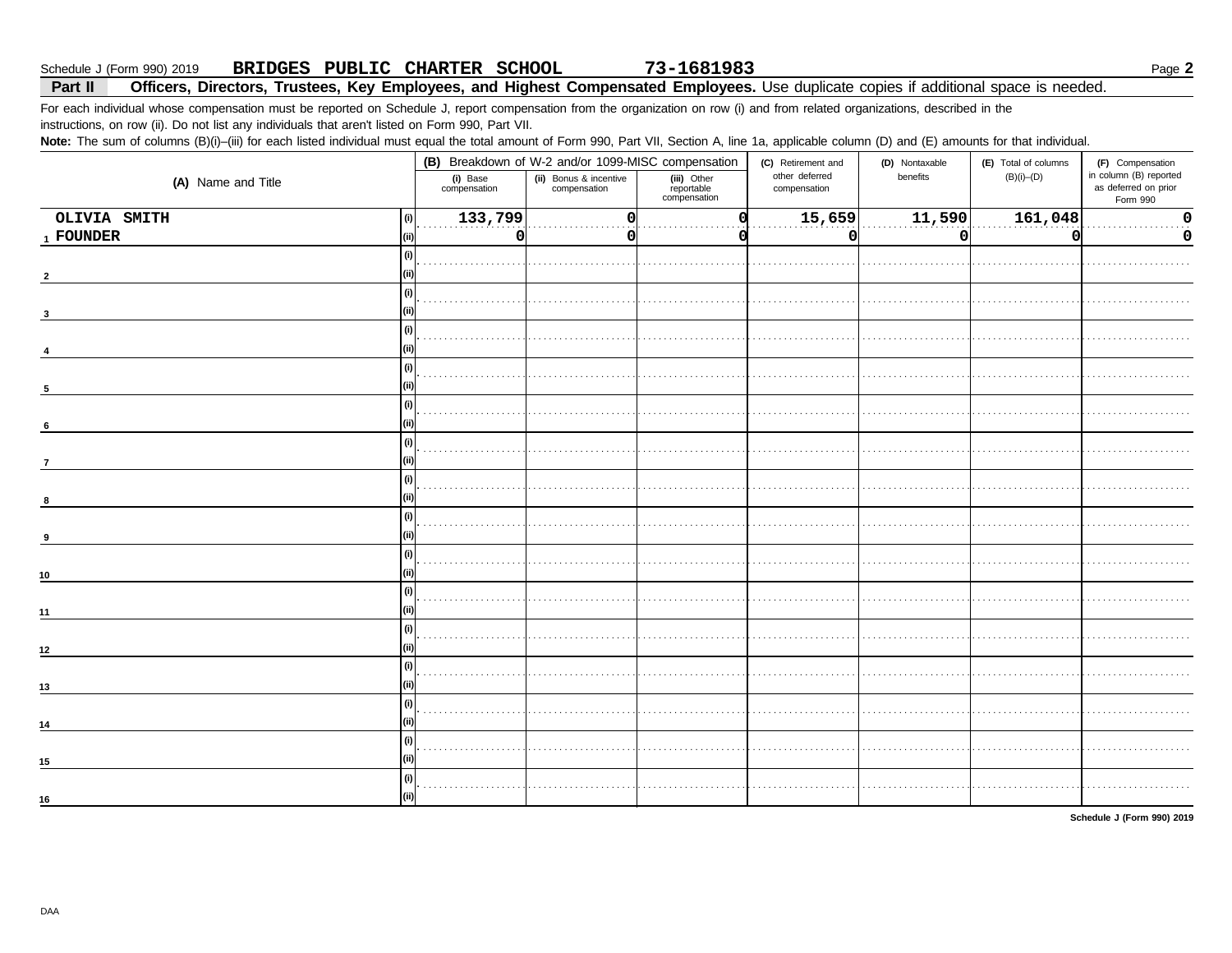Schedule J (Form 990) 2019 **BRIDGES PUBLIC CHARTER SCHOOL** **73-1681983**

**Part II** **Officers, Directors, Trustees, Key Employees, and Highest Compensated Employees.** Use duplicate copies if additional space is needed.

For each individual whose compensation must be reported on Schedule J, report compensation from the organization on row (i) and from related organizations, described in the instructions, on row (ii). Do not list any individuals that aren't listed on Form 990, Part VII.

**Note:** The sum of columns (B)(i)–(iii) for each listed individual must equal the total amount of Form 990, Part VII, Section A, line 1a, applicable column (D) and (E) amounts for that individual.

| (A) Name and Title | | (B) Breakdown of W-2 and/or 1099-MISC compensation | | | (C) Retirement and other deferred compensation | (D) Nontaxable benefits | (E) Total of columns (B)(i)–(D) | (F) Compensation in column (B) reported as deferred on prior Form 990 |
|---|---|---|---|---|---|---|---|---|
| | | (i) Base compensation | (ii) Bonus & incentive compensation | (iii) Other reportable compensation | | | | |
| 1 OLIVIA SMITH | (i) | 133,799 | 0 | 0 | 15,659 | 11,590 | 161,048 | 0 |
| FOUNDER | (ii) | 0 | 0 | 0 | 0 | 0 | 0 | 0 |
| 2 | (i) | | | | | | | |
| | (ii) | | | | | | | |
| 3 | (i) | | | | | | | |
| | (ii) | | | | | | | |
| 4 | (i) | | | | | | | |
| | (ii) | | | | | | | |
| 5 | (i) | | | | | | | |
| | (ii) | | | | | | | |
| 6 | (i) | | | | | | | |
| | (ii) | | | | | | | |
| 7 | (i) | | | | | | | |
| | (ii) | | | | | | | |
| 8 | (i) | | | | | | | |
| | (ii) | | | | | | | |
| 9 | (i) | | | | | | | |
| | (ii) | | | | | | | |
| 10 | (i) | | | | | | | |
| | (ii) | | | | | | | |
| 11 | (i) | | | | | | | |
| | (ii) | | | | | | | |
| 12 | (i) | | | | | | | |
| | (ii) | | | | | | | |
| 13 | (i) | | | | | | | |
| | (ii) | | | | | | | |
| 14 | (i) | | | | | | | |
| | (ii) | | | | | | | |
| 15 | (i) | | | | | | | |
| | (ii) | | | | | | | |
| 16 | (i) | | | | | | | |
| | (ii) | | | | | | | |

Schedule J (Form 990) 2019

DAA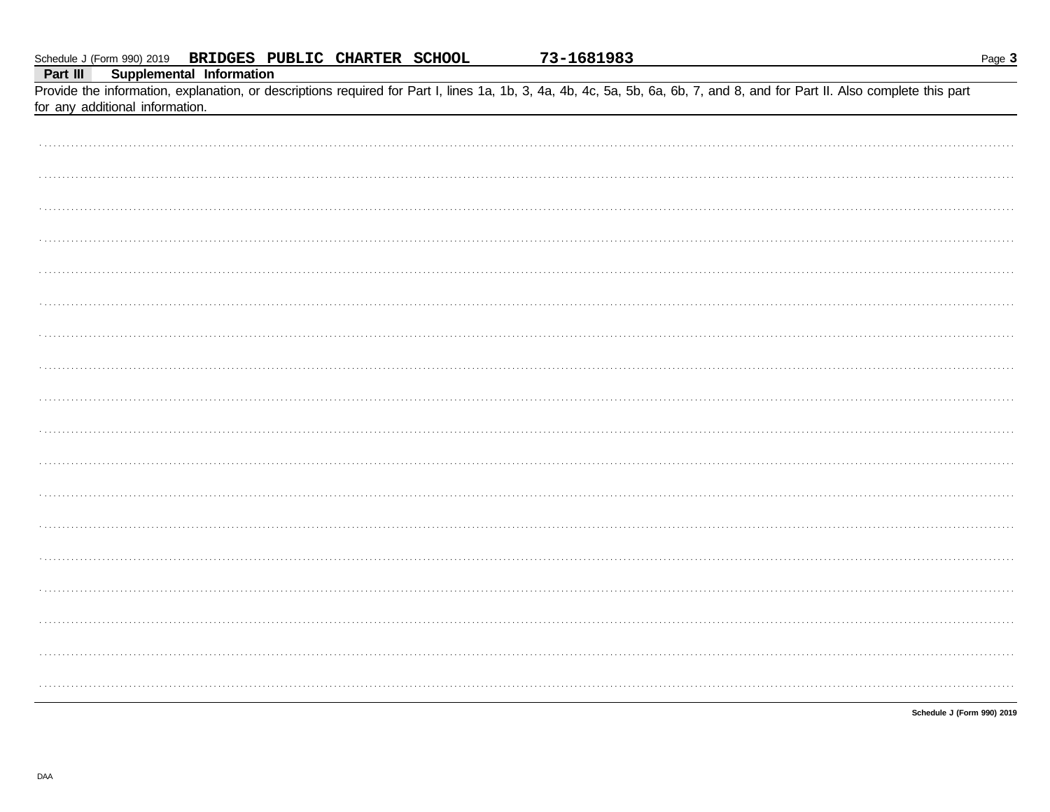Schedule J (Form 990) 2019 **BRIDGES PUBLIC CHARTER SCHOOL** **73-1681983** Page **3**

## Part III Supplemental Information

Provide the information, explanation, or descriptions required for Part I, lines 1a, 1b, 3, 4a, 4b, 4c, 5a, 5b, 6a, 6b, 7, and 8, and for Part II. Also complete this part for any additional information.

**Schedule J (Form 990) 2019**

DAA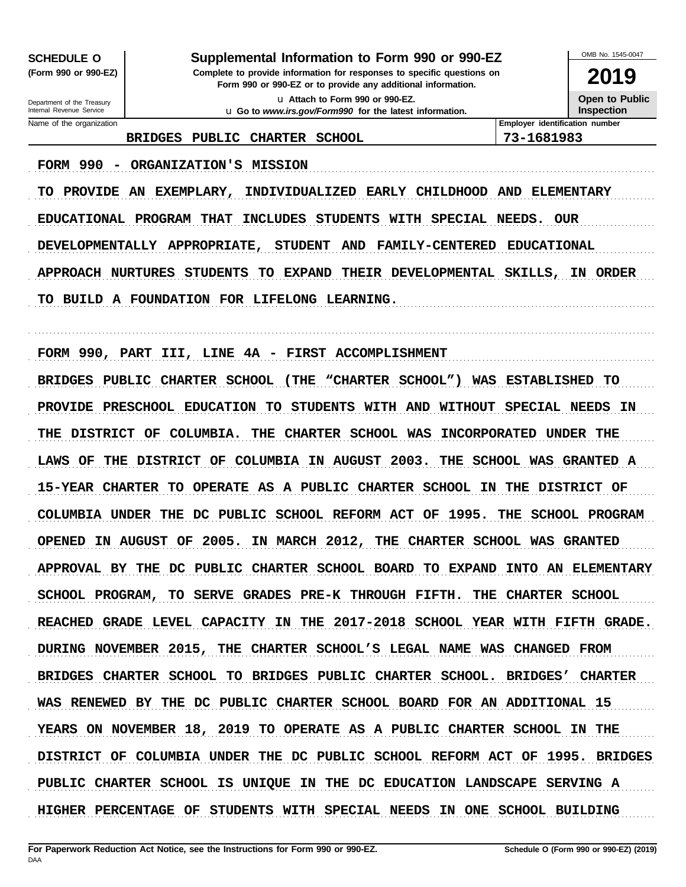**SCHEDULE O**
**(Form 990 or 990-EZ)**

Department of the Treasury
Internal Revenue Service

# Supplemental Information to Form 990 or 990-EZ

**Complete to provide information for responses to specific questions on Form 990 or 990-EZ or to provide any additional information.**

u Attach to Form 990 or 990-EZ.
u Go to *www.irs.gov/Form990* for the latest information.

OMB No. 1545-0047

**2019**

**Open to Public Inspection**

| Name of the organization | Employer identification number |
|---|---|
| BRIDGES PUBLIC CHARTER SCHOOL | 73-1681983 |

FORM 990 - ORGANIZATION'S MISSION

TO PROVIDE AN EXEMPLARY, INDIVIDUALIZED EARLY CHILDHOOD AND ELEMENTARY EDUCATIONAL PROGRAM THAT INCLUDES STUDENTS WITH SPECIAL NEEDS. OUR DEVELOPMENTALLY APPROPRIATE, STUDENT AND FAMILY-CENTERED EDUCATIONAL APPROACH NURTURES STUDENTS TO EXPAND THEIR DEVELOPMENTAL SKILLS, IN ORDER TO BUILD A FOUNDATION FOR LIFELONG LEARNING.

FORM 990, PART III, LINE 4A - FIRST ACCOMPLISHMENT

BRIDGES PUBLIC CHARTER SCHOOL (THE "CHARTER SCHOOL") WAS ESTABLISHED TO PROVIDE PRESCHOOL EDUCATION TO STUDENTS WITH AND WITHOUT SPECIAL NEEDS IN THE DISTRICT OF COLUMBIA. THE CHARTER SCHOOL WAS INCORPORATED UNDER THE LAWS OF THE DISTRICT OF COLUMBIA IN AUGUST 2003. THE SCHOOL WAS GRANTED A 15-YEAR CHARTER TO OPERATE AS A PUBLIC CHARTER SCHOOL IN THE DISTRICT OF COLUMBIA UNDER THE DC PUBLIC SCHOOL REFORM ACT OF 1995. THE SCHOOL PROGRAM OPENED IN AUGUST OF 2005. IN MARCH 2012, THE CHARTER SCHOOL WAS GRANTED APPROVAL BY THE DC PUBLIC CHARTER SCHOOL BOARD TO EXPAND INTO AN ELEMENTARY SCHOOL PROGRAM, TO SERVE GRADES PRE-K THROUGH FIFTH. THE CHARTER SCHOOL REACHED GRADE LEVEL CAPACITY IN THE 2017-2018 SCHOOL YEAR WITH FIFTH GRADE. DURING NOVEMBER 2015, THE CHARTER SCHOOL'S LEGAL NAME WAS CHANGED FROM BRIDGES CHARTER SCHOOL TO BRIDGES PUBLIC CHARTER SCHOOL. BRIDGES' CHARTER WAS RENEWED BY THE DC PUBLIC CHARTER SCHOOL BOARD FOR AN ADDITIONAL 15 YEARS ON NOVEMBER 18, 2019 TO OPERATE AS A PUBLIC CHARTER SCHOOL IN THE DISTRICT OF COLUMBIA UNDER THE DC PUBLIC SCHOOL REFORM ACT OF 1995. BRIDGES PUBLIC CHARTER SCHOOL IS UNIQUE IN THE DC EDUCATION LANDSCAPE SERVING A HIGHER PERCENTAGE OF STUDENTS WITH SPECIAL NEEDS IN ONE SCHOOL BUILDING

**For Paperwork Reduction Act Notice, see the Instructions for Form 990 or 990-EZ.** **Schedule O (Form 990 or 990-EZ) (2019)**
DAA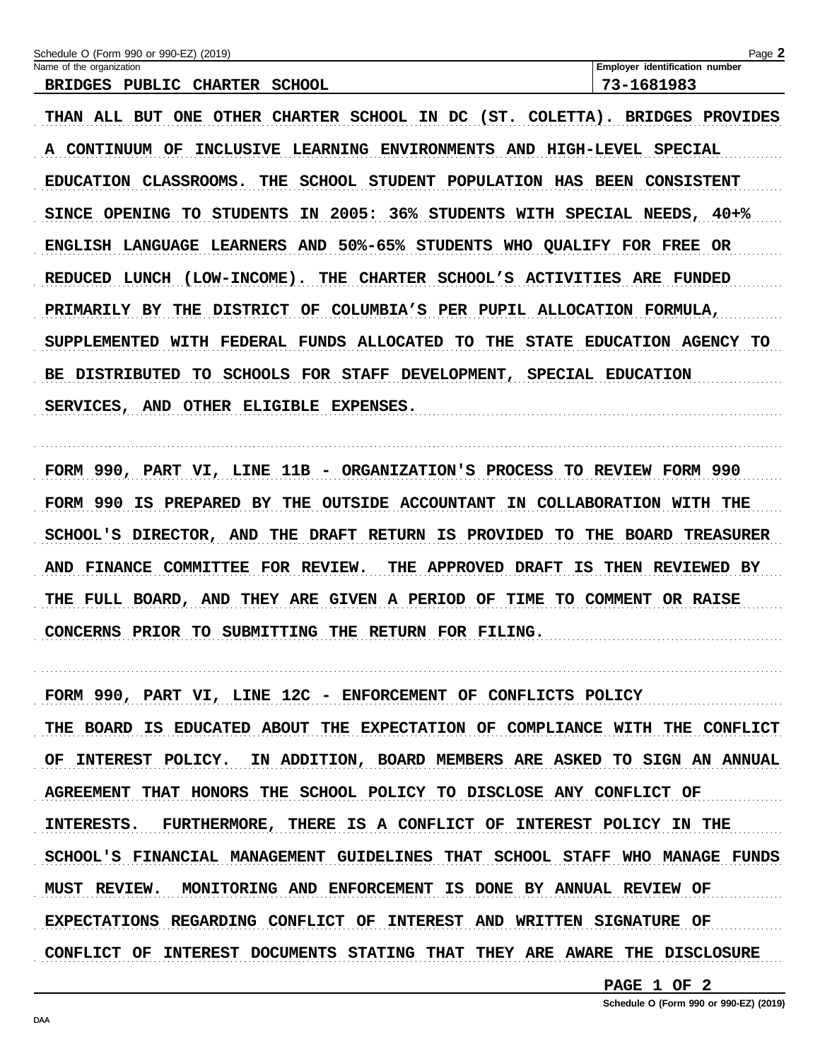Schedule O (Form 990 or 990-EZ) (2019)

| Name of the organization | Employer identification number |
| --- | --- |
| BRIDGES PUBLIC CHARTER SCHOOL | 73-1681983 |

THAN ALL BUT ONE OTHER CHARTER SCHOOL IN DC (ST. COLETTA). BRIDGES PROVIDES A CONTINUUM OF INCLUSIVE LEARNING ENVIRONMENTS AND HIGH-LEVEL SPECIAL EDUCATION CLASSROOMS. THE SCHOOL STUDENT POPULATION HAS BEEN CONSISTENT SINCE OPENING TO STUDENTS IN 2005: 36% STUDENTS WITH SPECIAL NEEDS, 40+% ENGLISH LANGUAGE LEARNERS AND 50%-65% STUDENTS WHO QUALIFY FOR FREE OR REDUCED LUNCH (LOW-INCOME). THE CHARTER SCHOOL'S ACTIVITIES ARE FUNDED PRIMARILY BY THE DISTRICT OF COLUMBIA'S PER PUPIL ALLOCATION FORMULA, SUPPLEMENTED WITH FEDERAL FUNDS ALLOCATED TO THE STATE EDUCATION AGENCY TO BE DISTRIBUTED TO SCHOOLS FOR STAFF DEVELOPMENT, SPECIAL EDUCATION SERVICES, AND OTHER ELIGIBLE EXPENSES.

FORM 990, PART VI, LINE 11B - ORGANIZATION'S PROCESS TO REVIEW FORM 990

FORM 990 IS PREPARED BY THE OUTSIDE ACCOUNTANT IN COLLABORATION WITH THE SCHOOL'S DIRECTOR, AND THE DRAFT RETURN IS PROVIDED TO THE BOARD TREASURER AND FINANCE COMMITTEE FOR REVIEW. THE APPROVED DRAFT IS THEN REVIEWED BY THE FULL BOARD, AND THEY ARE GIVEN A PERIOD OF TIME TO COMMENT OR RAISE CONCERNS PRIOR TO SUBMITTING THE RETURN FOR FILING.

FORM 990, PART VI, LINE 12C - ENFORCEMENT OF CONFLICTS POLICY

THE BOARD IS EDUCATED ABOUT THE EXPECTATION OF COMPLIANCE WITH THE CONFLICT OF INTEREST POLICY. IN ADDITION, BOARD MEMBERS ARE ASKED TO SIGN AN ANNUAL AGREEMENT THAT HONORS THE SCHOOL POLICY TO DISCLOSE ANY CONFLICT OF INTERESTS. FURTHERMORE, THERE IS A CONFLICT OF INTEREST POLICY IN THE SCHOOL'S FINANCIAL MANAGEMENT GUIDELINES THAT SCHOOL STAFF WHO MANAGE FUNDS MUST REVIEW. MONITORING AND ENFORCEMENT IS DONE BY ANNUAL REVIEW OF EXPECTATIONS REGARDING CONFLICT OF INTEREST AND WRITTEN SIGNATURE OF CONFLICT OF INTEREST DOCUMENTS STATING THAT THEY ARE AWARE THE DISCLOSURE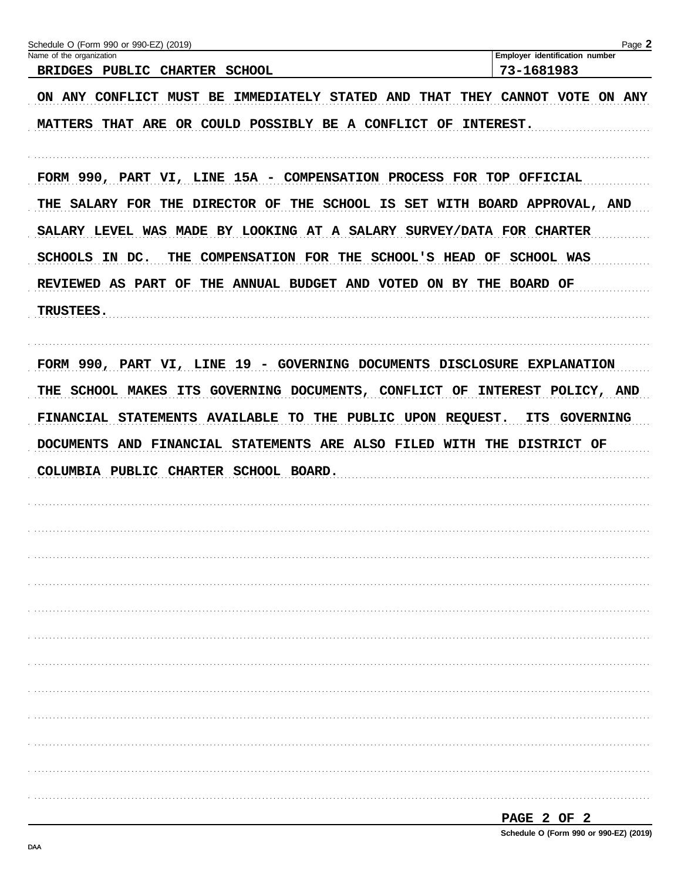Schedule O (Form 990 or 990-EZ) (2019)

Name of the organization: BRIDGES PUBLIC CHARTER SCHOOL

Employer identification number: 73-1681983

ON ANY CONFLICT MUST BE IMMEDIATELY STATED AND THAT THEY CANNOT VOTE ON ANY MATTERS THAT ARE OR COULD POSSIBLY BE A CONFLICT OF INTEREST.

FORM 990, PART VI, LINE 15A - COMPENSATION PROCESS FOR TOP OFFICIAL

THE SALARY FOR THE DIRECTOR OF THE SCHOOL IS SET WITH BOARD APPROVAL, AND SALARY LEVEL WAS MADE BY LOOKING AT A SALARY SURVEY/DATA FOR CHARTER SCHOOLS IN DC. THE COMPENSATION FOR THE SCHOOL'S HEAD OF SCHOOL WAS REVIEWED AS PART OF THE ANNUAL BUDGET AND VOTED ON BY THE BOARD OF TRUSTEES.

FORM 990, PART VI, LINE 19 - GOVERNING DOCUMENTS DISCLOSURE EXPLANATION

THE SCHOOL MAKES ITS GOVERNING DOCUMENTS, CONFLICT OF INTEREST POLICY, AND FINANCIAL STATEMENTS AVAILABLE TO THE PUBLIC UPON REQUEST. ITS GOVERNING DOCUMENTS AND FINANCIAL STATEMENTS ARE ALSO FILED WITH THE DISTRICT OF COLUMBIA PUBLIC CHARTER SCHOOL BOARD.

PAGE 2 OF 2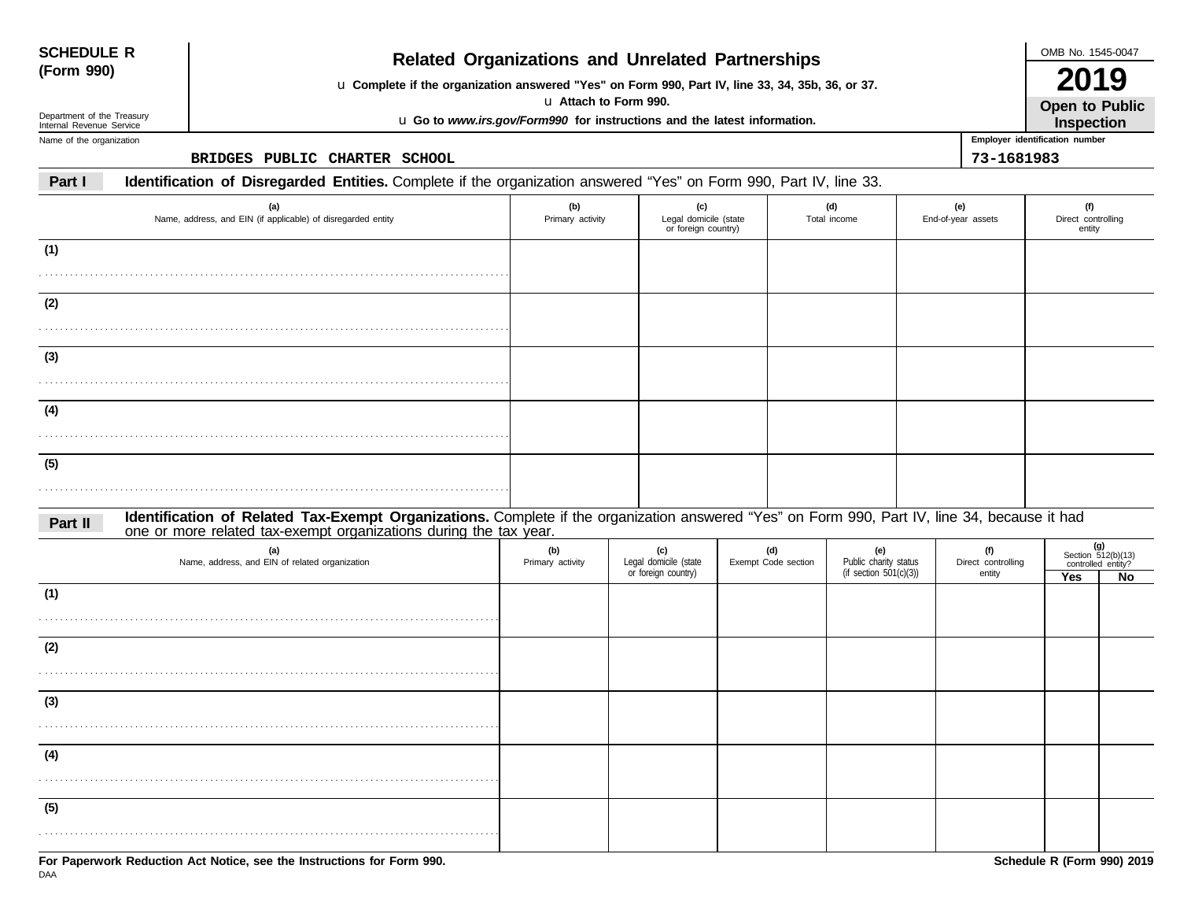**SCHEDULE R (Form 990)**

Department of the Treasury
Internal Revenue Service

# Related Organizations and Unrelated Partnerships

u Complete if the organization answered "Yes" on Form 990, Part IV, line 33, 34, 35b, 36, or 37.

u Attach to Form 990.

u Go to *www.irs.gov/Form990* for instructions and the latest information.

OMB No. 1545-0047

**2019**

**Open to Public Inspection**

Name of the organization: BRIDGES PUBLIC CHARTER SCHOOL

Employer identification number: 73-1681983

**Part I** **Identification of Disregarded Entities.** Complete if the organization answered "Yes" on Form 990, Part IV, line 33.

| | (a) Name, address, and EIN (if applicable) of disregarded entity | (b) Primary activity | (c) Legal domicile (state or foreign country) | (d) Total income | (e) End-of-year assets | (f) Direct controlling entity |
|---|---|---|---|---|---|---|
| (1) | | | | | | |
| (2) | | | | | | |
| (3) | | | | | | |
| (4) | | | | | | |
| (5) | | | | | | |

**Part II** **Identification of Related Tax-Exempt Organizations.** Complete if the organization answered "Yes" on Form 990, Part IV, line 34, because it had one or more related tax-exempt organizations during the tax year.

| | (a) Name, address, and EIN of related organization | (b) Primary activity | (c) Legal domicile (state or foreign country) | (d) Exempt Code section | (e) Public charity status (if section 501(c)(3)) | (f) Direct controlling entity | (g) Section 512(b)(13) controlled entity? Yes | No |
|---|---|---|---|---|---|---|---|---|
| (1) | | | | | | | | |
| (2) | | | | | | | | |
| (3) | | | | | | | | |
| (4) | | | | | | | | |
| (5) | | | | | | | | |

**For Paperwork Reduction Act Notice, see the Instructions for Form 990.**

DAA

**Schedule R (Form 990) 2019**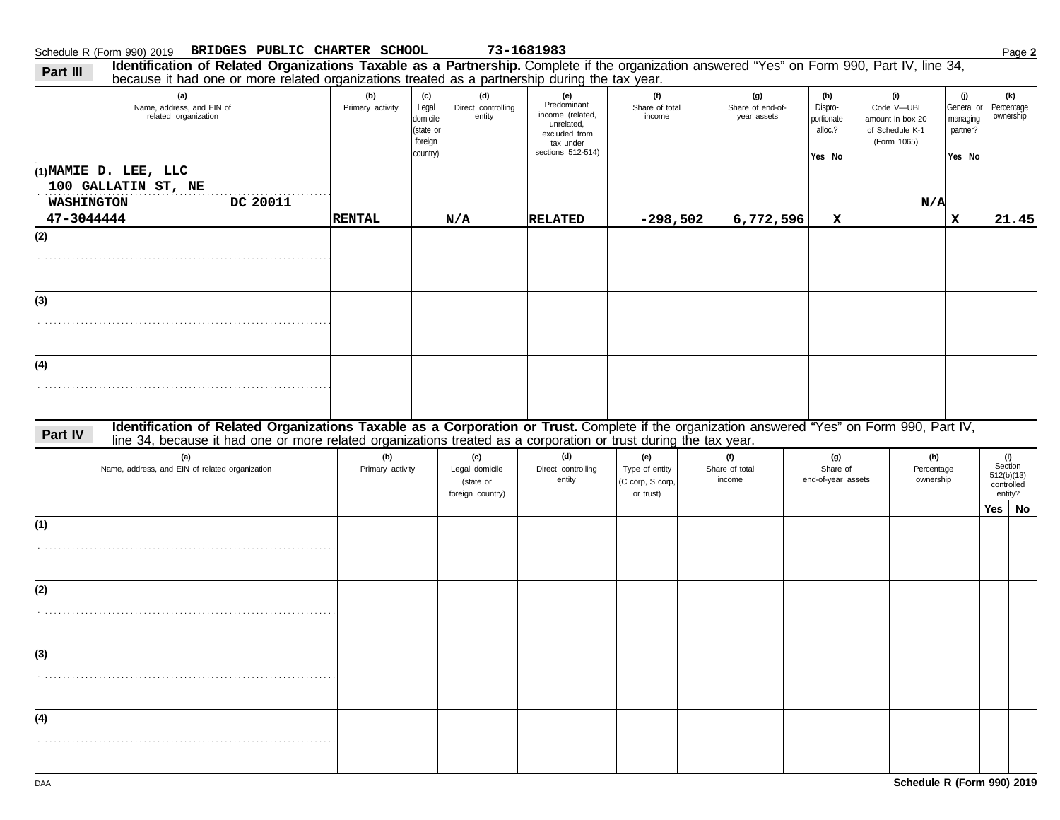Schedule R (Form 990) 2019 **BRIDGES PUBLIC CHARTER SCHOOL** 73-1681983 Page **2**

## Part III Identification of Related Organizations Taxable as a Partnership.

Complete if the organization answered "Yes" on Form 990, Part IV, line 34, because it had one or more related organizations treated as a partnership during the tax year.

| (a) Name, address, and EIN of related organization | (b) Primary activity | (c) Legal domicile (state or foreign country) | (d) Direct controlling entity | (e) Predominant income (related, unrelated, excluded from tax under sections 512-514) | (f) Share of total income | (g) Share of end-of-year assets | (h) Disproportionate alloc.? Yes | (h) No | (i) Code V—UBI amount in box 20 of Schedule K-1 (Form 1065) | (j) General or managing partner? Yes | (j) No | (k) Percentage ownership |
|---|---|---|---|---|---|---|---|---|---|---|---|---|
| (1) MAMIE D. LEE, LLC<br>100 GALLATIN ST, NE<br>WASHINGTON DC 20011<br>47-3044444 | RENTAL | | N/A | RELATED | -298,502 | 6,772,596 | | X | N/A | X | | 21.45 |
| (2) | | | | | | | | | | | | |
| (3) | | | | | | | | | | | | |
| (4) | | | | | | | | | | | | |

## Part IV Identification of Related Organizations Taxable as a Corporation or Trust.

Complete if the organization answered "Yes" on Form 990, Part IV, line 34, because it had one or more related organizations treated as a corporation or trust during the tax year.

| (a) Name, address, and EIN of related organization | (b) Primary activity | (c) Legal domicile (state or foreign country) | (d) Direct controlling entity | (e) Type of entity (C corp, S corp, or trust) | (f) Share of total income | (g) Share of end-of-year assets | (h) Percentage ownership | (i) Section 512(b)(13) controlled entity? Yes | (i) No |
|---|---|---|---|---|---|---|---|---|---|
| (1) | | | | | | | | | |
| (2) | | | | | | | | | |
| (3) | | | | | | | | | |
| (4) | | | | | | | | | |

DAA **Schedule R (Form 990) 2019**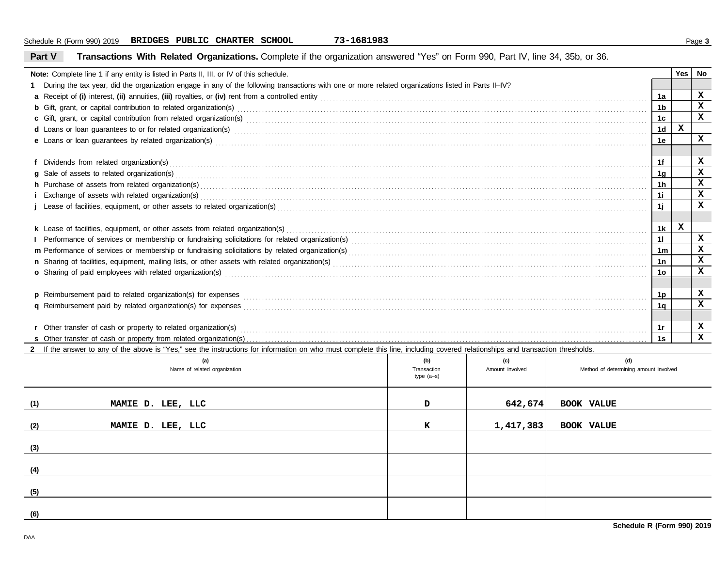Schedule R (Form 990) 2019 **BRIDGES PUBLIC CHARTER SCHOOL** **73-1681983**

## Part V Transactions With Related Organizations.

Complete if the organization answered "Yes" on Form 990, Part IV, line 34, 35b, or 36.

**Note:** Complete line 1 if any entity is listed in Parts II, III, or IV of this schedule.

| | | Yes | No |
|---|---|---|---|
| **1** During the tax year, did the organization engage in any of the following transactions with one or more related organizations listed in Parts II–IV? | | | |
| **a** Receipt of **(i)** interest, **(ii)** annuities, **(iii)** royalties, or **(iv)** rent from a controlled entity | 1a | | X |
| **b** Gift, grant, or capital contribution to related organization(s) | 1b | | X |
| **c** Gift, grant, or capital contribution from related organization(s) | 1c | | X |
| **d** Loans or loan guarantees to or for related organization(s) | 1d | X | |
| **e** Loans or loan guarantees by related organization(s) | 1e | | X |
| **f** Dividends from related organization(s) | 1f | | X |
| **g** Sale of assets to related organization(s) | 1g | | X |
| **h** Purchase of assets from related organization(s) | 1h | | X |
| **i** Exchange of assets with related organization(s) | 1i | | X |
| **j** Lease of facilities, equipment, or other assets to related organization(s) | 1j | | X |
| **k** Lease of facilities, equipment, or other assets from related organization(s) | 1k | X | |
| **l** Performance of services or membership or fundraising solicitations for related organization(s) | 1l | | X |
| **m** Performance of services or membership or fundraising solicitations by related organization(s) | 1m | | X |
| **n** Sharing of facilities, equipment, mailing lists, or other assets with related organization(s) | 1n | | X |
| **o** Sharing of paid employees with related organization(s) | 1o | | X |
| **p** Reimbursement paid to related organization(s) for expenses | 1p | | X |
| **q** Reimbursement paid by related organization(s) for expenses | 1q | | X |
| **r** Other transfer of cash or property to related organization(s) | 1r | | X |
| **s** Other transfer of cash or property from related organization(s) | 1s | | X |

**2** If the answer to any of the above is "Yes," see the instructions for information on who must complete this line, including covered relationships and transaction thresholds.

| | (a) Name of related organization | (b) Transaction type (a–s) | (c) Amount involved | (d) Method of determining amount involved |
|---|---|---|---|---|
| (1) | MAMIE D. LEE, LLC | D | 642,674 | BOOK VALUE |
| (2) | MAMIE D. LEE, LLC | K | 1,417,383 | BOOK VALUE |
| (3) | | | | |
| (4) | | | | |
| (5) | | | | |
| (6) | | | | |

**Schedule R (Form 990) 2019**

DAA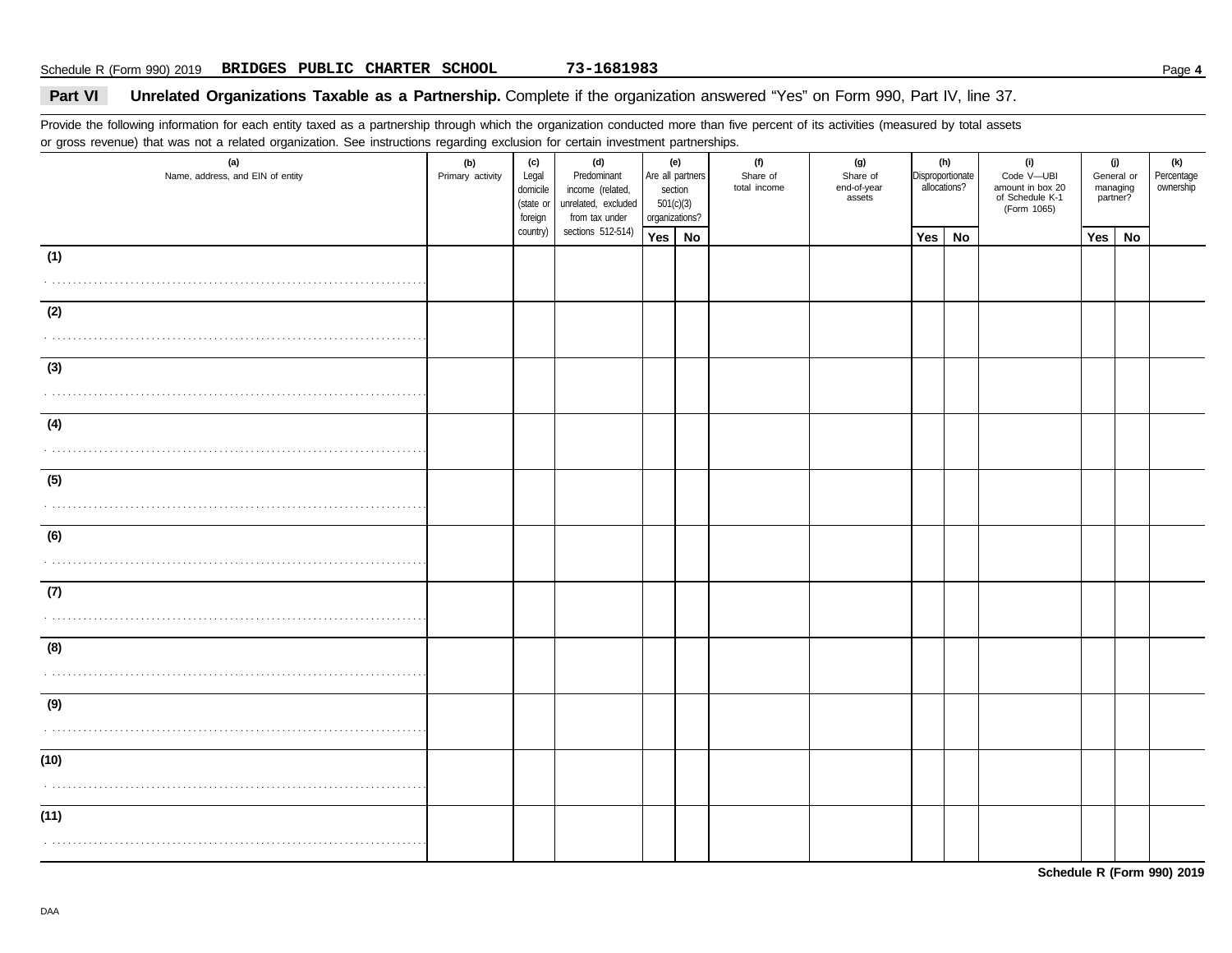Schedule R (Form 990) 2019 **BRIDGES PUBLIC CHARTER SCHOOL** **73-1681983**

**Part VI** **Unrelated Organizations Taxable as a Partnership.** Complete if the organization answered "Yes" on Form 990, Part IV, line 37.

Provide the following information for each entity taxed as a partnership through which the organization conducted more than five percent of its activities (measured by total assets or gross revenue) that was not a related organization. See instructions regarding exclusion for certain investment partnerships.

| (a) Name, address, and EIN of entity | (b) Primary activity | (c) Legal domicile (state or foreign country) | (d) Predominant income (related, unrelated, excluded from tax under sections 512-514) | (e) Are all partners section 501(c)(3) organizations? | | (f) Share of total income | (g) Share of end-of-year assets | (h) Disproportionate allocations? | | (i) Code V—UBI amount in box 20 of Schedule K-1 (Form 1065) | (j) General or managing partner? | | (k) Percentage ownership |
|---|---|---|---|---|---|---|---|---|---|---|---|---|---|
| | | | | Yes | No | | | Yes | No | | Yes | No | |
| (1) | | | | | | | | | | | | | |
| (2) | | | | | | | | | | | | | |
| (3) | | | | | | | | | | | | | |
| (4) | | | | | | | | | | | | | |
| (5) | | | | | | | | | | | | | |
| (6) | | | | | | | | | | | | | |
| (7) | | | | | | | | | | | | | |
| (8) | | | | | | | | | | | | | |
| (9) | | | | | | | | | | | | | |
| (10) | | | | | | | | | | | | | |
| (11) | | | | | | | | | | | | | |

**Schedule R (Form 990) 2019**

DAA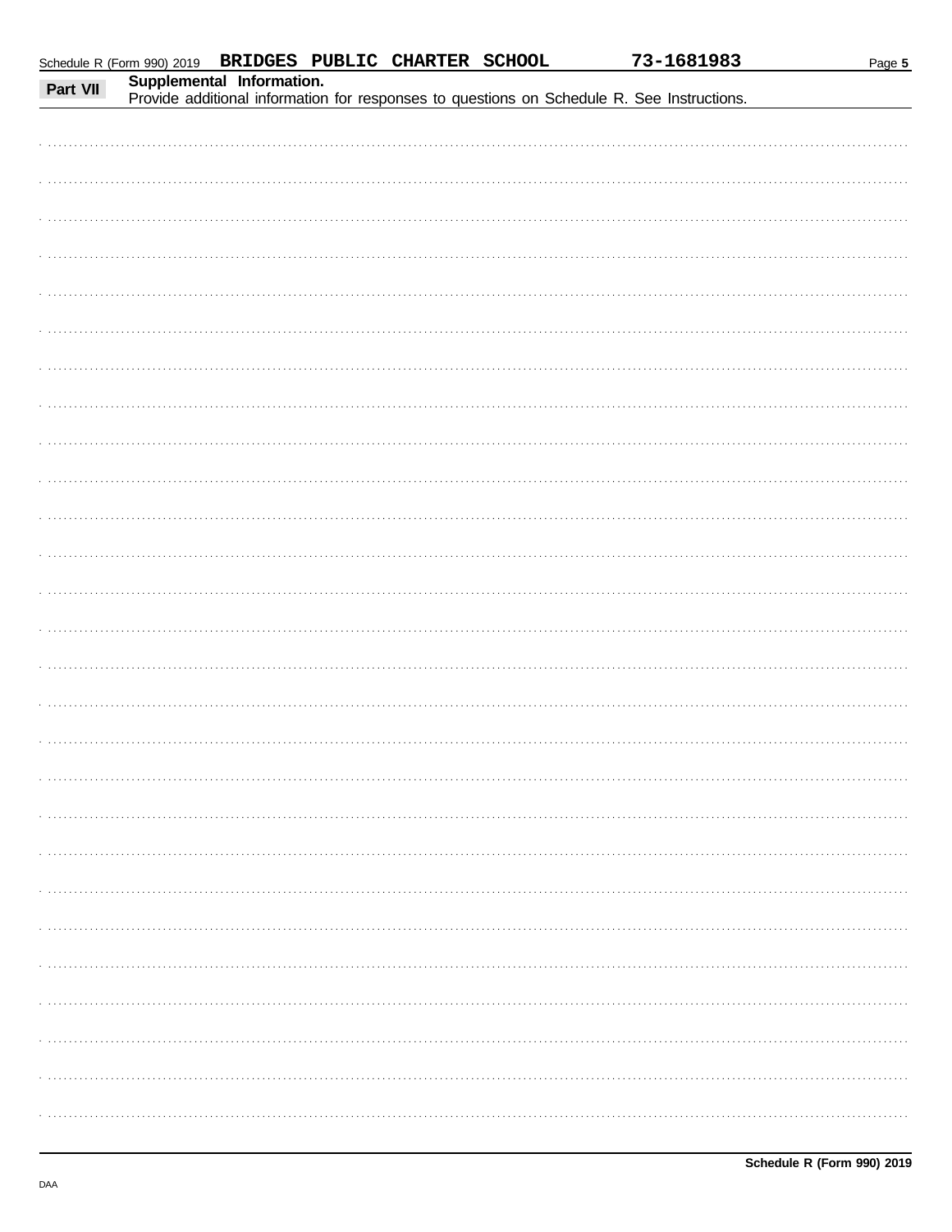Schedule R (Form 990) 2019 BRIDGES PUBLIC CHARTER SCHOOL 73-1681983

**Part VII** **Supplemental Information.**
Provide additional information for responses to questions on Schedule R. See Instructions.

**Schedule R (Form 990) 2019**

DAA